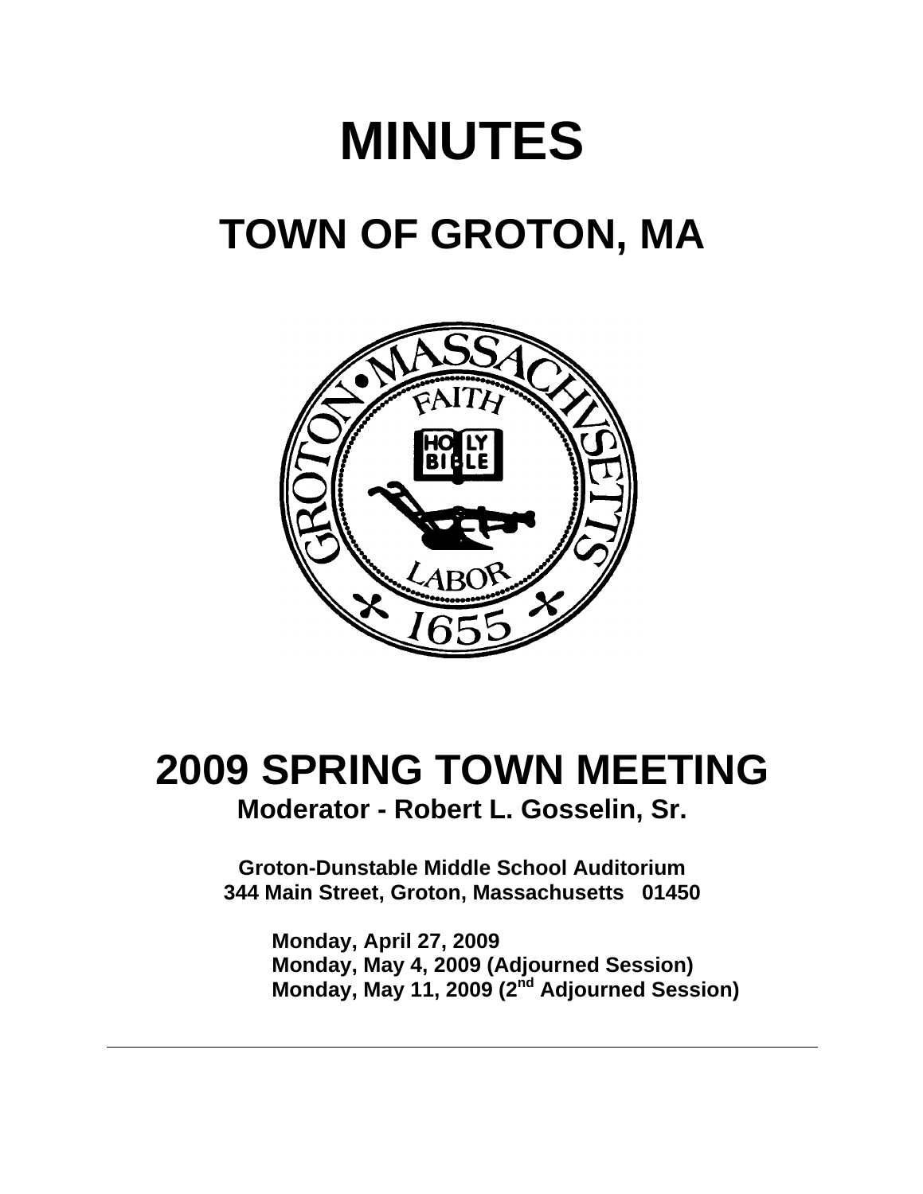# MINUTES

## TOWN OF GROTON, MA

# 2009 SPRING TOWN MEETING

**Moderator - Robert L. Gosselin, Sr.**

**Groton-Dunstable Middle School Auditorium**
**344 Main Street, Groton, Massachusetts 01450**

**Monday, April 27, 2009**
**Monday, May 4, 2009 (Adjourned Session)**
**Monday, May 11, 2009 (2nd Adjourned Session)**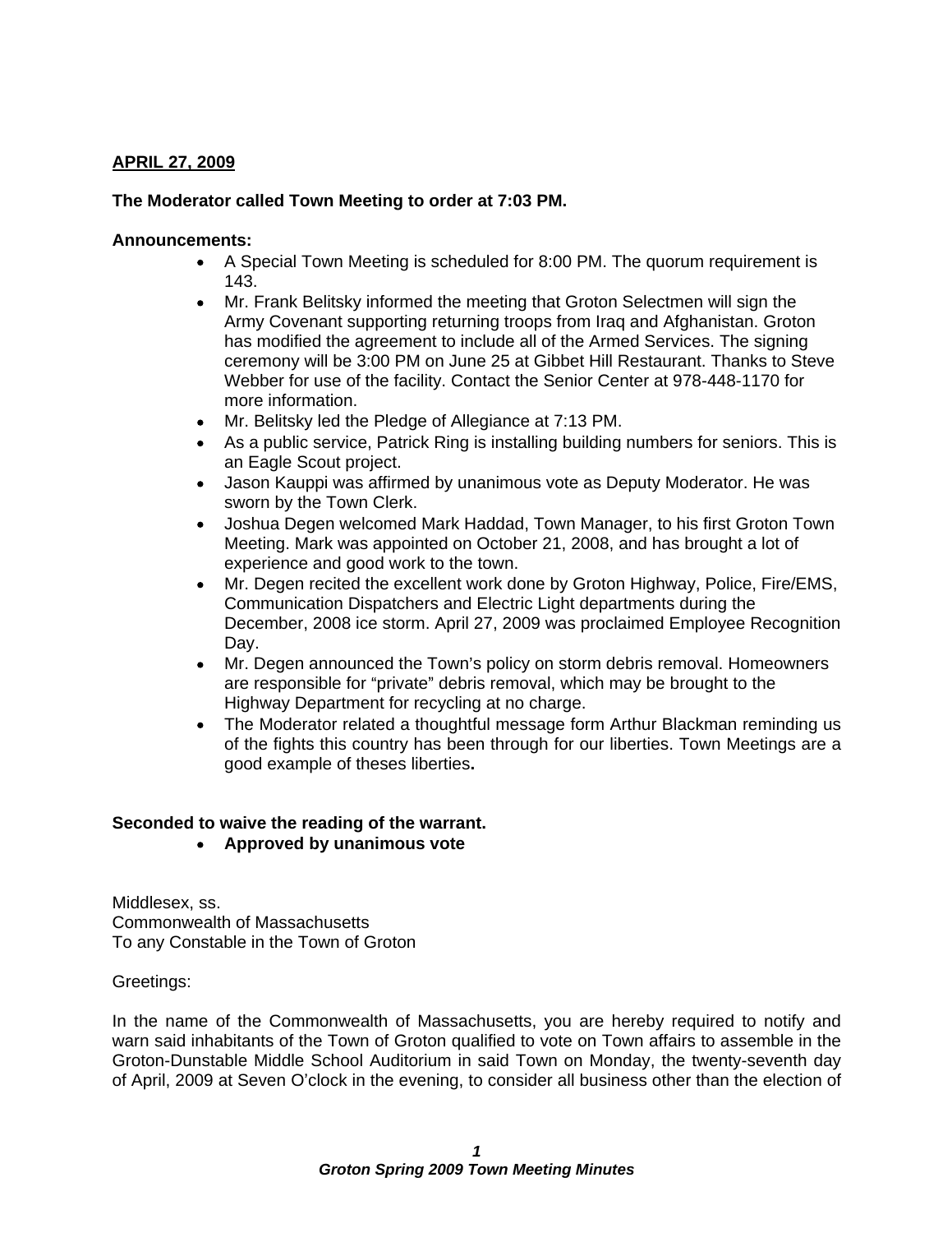**APRIL 27, 2009**

**The Moderator called Town Meeting to order at 7:03 PM.**

**Announcements:**

- A Special Town Meeting is scheduled for 8:00 PM. The quorum requirement is 143.
- Mr. Frank Belitsky informed the meeting that Groton Selectmen will sign the Army Covenant supporting returning troops from Iraq and Afghanistan. Groton has modified the agreement to include all of the Armed Services. The signing ceremony will be 3:00 PM on June 25 at Gibbet Hill Restaurant. Thanks to Steve Webber for use of the facility. Contact the Senior Center at 978-448-1170 for more information.
- Mr. Belitsky led the Pledge of Allegiance at 7:13 PM.
- As a public service, Patrick Ring is installing building numbers for seniors. This is an Eagle Scout project.
- Jason Kauppi was affirmed by unanimous vote as Deputy Moderator. He was sworn by the Town Clerk.
- Joshua Degen welcomed Mark Haddad, Town Manager, to his first Groton Town Meeting. Mark was appointed on October 21, 2008, and has brought a lot of experience and good work to the town.
- Mr. Degen recited the excellent work done by Groton Highway, Police, Fire/EMS, Communication Dispatchers and Electric Light departments during the December, 2008 ice storm. April 27, 2009 was proclaimed Employee Recognition Day.
- Mr. Degen announced the Town's policy on storm debris removal. Homeowners are responsible for "private" debris removal, which may be brought to the Highway Department for recycling at no charge.
- The Moderator related a thoughtful message form Arthur Blackman reminding us of the fights this country has been through for our liberties. Town Meetings are a good example of theses liberties**.**

**Seconded to waive the reading of the warrant.**

- **Approved by unanimous vote**

Middlesex, ss.
Commonwealth of Massachusetts
To any Constable in the Town of Groton

Greetings:

In the name of the Commonwealth of Massachusetts, you are hereby required to notify and warn said inhabitants of the Town of Groton qualified to vote on Town affairs to assemble in the Groton-Dunstable Middle School Auditorium in said Town on Monday, the twenty-seventh day of April, 2009 at Seven O'clock in the evening, to consider all business other than the election of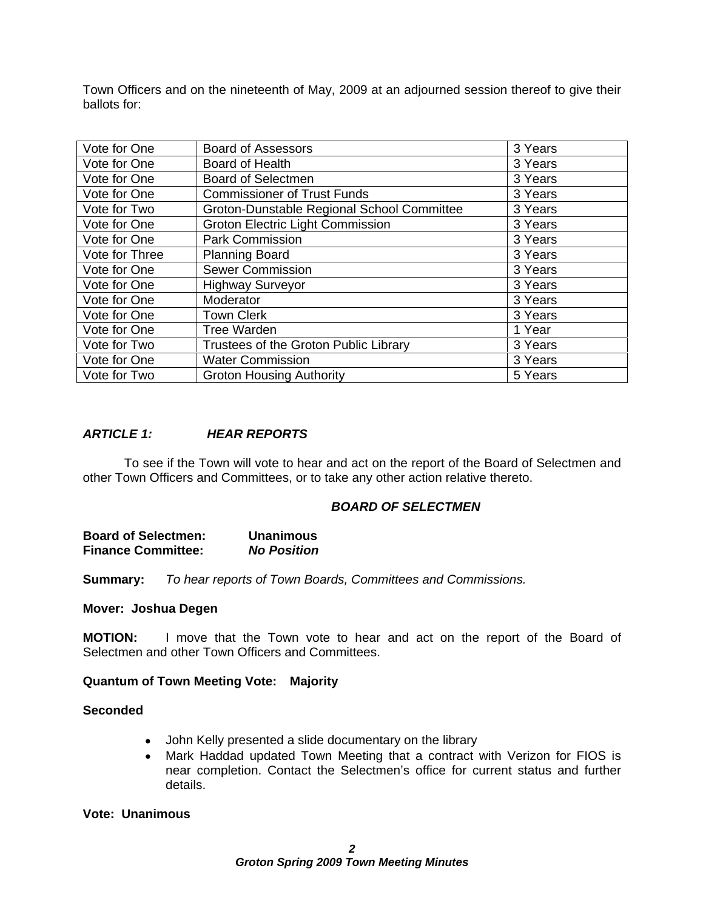Town Officers and on the nineteenth of May, 2009 at an adjourned session thereof to give their ballots for:

| | | |
|---|---|---|
| Vote for One | Board of Assessors | 3 Years |
| Vote for One | Board of Health | 3 Years |
| Vote for One | Board of Selectmen | 3 Years |
| Vote for One | Commissioner of Trust Funds | 3 Years |
| Vote for Two | Groton-Dunstable Regional School Committee | 3 Years |
| Vote for One | Groton Electric Light Commission | 3 Years |
| Vote for One | Park Commission | 3 Years |
| Vote for Three | Planning Board | 3 Years |
| Vote for One | Sewer Commission | 3 Years |
| Vote for One | Highway Surveyor | 3 Years |
| Vote for One | Moderator | 3 Years |
| Vote for One | Town Clerk | 3 Years |
| Vote for One | Tree Warden | 1 Year |
| Vote for Two | Trustees of the Groton Public Library | 3 Years |
| Vote for One | Water Commission | 3 Years |
| Vote for Two | Groton Housing Authority | 5 Years |

***ARTICLE 1: HEAR REPORTS***

To see if the Town will vote to hear and act on the report of the Board of Selectmen and other Town Officers and Committees, or to take any other action relative thereto.

***BOARD OF SELECTMEN***

**Board of Selectmen:** **Unanimous**
**Finance Committee:** ***No Position***

**Summary:** *To hear reports of Town Boards, Committees and Commissions.*

**Mover: Joshua Degen**

**MOTION:** I move that the Town vote to hear and act on the report of the Board of Selectmen and other Town Officers and Committees.

**Quantum of Town Meeting Vote: Majority**

**Seconded**

- John Kelly presented a slide documentary on the library
- Mark Haddad updated Town Meeting that a contract with Verizon for FIOS is near completion. Contact the Selectmen's office for current status and further details.

**Vote: Unanimous**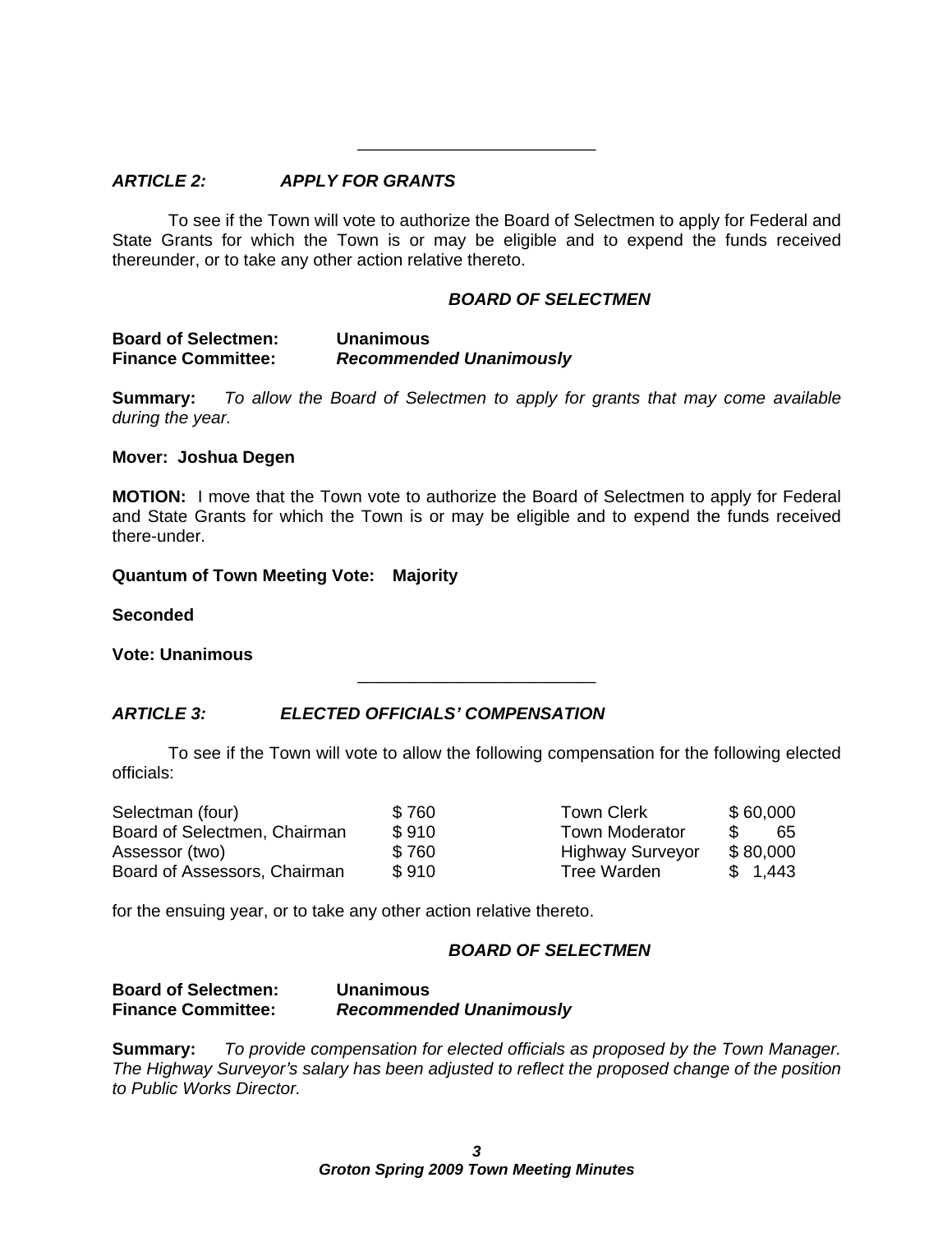---

***ARTICLE 2: APPLY FOR GRANTS***

To see if the Town will vote to authorize the Board of Selectmen to apply for Federal and State Grants for which the Town is or may be eligible and to expend the funds received thereunder, or to take any other action relative thereto.

***BOARD OF SELECTMEN***

**Board of Selectmen:** **Unanimous**
**Finance Committee:** ***Recommended Unanimously***

**Summary:** *To allow the Board of Selectmen to apply for grants that may come available during the year.*

**Mover: Joshua Degen**

**MOTION:** I move that the Town vote to authorize the Board of Selectmen to apply for Federal and State Grants for which the Town is or may be eligible and to expend the funds received there-under.

**Quantum of Town Meeting Vote: Majority**

**Seconded**

**Vote: Unanimous**

---

***ARTICLE 3: ELECTED OFFICIALS' COMPENSATION***

To see if the Town will vote to allow the following compensation for the following elected officials:

| | | | |
|---|---|---|---|
| Selectman (four) | $ 760 | Town Clerk | $ 60,000 |
| Board of Selectmen, Chairman | $ 910 | Town Moderator | $ 65 |
| Assessor (two) | $ 760 | Highway Surveyor | $ 80,000 |
| Board of Assessors, Chairman | $ 910 | Tree Warden | $ 1,443 |

for the ensuing year, or to take any other action relative thereto.

***BOARD OF SELECTMEN***

**Board of Selectmen:** **Unanimous**
**Finance Committee:** ***Recommended Unanimously***

**Summary:** *To provide compensation for elected officials as proposed by the Town Manager. The Highway Surveyor's salary has been adjusted to reflect the proposed change of the position to Public Works Director.*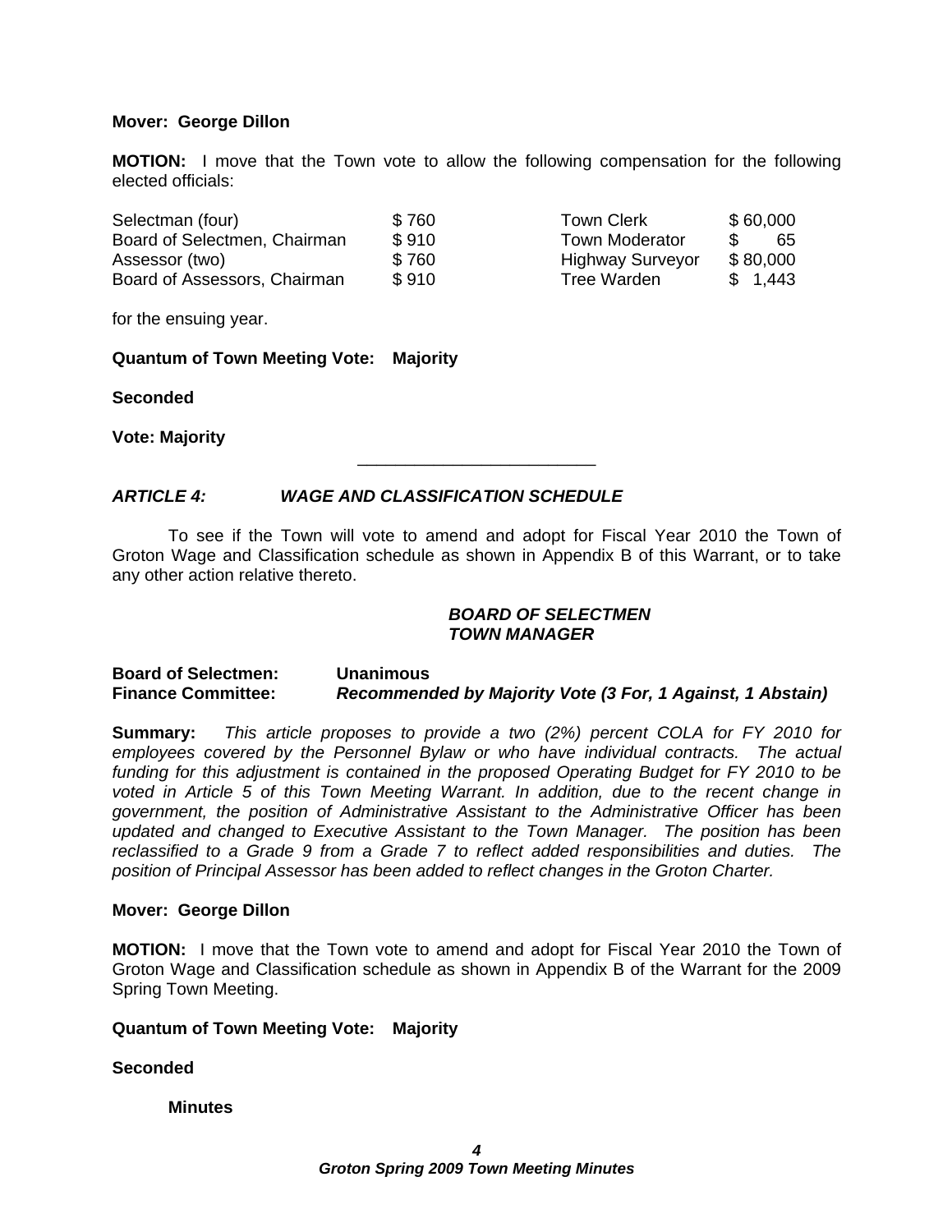**Mover: George Dillon**

**MOTION:** I move that the Town vote to allow the following compensation for the following elected officials:

| | | | |
|---|---|---|---|
| Selectman (four) | $ 760 | Town Clerk | $ 60,000 |
| Board of Selectmen, Chairman | $ 910 | Town Moderator | $ 65 |
| Assessor (two) | $ 760 | Highway Surveyor | $ 80,000 |
| Board of Assessors, Chairman | $ 910 | Tree Warden | $ 1,443 |

for the ensuing year.

**Quantum of Town Meeting Vote: Majority**

**Seconded**

**Vote: Majority**

---

## *ARTICLE 4: WAGE AND CLASSIFICATION SCHEDULE*

To see if the Town will vote to amend and adopt for Fiscal Year 2010 the Town of Groton Wage and Classification schedule as shown in Appendix B of this Warrant, or to take any other action relative thereto.

***BOARD OF SELECTMEN***
***TOWN MANAGER***

**Board of Selectmen:** **Unanimous**
**Finance Committee:** ***Recommended by Majority Vote (3 For, 1 Against, 1 Abstain)***

**Summary:** *This article proposes to provide a two (2%) percent COLA for FY 2010 for employees covered by the Personnel Bylaw or who have individual contracts. The actual funding for this adjustment is contained in the proposed Operating Budget for FY 2010 to be voted in Article 5 of this Town Meeting Warrant. In addition, due to the recent change in government, the position of Administrative Assistant to the Administrative Officer has been updated and changed to Executive Assistant to the Town Manager. The position has been reclassified to a Grade 9 from a Grade 7 to reflect added responsibilities and duties. The position of Principal Assessor has been added to reflect changes in the Groton Charter.*

**Mover: George Dillon**

**MOTION:** I move that the Town vote to amend and adopt for Fiscal Year 2010 the Town of Groton Wage and Classification schedule as shown in Appendix B of the Warrant for the 2009 Spring Town Meeting.

**Quantum of Town Meeting Vote: Majority**

**Seconded**

**Minutes**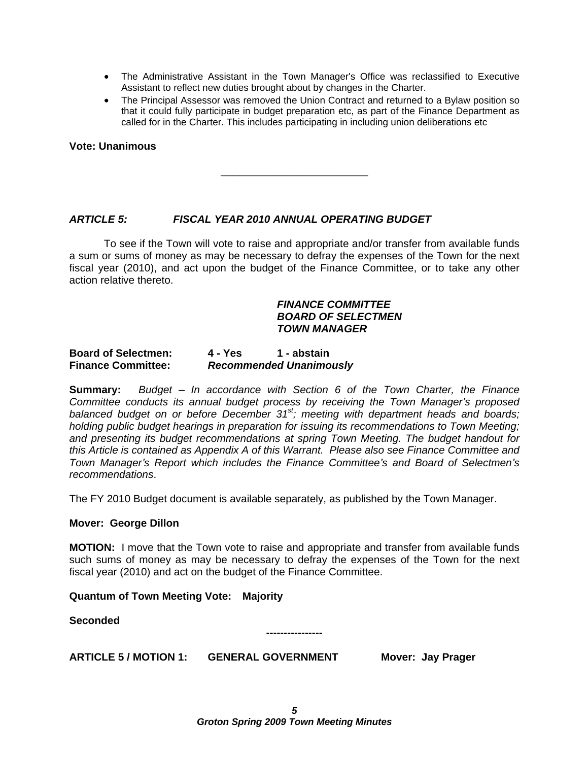- The Administrative Assistant in the Town Manager's Office was reclassified to Executive Assistant to reflect new duties brought about by changes in the Charter.
- The Principal Assessor was removed the Union Contract and returned to a Bylaw position so that it could fully participate in budget preparation etc, as part of the Finance Department as called for in the Charter. This includes participating in including union deliberations etc

**Vote: Unanimous**

---

### *ARTICLE 5: FISCAL YEAR 2010 ANNUAL OPERATING BUDGET*

To see if the Town will vote to raise and appropriate and/or transfer from available funds a sum or sums of money as may be necessary to defray the expenses of the Town for the next fiscal year (2010), and act upon the budget of the Finance Committee, or to take any other action relative thereto.

***FINANCE COMMITTEE***
***BOARD OF SELECTMEN***
***TOWN MANAGER***

**Board of Selectmen:** **4 - Yes** **1 - abstain**
**Finance Committee:** ***Recommended Unanimously***

**Summary:** *Budget – In accordance with Section 6 of the Town Charter, the Finance Committee conducts its annual budget process by receiving the Town Manager's proposed balanced budget on or before December 31st; meeting with department heads and boards; holding public budget hearings in preparation for issuing its recommendations to Town Meeting; and presenting its budget recommendations at spring Town Meeting. The budget handout for this Article is contained as Appendix A of this Warrant. Please also see Finance Committee and Town Manager's Report which includes the Finance Committee's and Board of Selectmen's recommendations*.

The FY 2010 Budget document is available separately, as published by the Town Manager.

**Mover: George Dillon**

**MOTION:** I move that the Town vote to raise and appropriate and transfer from available funds such sums of money as may be necessary to defray the expenses of the Town for the next fiscal year (2010) and act on the budget of the Finance Committee.

**Quantum of Town Meeting Vote: Majority**

**Seconded**

----------------

**ARTICLE 5 / MOTION 1: GENERAL GOVERNMENT Mover: Jay Prager**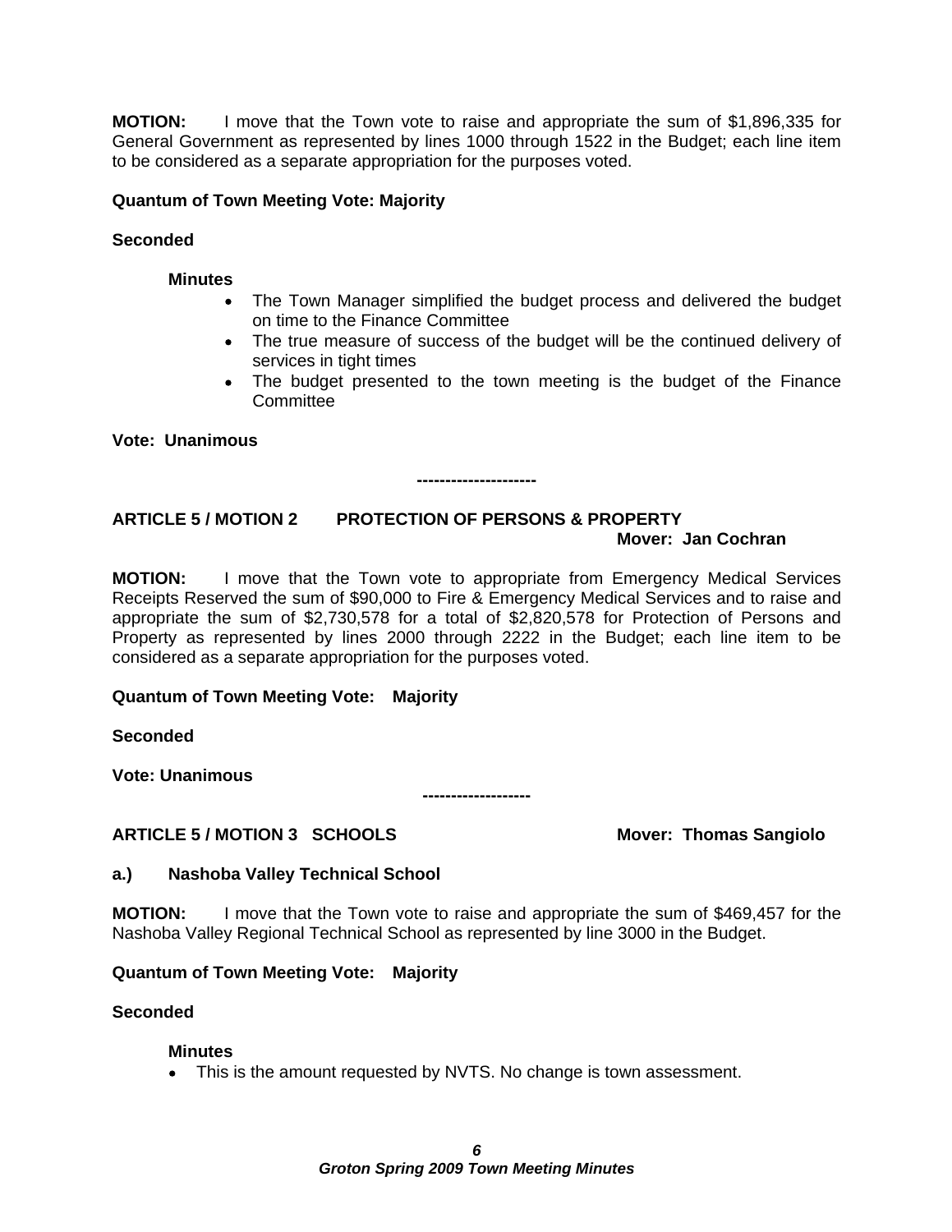**MOTION:** I move that the Town vote to raise and appropriate the sum of $1,896,335 for General Government as represented by lines 1000 through 1522 in the Budget; each line item to be considered as a separate appropriation for the purposes voted.

**Quantum of Town Meeting Vote: Majority**

**Seconded**

**Minutes**

- The Town Manager simplified the budget process and delivered the budget on time to the Finance Committee
- The true measure of success of the budget will be the continued delivery of services in tight times
- The budget presented to the town meeting is the budget of the Finance Committee

**Vote: Unanimous**

---------------------

**ARTICLE 5 / MOTION 2 PROTECTION OF PERSONS & PROPERTY**

**Mover: Jan Cochran**

**MOTION:** I move that the Town vote to appropriate from Emergency Medical Services Receipts Reserved the sum of $90,000 to Fire & Emergency Medical Services and to raise and appropriate the sum of $2,730,578 for a total of $2,820,578 for Protection of Persons and Property as represented by lines 2000 through 2222 in the Budget; each line item to be considered as a separate appropriation for the purposes voted.

**Quantum of Town Meeting Vote: Majority**

**Seconded**

**Vote: Unanimous**

-------------------

**ARTICLE 5 / MOTION 3 SCHOOLS** **Mover: Thomas Sangiolo**

**a.) Nashoba Valley Technical School**

**MOTION:** I move that the Town vote to raise and appropriate the sum of $469,457 for the Nashoba Valley Regional Technical School as represented by line 3000 in the Budget.

**Quantum of Town Meeting Vote: Majority**

**Seconded**

**Minutes**

- This is the amount requested by NVTS. No change is town assessment.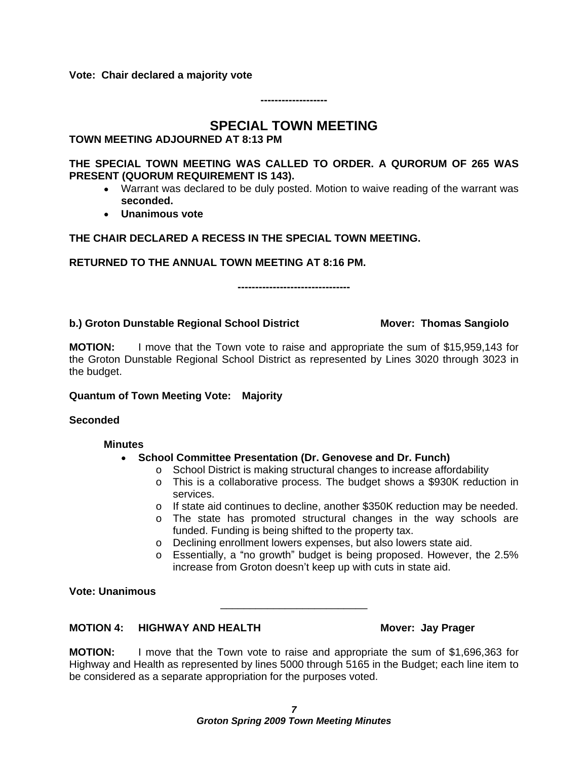**Vote: Chair declared a majority vote**

-------------------

## SPECIAL TOWN MEETING

**TOWN MEETING ADJOURNED AT 8:13 PM**

**THE SPECIAL TOWN MEETING WAS CALLED TO ORDER. A QURORUM OF 265 WAS PRESENT (QUORUM REQUIREMENT IS 143).**

- Warrant was declared to be duly posted. Motion to waive reading of the warrant was **seconded.**
- **Unanimous vote**

**THE CHAIR DECLARED A RECESS IN THE SPECIAL TOWN MEETING.**

**RETURNED TO THE ANNUAL TOWN MEETING AT 8:16 PM.**

--------------------------------

**b.) Groton Dunstable Regional School District Mover: Thomas Sangiolo**

**MOTION:** I move that the Town vote to raise and appropriate the sum of $15,959,143 for the Groton Dunstable Regional School District as represented by Lines 3020 through 3023 in the budget.

**Quantum of Town Meeting Vote: Majority**

**Seconded**

**Minutes**

- **School Committee Presentation (Dr. Genovese and Dr. Funch)**
  - School District is making structural changes to increase affordability
  - This is a collaborative process. The budget shows a $930K reduction in services.
  - If state aid continues to decline, another $350K reduction may be needed.
  - The state has promoted structural changes in the way schools are funded. Funding is being shifted to the property tax.
  - Declining enrollment lowers expenses, but also lowers state aid.
  - Essentially, a "no growth" budget is being proposed. However, the 2.5% increase from Groton doesn't keep up with cuts in state aid.

**Vote: Unanimous**

---

**MOTION 4: HIGHWAY AND HEALTH Mover: Jay Prager**

**MOTION:** I move that the Town vote to raise and appropriate the sum of $1,696,363 for Highway and Health as represented by lines 5000 through 5165 in the Budget; each line item to be considered as a separate appropriation for the purposes voted.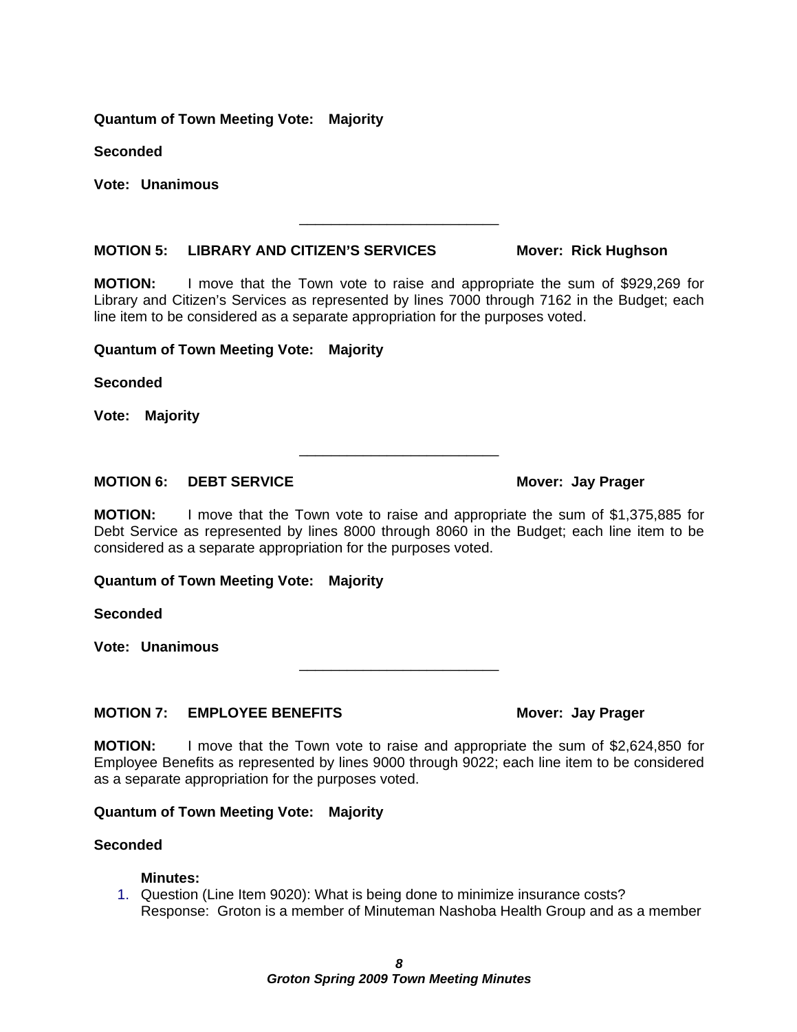**Quantum of Town Meeting Vote: Majority**

**Seconded**

**Vote: Unanimous**

---

**MOTION 5: LIBRARY AND CITIZEN'S SERVICES Mover: Rick Hughson**

**MOTION:** I move that the Town vote to raise and appropriate the sum of $929,269 for Library and Citizen's Services as represented by lines 7000 through 7162 in the Budget; each line item to be considered as a separate appropriation for the purposes voted.

**Quantum of Town Meeting Vote: Majority**

**Seconded**

**Vote: Majority**

---

**MOTION 6: DEBT SERVICE Mover: Jay Prager**

**MOTION:** I move that the Town vote to raise and appropriate the sum of $1,375,885 for Debt Service as represented by lines 8000 through 8060 in the Budget; each line item to be considered as a separate appropriation for the purposes voted.

**Quantum of Town Meeting Vote: Majority**

**Seconded**

**Vote: Unanimous**

---

**MOTION 7: EMPLOYEE BENEFITS Mover: Jay Prager**

**MOTION:** I move that the Town vote to raise and appropriate the sum of $2,624,850 for Employee Benefits as represented by lines 9000 through 9022; each line item to be considered as a separate appropriation for the purposes voted.

**Quantum of Town Meeting Vote: Majority**

**Seconded**

**Minutes:**

1. Question (Line Item 9020): What is being done to minimize insurance costs?
   Response: Groton is a member of Minuteman Nashoba Health Group and as a member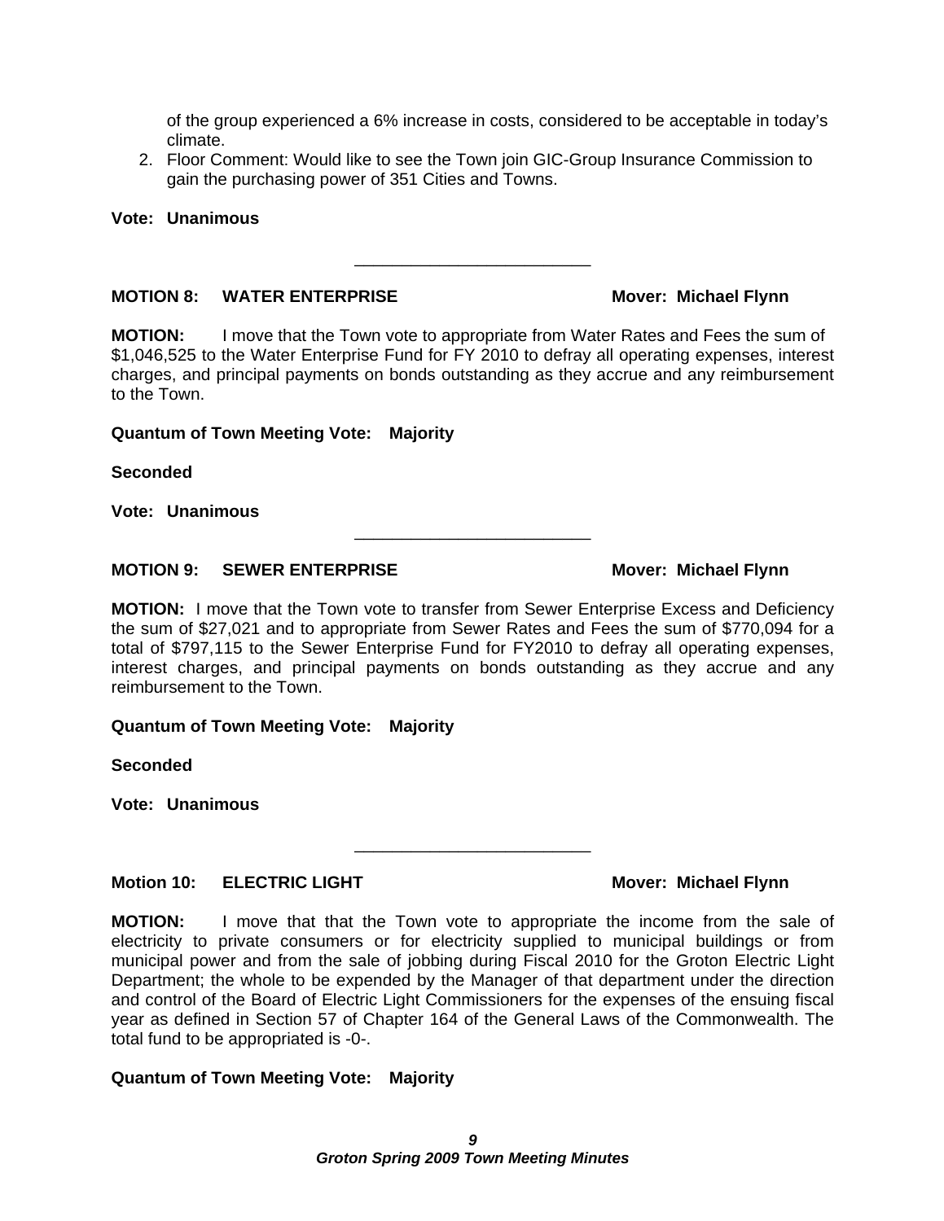of the group experienced a 6% increase in costs, considered to be acceptable in today's climate.

2. Floor Comment: Would like to see the Town join GIC-Group Insurance Commission to gain the purchasing power of 351 Cities and Towns.

**Vote: Unanimous**

---

**MOTION 8: WATER ENTERPRISE** **Mover: Michael Flynn**

**MOTION:** I move that the Town vote to appropriate from Water Rates and Fees the sum of $1,046,525 to the Water Enterprise Fund for FY 2010 to defray all operating expenses, interest charges, and principal payments on bonds outstanding as they accrue and any reimbursement to the Town.

**Quantum of Town Meeting Vote: Majority**

**Seconded**

**Vote: Unanimous**

---

**MOTION 9: SEWER ENTERPRISE** **Mover: Michael Flynn**

**MOTION:** I move that the Town vote to transfer from Sewer Enterprise Excess and Deficiency the sum of $27,021 and to appropriate from Sewer Rates and Fees the sum of $770,094 for a total of $797,115 to the Sewer Enterprise Fund for FY2010 to defray all operating expenses, interest charges, and principal payments on bonds outstanding as they accrue and any reimbursement to the Town.

**Quantum of Town Meeting Vote: Majority**

**Seconded**

**Vote: Unanimous**

---

**Motion 10: ELECTRIC LIGHT** **Mover: Michael Flynn**

**MOTION:** I move that that the Town vote to appropriate the income from the sale of electricity to private consumers or for electricity supplied to municipal buildings or from municipal power and from the sale of jobbing during Fiscal 2010 for the Groton Electric Light Department; the whole to be expended by the Manager of that department under the direction and control of the Board of Electric Light Commissioners for the expenses of the ensuing fiscal year as defined in Section 57 of Chapter 164 of the General Laws of the Commonwealth. The total fund to be appropriated is -0-.

**Quantum of Town Meeting Vote: Majority**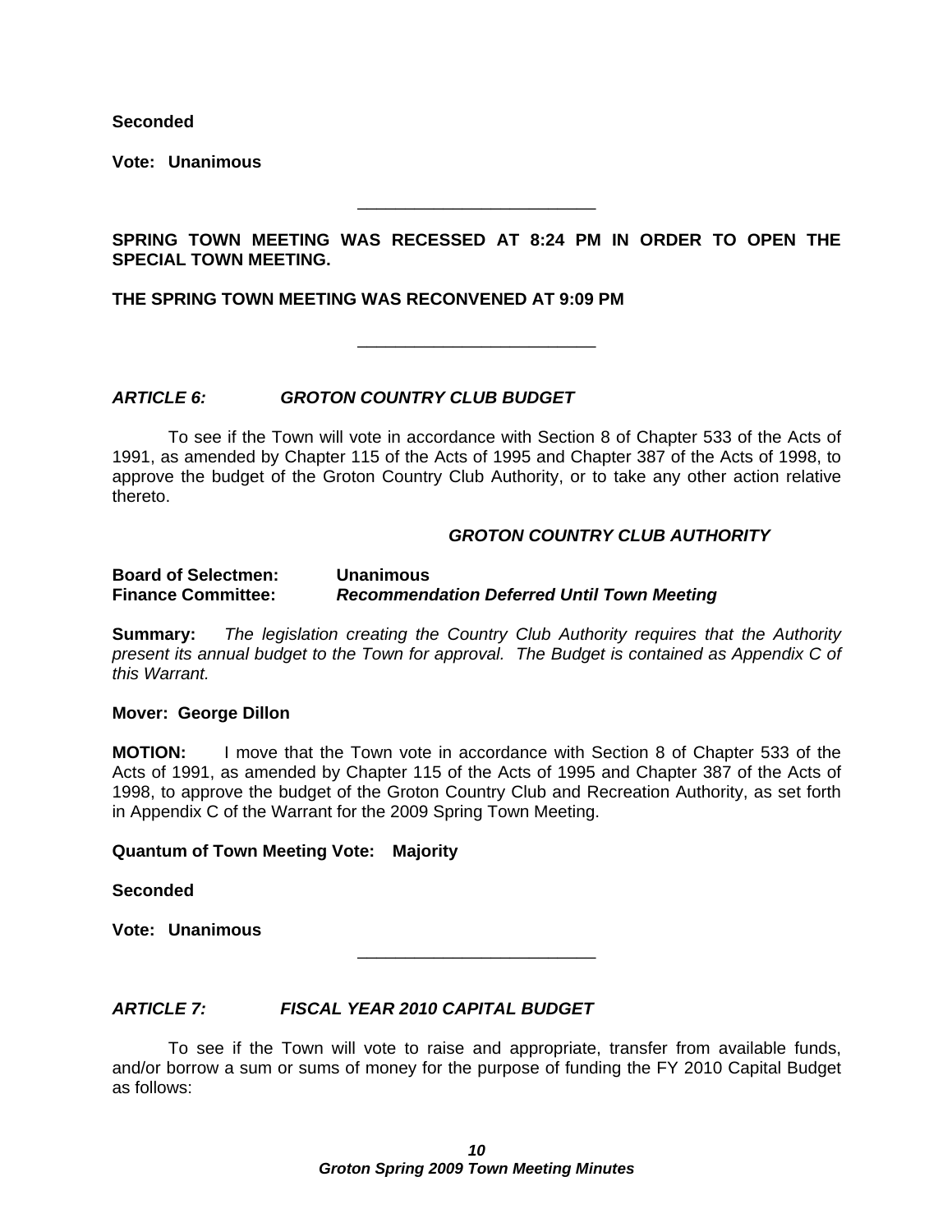**Seconded**

**Vote: Unanimous**

---

**SPRING TOWN MEETING WAS RECESSED AT 8:24 PM IN ORDER TO OPEN THE SPECIAL TOWN MEETING.**

**THE SPRING TOWN MEETING WAS RECONVENED AT 9:09 PM**

---

### *ARTICLE 6: GROTON COUNTRY CLUB BUDGET*

To see if the Town will vote in accordance with Section 8 of Chapter 533 of the Acts of 1991, as amended by Chapter 115 of the Acts of 1995 and Chapter 387 of the Acts of 1998, to approve the budget of the Groton Country Club Authority, or to take any other action relative thereto.

***GROTON COUNTRY CLUB AUTHORITY***

**Board of Selectmen: Unanimous**
**Finance Committee: *Recommendation Deferred Until Town Meeting***

**Summary:** *The legislation creating the Country Club Authority requires that the Authority present its annual budget to the Town for approval. The Budget is contained as Appendix C of this Warrant.*

**Mover: George Dillon**

**MOTION:** I move that the Town vote in accordance with Section 8 of Chapter 533 of the Acts of 1991, as amended by Chapter 115 of the Acts of 1995 and Chapter 387 of the Acts of 1998, to approve the budget of the Groton Country Club and Recreation Authority, as set forth in Appendix C of the Warrant for the 2009 Spring Town Meeting.

**Quantum of Town Meeting Vote: Majority**

**Seconded**

**Vote: Unanimous**

---

### *ARTICLE 7: FISCAL YEAR 2010 CAPITAL BUDGET*

To see if the Town will vote to raise and appropriate, transfer from available funds, and/or borrow a sum or sums of money for the purpose of funding the FY 2010 Capital Budget as follows: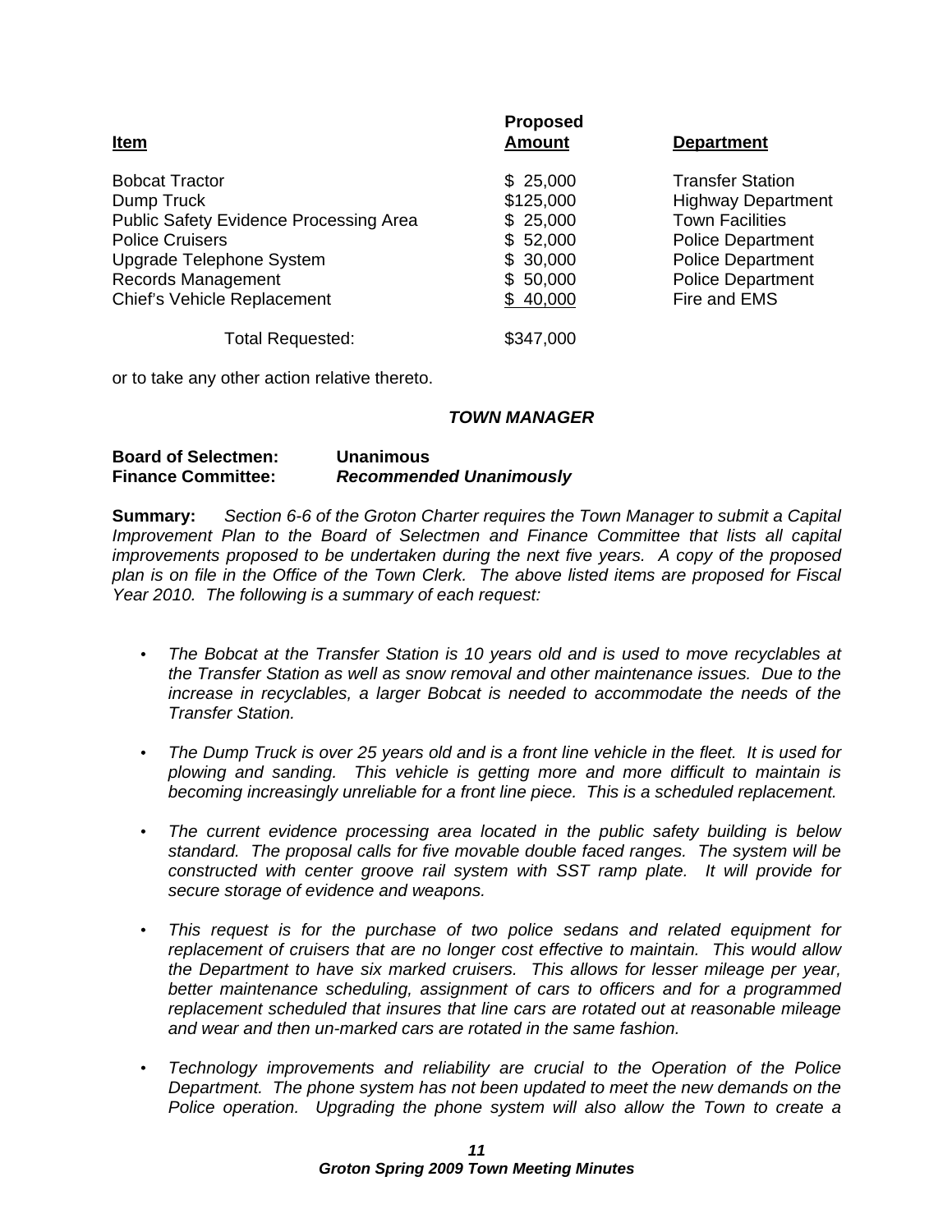| **Item** | **Proposed Amount** | **Department** |
|---|---|---|
| Bobcat Tractor | $ 25,000 | Transfer Station |
| Dump Truck | $125,000 | Highway Department |
| Public Safety Evidence Processing Area | $ 25,000 | Town Facilities |
| Police Cruisers | $ 52,000 | Police Department |
| Upgrade Telephone System | $ 30,000 | Police Department |
| Records Management | $ 50,000 | Police Department |
| Chief's Vehicle Replacement | $ 40,000 | Fire and EMS |
| Total Requested: | $347,000 | |

or to take any other action relative thereto.

***TOWN MANAGER***

**Board of Selectmen:** **Unanimous**
**Finance Committee:** ***Recommended Unanimously***

**Summary:** *Section 6-6 of the Groton Charter requires the Town Manager to submit a Capital Improvement Plan to the Board of Selectmen and Finance Committee that lists all capital improvements proposed to be undertaken during the next five years. A copy of the proposed plan is on file in the Office of the Town Clerk. The above listed items are proposed for Fiscal Year 2010. The following is a summary of each request:*

- *The Bobcat at the Transfer Station is 10 years old and is used to move recyclables at the Transfer Station as well as snow removal and other maintenance issues. Due to the increase in recyclables, a larger Bobcat is needed to accommodate the needs of the Transfer Station.*

- *The Dump Truck is over 25 years old and is a front line vehicle in the fleet. It is used for plowing and sanding. This vehicle is getting more and more difficult to maintain is becoming increasingly unreliable for a front line piece. This is a scheduled replacement.*

- *The current evidence processing area located in the public safety building is below standard. The proposal calls for five movable double faced ranges. The system will be constructed with center groove rail system with SST ramp plate. It will provide for secure storage of evidence and weapons.*

- *This request is for the purchase of two police sedans and related equipment for replacement of cruisers that are no longer cost effective to maintain. This would allow the Department to have six marked cruisers. This allows for lesser mileage per year, better maintenance scheduling, assignment of cars to officers and for a programmed replacement scheduled that insures that line cars are rotated out at reasonable mileage and wear and then un-marked cars are rotated in the same fashion.*

- *Technology improvements and reliability are crucial to the Operation of the Police Department. The phone system has not been updated to meet the new demands on the Police operation. Upgrading the phone system will also allow the Town to create a*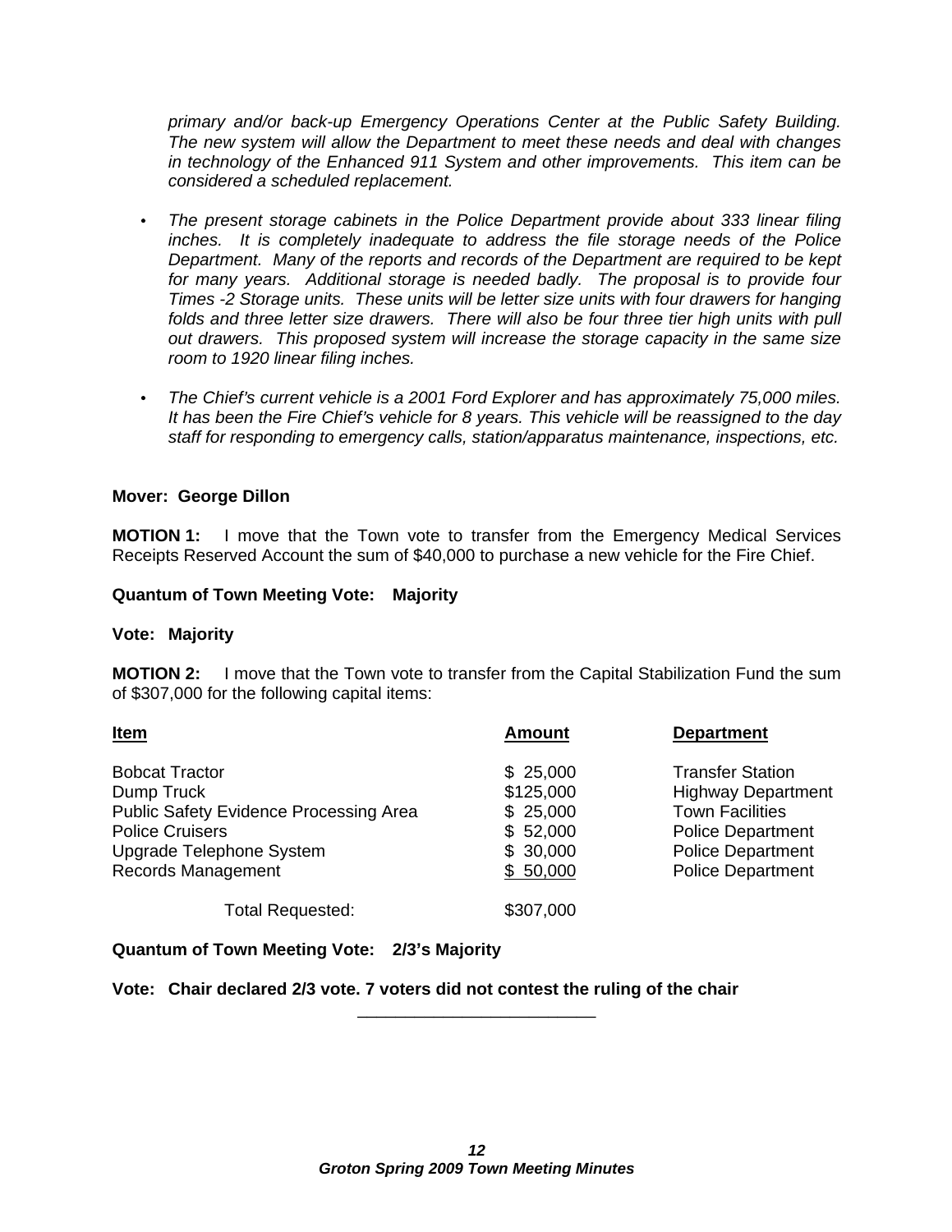*primary and/or back-up Emergency Operations Center at the Public Safety Building. The new system will allow the Department to meet these needs and deal with changes in technology of the Enhanced 911 System and other improvements. This item can be considered a scheduled replacement.*

- *The present storage cabinets in the Police Department provide about 333 linear filing inches. It is completely inadequate to address the file storage needs of the Police Department. Many of the reports and records of the Department are required to be kept for many years. Additional storage is needed badly. The proposal is to provide four Times -2 Storage units. These units will be letter size units with four drawers for hanging folds and three letter size drawers. There will also be four three tier high units with pull out drawers. This proposed system will increase the storage capacity in the same size room to 1920 linear filing inches.*

- *The Chief's current vehicle is a 2001 Ford Explorer and has approximately 75,000 miles. It has been the Fire Chief's vehicle for 8 years. This vehicle will be reassigned to the day staff for responding to emergency calls, station/apparatus maintenance, inspections, etc.*

**Mover: George Dillon**

**MOTION 1:** I move that the Town vote to transfer from the Emergency Medical Services Receipts Reserved Account the sum of $40,000 to purchase a new vehicle for the Fire Chief.

**Quantum of Town Meeting Vote: Majority**

**Vote: Majority**

**MOTION 2:** I move that the Town vote to transfer from the Capital Stabilization Fund the sum of $307,000 for the following capital items:

| Item | Amount | Department |
|---|---|---|
| Bobcat Tractor | $ 25,000 | Transfer Station |
| Dump Truck | $125,000 | Highway Department |
| Public Safety Evidence Processing Area | $ 25,000 | Town Facilities |
| Police Cruisers | $ 52,000 | Police Department |
| Upgrade Telephone System | $ 30,000 | Police Department |
| Records Management | $ 50,000 | Police Department |
| Total Requested: | $307,000 | |

**Quantum of Town Meeting Vote: 2/3's Majority**

**Vote: Chair declared 2/3 vote. 7 voters did not contest the ruling of the chair**

---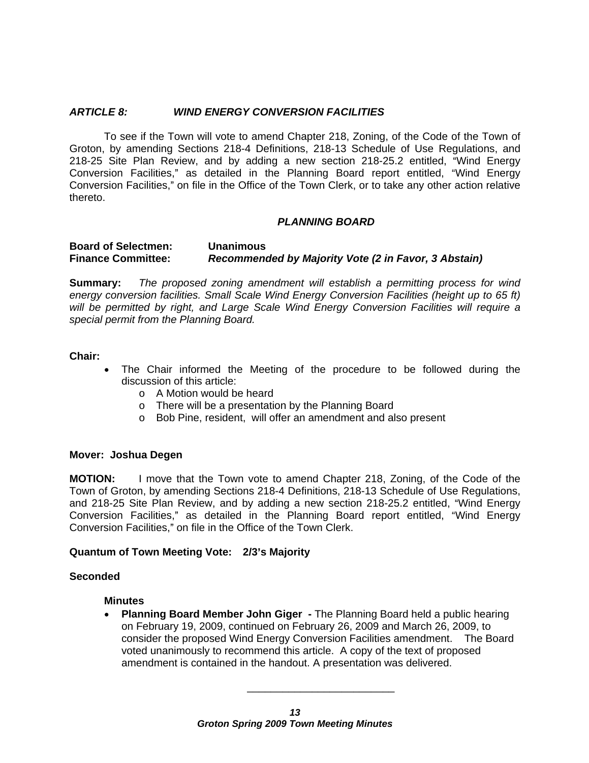## *ARTICLE 8: WIND ENERGY CONVERSION FACILITIES*

To see if the Town will vote to amend Chapter 218, Zoning, of the Code of the Town of Groton, by amending Sections 218-4 Definitions, 218-13 Schedule of Use Regulations, and 218-25 Site Plan Review, and by adding a new section 218-25.2 entitled, "Wind Energy Conversion Facilities," as detailed in the Planning Board report entitled, "Wind Energy Conversion Facilities," on file in the Office of the Town Clerk, or to take any other action relative thereto.

***PLANNING BOARD***

**Board of Selectmen:** **Unanimous**
**Finance Committee:** ***Recommended by Majority Vote (2 in Favor, 3 Abstain)***

**Summary:** *The proposed zoning amendment will establish a permitting process for wind energy conversion facilities. Small Scale Wind Energy Conversion Facilities (height up to 65 ft) will be permitted by right, and Large Scale Wind Energy Conversion Facilities will require a special permit from the Planning Board.*

**Chair:**

- The Chair informed the Meeting of the procedure to be followed during the discussion of this article:
  - A Motion would be heard
  - There will be a presentation by the Planning Board
  - Bob Pine, resident, will offer an amendment and also present

**Mover: Joshua Degen**

**MOTION:** I move that the Town vote to amend Chapter 218, Zoning, of the Code of the Town of Groton, by amending Sections 218-4 Definitions, 218-13 Schedule of Use Regulations, and 218-25 Site Plan Review, and by adding a new section 218-25.2 entitled, "Wind Energy Conversion Facilities," as detailed in the Planning Board report entitled, "Wind Energy Conversion Facilities," on file in the Office of the Town Clerk.

**Quantum of Town Meeting Vote: 2/3's Majority**

**Seconded**

**Minutes**

- **Planning Board Member John Giger -** The Planning Board held a public hearing on February 19, 2009, continued on February 26, 2009 and March 26, 2009, to consider the proposed Wind Energy Conversion Facilities amendment. The Board voted unanimously to recommend this article. A copy of the text of proposed amendment is contained in the handout. A presentation was delivered.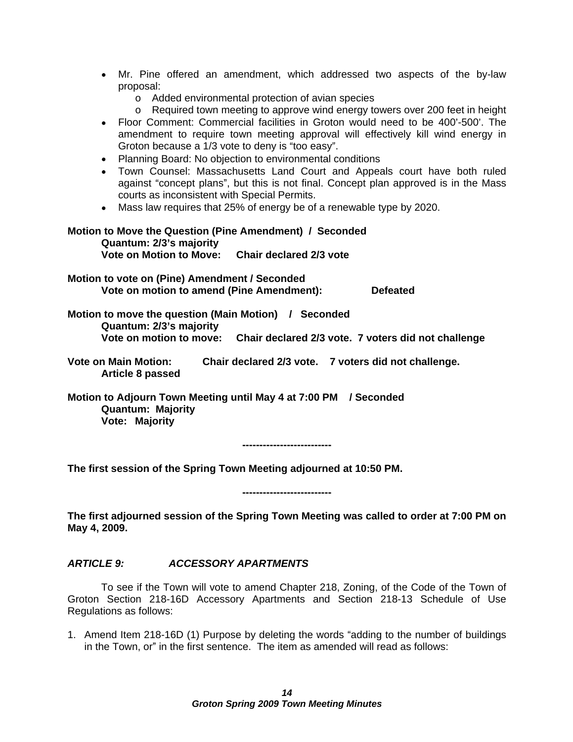- Mr. Pine offered an amendment, which addressed two aspects of the by-law proposal:
  - o Added environmental protection of avian species
  - o Required town meeting to approve wind energy towers over 200 feet in height
- Floor Comment: Commercial facilities in Groton would need to be 400'-500'. The amendment to require town meeting approval will effectively kill wind energy in Groton because a 1/3 vote to deny is "too easy".
- Planning Board: No objection to environmental conditions
- Town Counsel: Massachusetts Land Court and Appeals court have both ruled against "concept plans", but this is not final. Concept plan approved is in the Mass courts as inconsistent with Special Permits.
- Mass law requires that 25% of energy be of a renewable type by 2020.

**Motion to Move the Question (Pine Amendment) / Seconded**
**Quantum: 2/3's majority**
**Vote on Motion to Move: Chair declared 2/3 vote**

**Motion to vote on (Pine) Amendment / Seconded**
**Vote on motion to amend (Pine Amendment): Defeated**

**Motion to move the question (Main Motion) / Seconded**
**Quantum: 2/3's majority**
**Vote on motion to move: Chair declared 2/3 vote. 7 voters did not challenge**

**Vote on Main Motion: Chair declared 2/3 vote. 7 voters did not challenge.**
**Article 8 passed**

**Motion to Adjourn Town Meeting until May 4 at 7:00 PM / Seconded**
**Quantum: Majority**
**Vote: Majority**

-------------------------

**The first session of the Spring Town Meeting adjourned at 10:50 PM.**

-------------------------

**The first adjourned session of the Spring Town Meeting was called to order at 7:00 PM on May 4, 2009.**

### *ARTICLE 9: ACCESSORY APARTMENTS*

To see if the Town will vote to amend Chapter 218, Zoning, of the Code of the Town of Groton Section 218-16D Accessory Apartments and Section 218-13 Schedule of Use Regulations as follows:

1. Amend Item 218-16D (1) Purpose by deleting the words "adding to the number of buildings in the Town, or" in the first sentence. The item as amended will read as follows: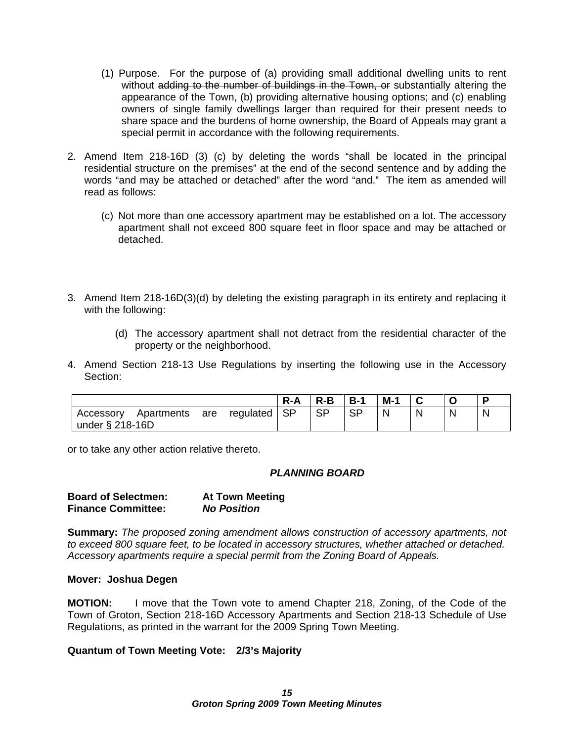(1) Purpose. For the purpose of (a) providing small additional dwelling units to rent without ~~adding to the number of buildings in the Town, or~~ substantially altering the appearance of the Town, (b) providing alternative housing options; and (c) enabling owners of single family dwellings larger than required for their present needs to share space and the burdens of home ownership, the Board of Appeals may grant a special permit in accordance with the following requirements.

2. Amend Item 218-16D (3) (c) by deleting the words "shall be located in the principal residential structure on the premises" at the end of the second sentence and by adding the words "and may be attached or detached" after the word "and." The item as amended will read as follows:

   (c) Not more than one accessory apartment may be established on a lot. The accessory apartment shall not exceed 800 square feet in floor space and may be attached or detached.

3. Amend Item 218-16D(3)(d) by deleting the existing paragraph in its entirety and replacing it with the following:

   (d) The accessory apartment shall not detract from the residential character of the property or the neighborhood.

4. Amend Section 218-13 Use Regulations by inserting the following use in the Accessory Section:

| | R-A | R-B | B-1 | M-1 | C | O | P |
|---|---|---|---|---|---|---|---|
| Accessory Apartments are regulated under § 218-16D | SP | SP | SP | N | N | N | N |

or to take any other action relative thereto.

***PLANNING BOARD***

**Board of Selectmen:** **At Town Meeting**
**Finance Committee:** ***No Position***

**Summary:** *The proposed zoning amendment allows construction of accessory apartments, not to exceed 800 square feet, to be located in accessory structures, whether attached or detached. Accessory apartments require a special permit from the Zoning Board of Appeals.*

**Mover: Joshua Degen**

**MOTION:** I move that the Town vote to amend Chapter 218, Zoning, of the Code of the Town of Groton, Section 218-16D Accessory Apartments and Section 218-13 Schedule of Use Regulations, as printed in the warrant for the 2009 Spring Town Meeting.

**Quantum of Town Meeting Vote: 2/3's Majority**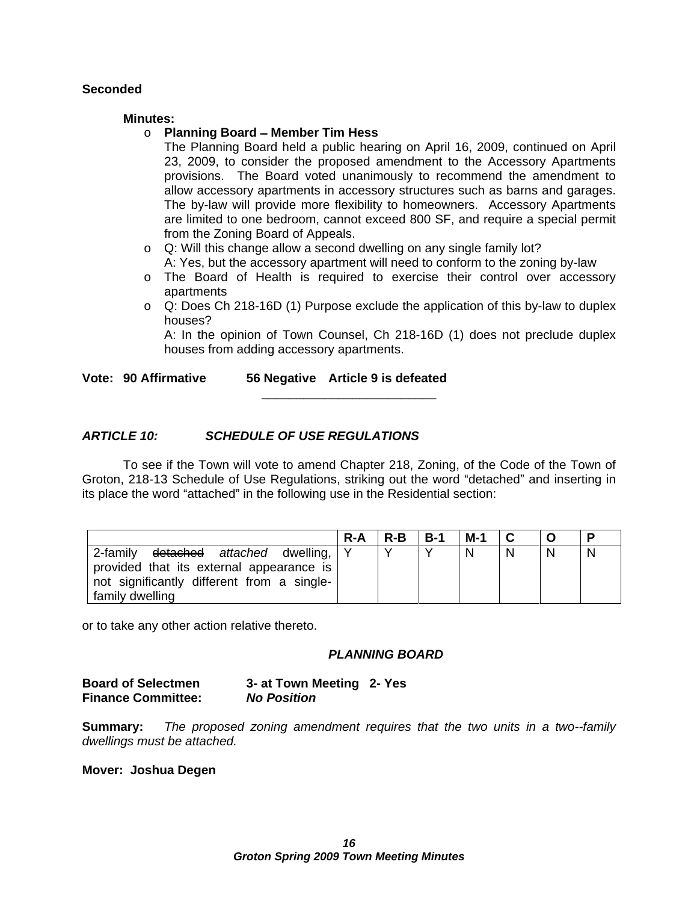**Seconded**

**Minutes:**

- **Planning Board – Member Tim Hess**
  The Planning Board held a public hearing on April 16, 2009, continued on April 23, 2009, to consider the proposed amendment to the Accessory Apartments provisions. The Board voted unanimously to recommend the amendment to allow accessory apartments in accessory structures such as barns and garages. The by-law will provide more flexibility to homeowners. Accessory Apartments are limited to one bedroom, cannot exceed 800 SF, and require a special permit from the Zoning Board of Appeals.
- Q: Will this change allow a second dwelling on any single family lot?
  A: Yes, but the accessory apartment will need to conform to the zoning by-law
- The Board of Health is required to exercise their control over accessory apartments
- Q: Does Ch 218-16D (1) Purpose exclude the application of this by-law to duplex houses?
  A: In the opinion of Town Counsel, Ch 218-16D (1) does not preclude duplex houses from adding accessory apartments.

**Vote: 90 Affirmative 56 Negative Article 9 is defeated**

---

## *ARTICLE 10: SCHEDULE OF USE REGULATIONS*

To see if the Town will vote to amend Chapter 218, Zoning, of the Code of the Town of Groton, 218-13 Schedule of Use Regulations, striking out the word "detached" and inserting in its place the word "attached" in the following use in the Residential section:

| | R-A | R-B | B-1 | M-1 | C | O | P |
|---|---|---|---|---|---|---|---|
| 2-family ~~detached~~ *attached* dwelling, provided that its external appearance is not significantly different from a single-family dwelling | Y | Y | Y | N | N | N | N |

or to take any other action relative thereto.

***PLANNING BOARD***

**Board of Selectmen** **3- at Town Meeting 2- Yes**
**Finance Committee:** ***No Position***

**Summary:** *The proposed zoning amendment requires that the two units in a two--family dwellings must be attached.*

**Mover: Joshua Degen**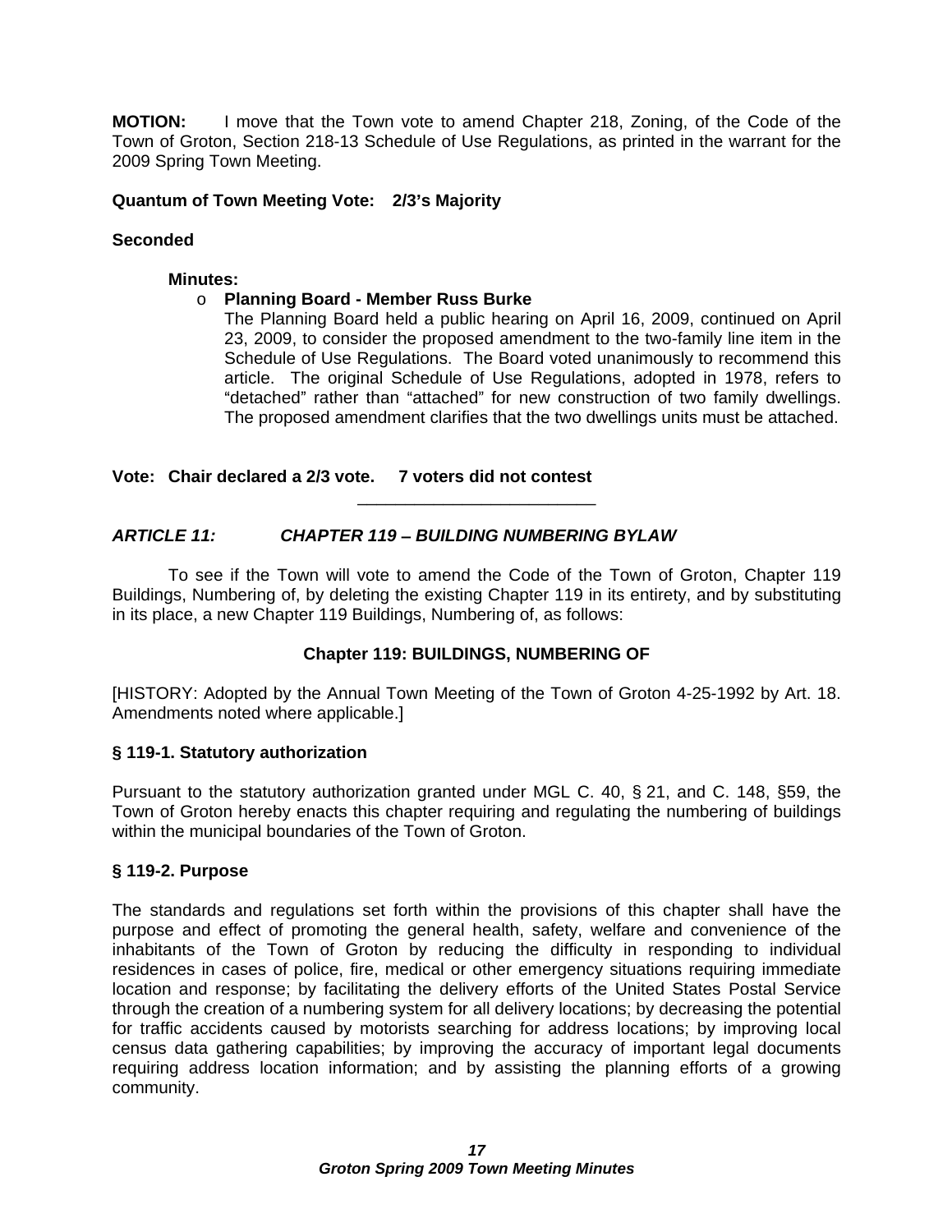**MOTION:** I move that the Town vote to amend Chapter 218, Zoning, of the Code of the Town of Groton, Section 218-13 Schedule of Use Regulations, as printed in the warrant for the 2009 Spring Town Meeting.

**Quantum of Town Meeting Vote: 2/3's Majority**

**Seconded**

**Minutes:**

- **Planning Board - Member Russ Burke**
  The Planning Board held a public hearing on April 16, 2009, continued on April 23, 2009, to consider the proposed amendment to the two-family line item in the Schedule of Use Regulations. The Board voted unanimously to recommend this article. The original Schedule of Use Regulations, adopted in 1978, refers to "detached" rather than "attached" for new construction of two family dwellings. The proposed amendment clarifies that the two dwellings units must be attached.

**Vote: Chair declared a 2/3 vote. 7 voters did not contest**

---

***ARTICLE 11: CHAPTER 119 – BUILDING NUMBERING BYLAW***

To see if the Town will vote to amend the Code of the Town of Groton, Chapter 119 Buildings, Numbering of, by deleting the existing Chapter 119 in its entirety, and by substituting in its place, a new Chapter 119 Buildings, Numbering of, as follows:

**Chapter 119: BUILDINGS, NUMBERING OF**

[HISTORY: Adopted by the Annual Town Meeting of the Town of Groton 4-25-1992 by Art. 18. Amendments noted where applicable.]

**§ 119-1. Statutory authorization**

Pursuant to the statutory authorization granted under MGL C. 40, § 21, and C. 148, §59, the Town of Groton hereby enacts this chapter requiring and regulating the numbering of buildings within the municipal boundaries of the Town of Groton.

**§ 119-2. Purpose**

The standards and regulations set forth within the provisions of this chapter shall have the purpose and effect of promoting the general health, safety, welfare and convenience of the inhabitants of the Town of Groton by reducing the difficulty in responding to individual residences in cases of police, fire, medical or other emergency situations requiring immediate location and response; by facilitating the delivery efforts of the United States Postal Service through the creation of a numbering system for all delivery locations; by decreasing the potential for traffic accidents caused by motorists searching for address locations; by improving local census data gathering capabilities; by improving the accuracy of important legal documents requiring address location information; and by assisting the planning efforts of a growing community.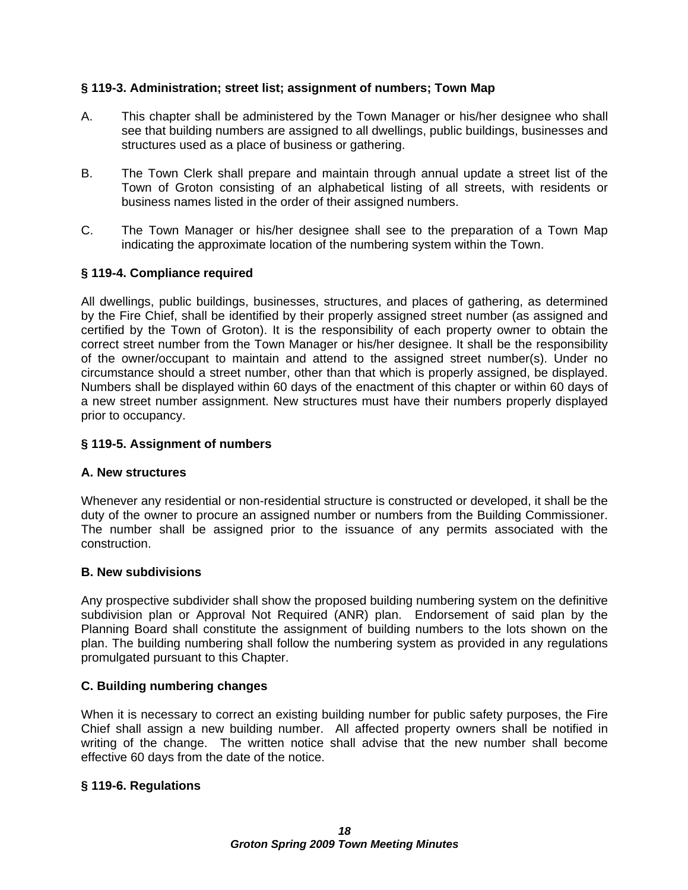**§ 119-3. Administration; street list; assignment of numbers; Town Map**

A. This chapter shall be administered by the Town Manager or his/her designee who shall see that building numbers are assigned to all dwellings, public buildings, businesses and structures used as a place of business or gathering.

B. The Town Clerk shall prepare and maintain through annual update a street list of the Town of Groton consisting of an alphabetical listing of all streets, with residents or business names listed in the order of their assigned numbers.

C. The Town Manager or his/her designee shall see to the preparation of a Town Map indicating the approximate location of the numbering system within the Town.

**§ 119-4. Compliance required**

All dwellings, public buildings, businesses, structures, and places of gathering, as determined by the Fire Chief, shall be identified by their properly assigned street number (as assigned and certified by the Town of Groton). It is the responsibility of each property owner to obtain the correct street number from the Town Manager or his/her designee. It shall be the responsibility of the owner/occupant to maintain and attend to the assigned street number(s). Under no circumstance should a street number, other than that which is properly assigned, be displayed. Numbers shall be displayed within 60 days of the enactment of this chapter or within 60 days of a new street number assignment. New structures must have their numbers properly displayed prior to occupancy.

**§ 119-5. Assignment of numbers**

**A. New structures**

Whenever any residential or non-residential structure is constructed or developed, it shall be the duty of the owner to procure an assigned number or numbers from the Building Commissioner. The number shall be assigned prior to the issuance of any permits associated with the construction.

**B. New subdivisions**

Any prospective subdivider shall show the proposed building numbering system on the definitive subdivision plan or Approval Not Required (ANR) plan. Endorsement of said plan by the Planning Board shall constitute the assignment of building numbers to the lots shown on the plan. The building numbering shall follow the numbering system as provided in any regulations promulgated pursuant to this Chapter.

**C. Building numbering changes**

When it is necessary to correct an existing building number for public safety purposes, the Fire Chief shall assign a new building number. All affected property owners shall be notified in writing of the change. The written notice shall advise that the new number shall become effective 60 days from the date of the notice.

**§ 119-6. Regulations**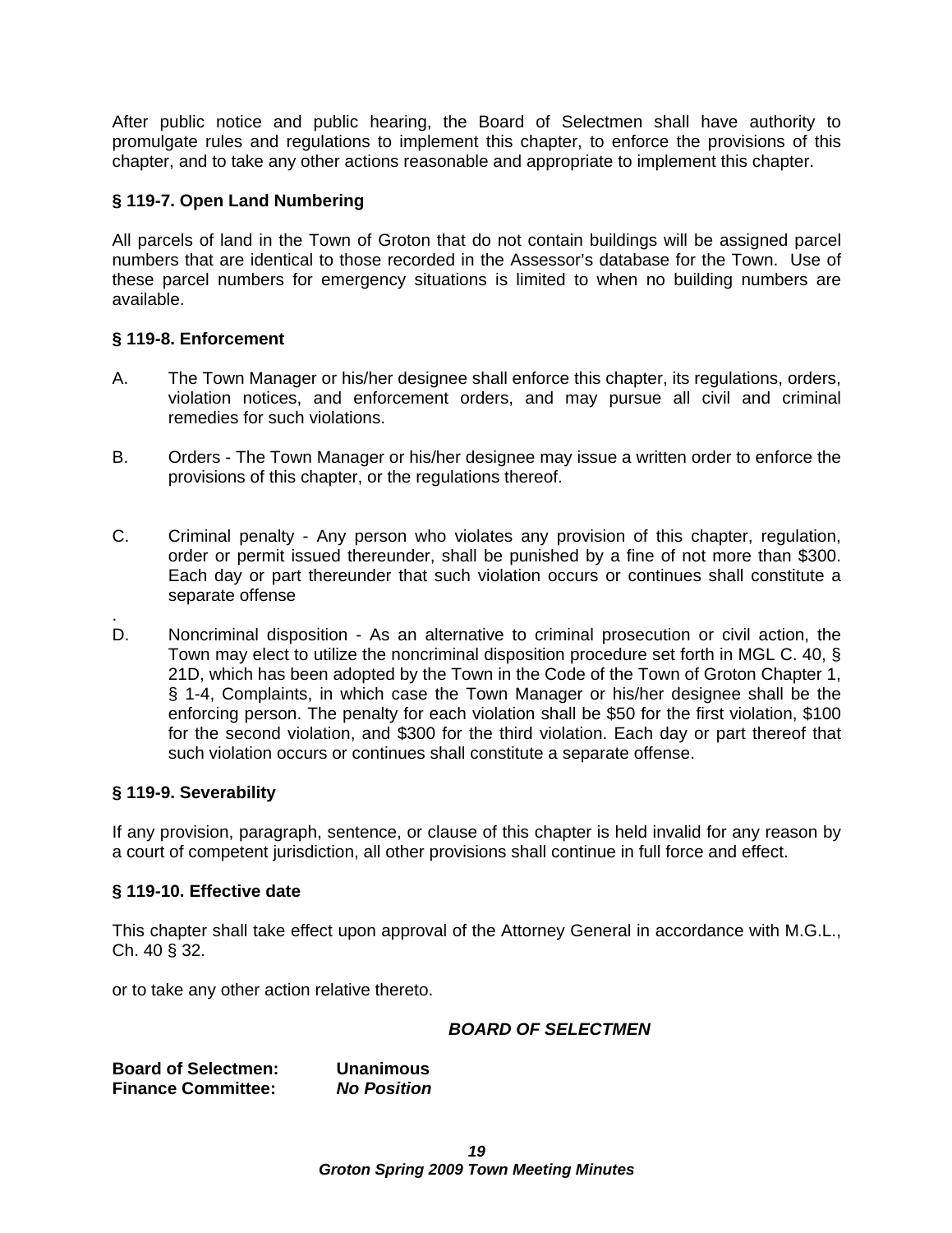After public notice and public hearing, the Board of Selectmen shall have authority to promulgate rules and regulations to implement this chapter, to enforce the provisions of this chapter, and to take any other actions reasonable and appropriate to implement this chapter.

**§ 119-7. Open Land Numbering**

All parcels of land in the Town of Groton that do not contain buildings will be assigned parcel numbers that are identical to those recorded in the Assessor's database for the Town. Use of these parcel numbers for emergency situations is limited to when no building numbers are available.

**§ 119-8. Enforcement**

A. The Town Manager or his/her designee shall enforce this chapter, its regulations, orders, violation notices, and enforcement orders, and may pursue all civil and criminal remedies for such violations.

B. Orders - The Town Manager or his/her designee may issue a written order to enforce the provisions of this chapter, or the regulations thereof.

C. Criminal penalty - Any person who violates any provision of this chapter, regulation, order or permit issued thereunder, shall be punished by a fine of not more than $300. Each day or part thereunder that such violation occurs or continues shall constitute a separate offense
.

D. Noncriminal disposition - As an alternative to criminal prosecution or civil action, the Town may elect to utilize the noncriminal disposition procedure set forth in MGL C. 40, § 21D, which has been adopted by the Town in the Code of the Town of Groton Chapter 1, § 1-4, Complaints, in which case the Town Manager or his/her designee shall be the enforcing person. The penalty for each violation shall be $50 for the first violation, $100 for the second violation, and $300 for the third violation. Each day or part thereof that such violation occurs or continues shall constitute a separate offense.

**§ 119-9. Severability**

If any provision, paragraph, sentence, or clause of this chapter is held invalid for any reason by a court of competent jurisdiction, all other provisions shall continue in full force and effect.

**§ 119-10. Effective date**

This chapter shall take effect upon approval of the Attorney General in accordance with M.G.L., Ch. 40 § 32.

or to take any other action relative thereto.

***BOARD OF SELECTMEN***

**Board of Selectmen:** **Unanimous**
**Finance Committee:** ***No Position***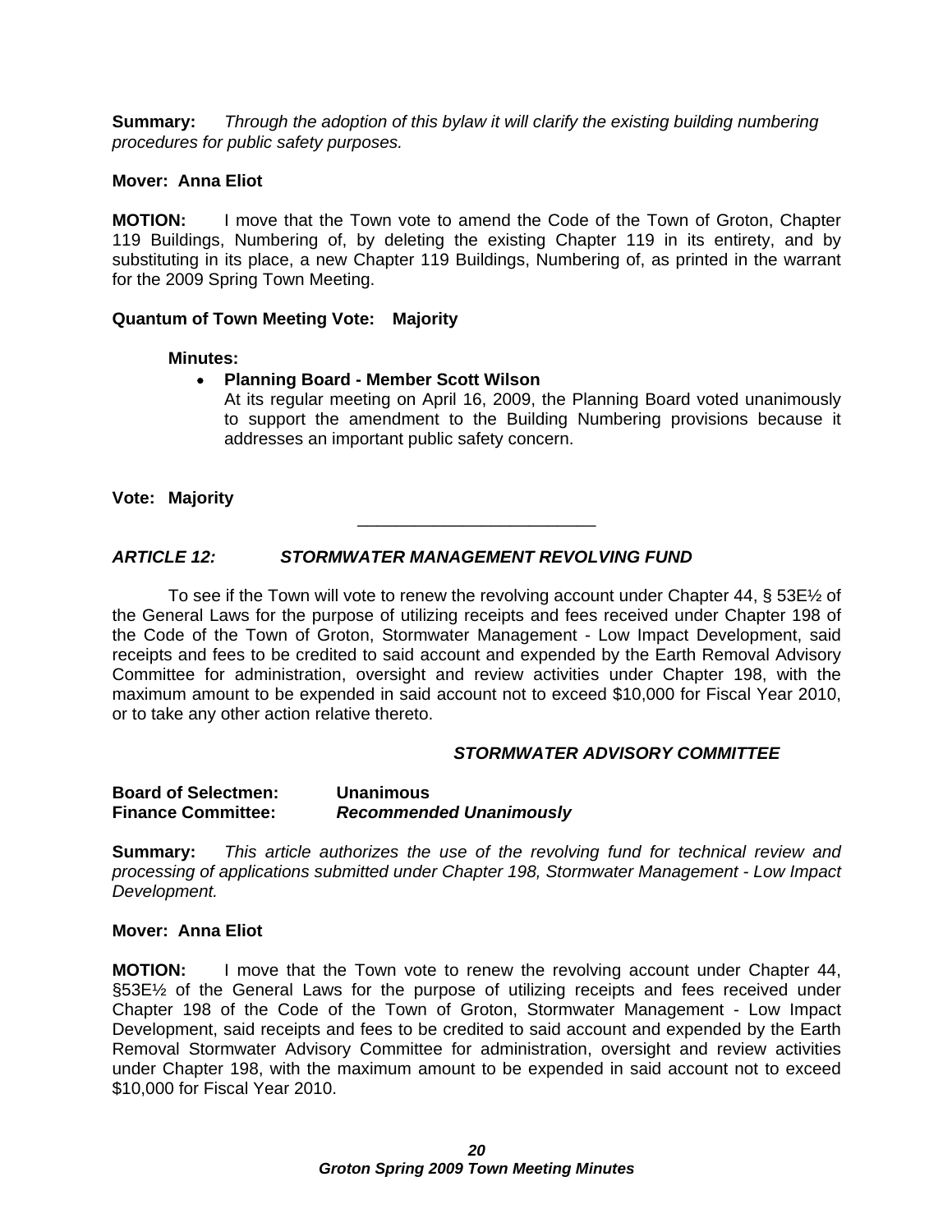**Summary:** *Through the adoption of this bylaw it will clarify the existing building numbering procedures for public safety purposes.*

**Mover: Anna Eliot**

**MOTION:** I move that the Town vote to amend the Code of the Town of Groton, Chapter 119 Buildings, Numbering of, by deleting the existing Chapter 119 in its entirety, and by substituting in its place, a new Chapter 119 Buildings, Numbering of, as printed in the warrant for the 2009 Spring Town Meeting.

**Quantum of Town Meeting Vote: Majority**

**Minutes:**

- **Planning Board - Member Scott Wilson**
  At its regular meeting on April 16, 2009, the Planning Board voted unanimously to support the amendment to the Building Numbering provisions because it addresses an important public safety concern.

**Vote: Majority**

---

## *ARTICLE 12: STORMWATER MANAGEMENT REVOLVING FUND*

To see if the Town will vote to renew the revolving account under Chapter 44, § 53E½ of the General Laws for the purpose of utilizing receipts and fees received under Chapter 198 of the Code of the Town of Groton, Stormwater Management - Low Impact Development, said receipts and fees to be credited to said account and expended by the Earth Removal Advisory Committee for administration, oversight and review activities under Chapter 198, with the maximum amount to be expended in said account not to exceed $10,000 for Fiscal Year 2010, or to take any other action relative thereto.

***STORMWATER ADVISORY COMMITTEE***

**Board of Selectmen: Unanimous**
**Finance Committee: *Recommended Unanimously***

**Summary:** *This article authorizes the use of the revolving fund for technical review and processing of applications submitted under Chapter 198, Stormwater Management - Low Impact Development.*

**Mover: Anna Eliot**

**MOTION:** I move that the Town vote to renew the revolving account under Chapter 44, §53E½ of the General Laws for the purpose of utilizing receipts and fees received under Chapter 198 of the Code of the Town of Groton, Stormwater Management - Low Impact Development, said receipts and fees to be credited to said account and expended by the Earth Removal Stormwater Advisory Committee for administration, oversight and review activities under Chapter 198, with the maximum amount to be expended in said account not to exceed $10,000 for Fiscal Year 2010.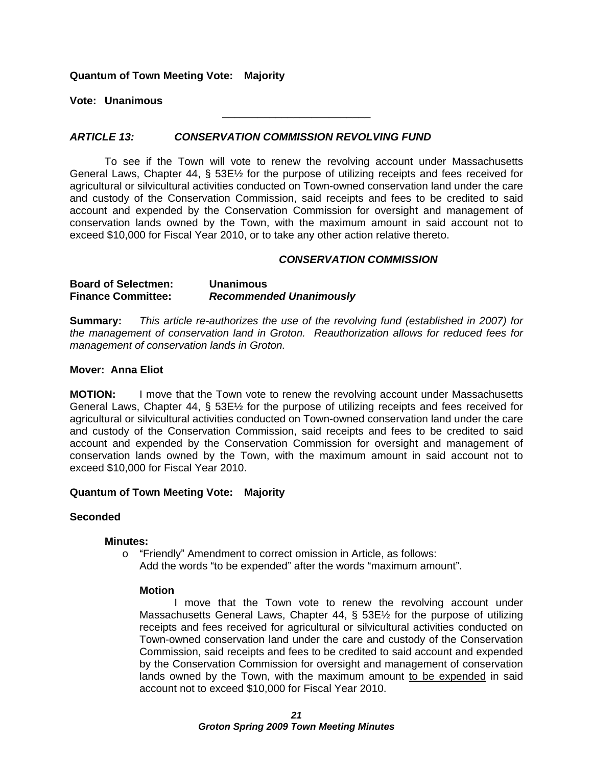**Quantum of Town Meeting Vote: Majority**

**Vote: Unanimous**

---

### *ARTICLE 13: CONSERVATION COMMISSION REVOLVING FUND*

To see if the Town will vote to renew the revolving account under Massachusetts General Laws, Chapter 44, § 53E½ for the purpose of utilizing receipts and fees received for agricultural or silvicultural activities conducted on Town-owned conservation land under the care and custody of the Conservation Commission, said receipts and fees to be credited to said account and expended by the Conservation Commission for oversight and management of conservation lands owned by the Town, with the maximum amount in said account not to exceed $10,000 for Fiscal Year 2010, or to take any other action relative thereto.

***CONSERVATION COMMISSION***

**Board of Selectmen:** **Unanimous**
**Finance Committee:** ***Recommended Unanimously***

**Summary:** *This article re-authorizes the use of the revolving fund (established in 2007) for the management of conservation land in Groton. Reauthorization allows for reduced fees for management of conservation lands in Groton.*

**Mover: Anna Eliot**

**MOTION:** I move that the Town vote to renew the revolving account under Massachusetts General Laws, Chapter 44, § 53E½ for the purpose of utilizing receipts and fees received for agricultural or silvicultural activities conducted on Town-owned conservation land under the care and custody of the Conservation Commission, said receipts and fees to be credited to said account and expended by the Conservation Commission for oversight and management of conservation lands owned by the Town, with the maximum amount in said account not to exceed $10,000 for Fiscal Year 2010.

**Quantum of Town Meeting Vote: Majority**

**Seconded**

**Minutes:**

- "Friendly" Amendment to correct omission in Article, as follows:
  Add the words "to be expended" after the words "maximum amount".

  **Motion**

  I move that the Town vote to renew the revolving account under Massachusetts General Laws, Chapter 44, § 53E½ for the purpose of utilizing receipts and fees received for agricultural or silvicultural activities conducted on Town-owned conservation land under the care and custody of the Conservation Commission, said receipts and fees to be credited to said account and expended by the Conservation Commission for oversight and management of conservation lands owned by the Town, with the maximum amount to be expended in said account not to exceed $10,000 for Fiscal Year 2010.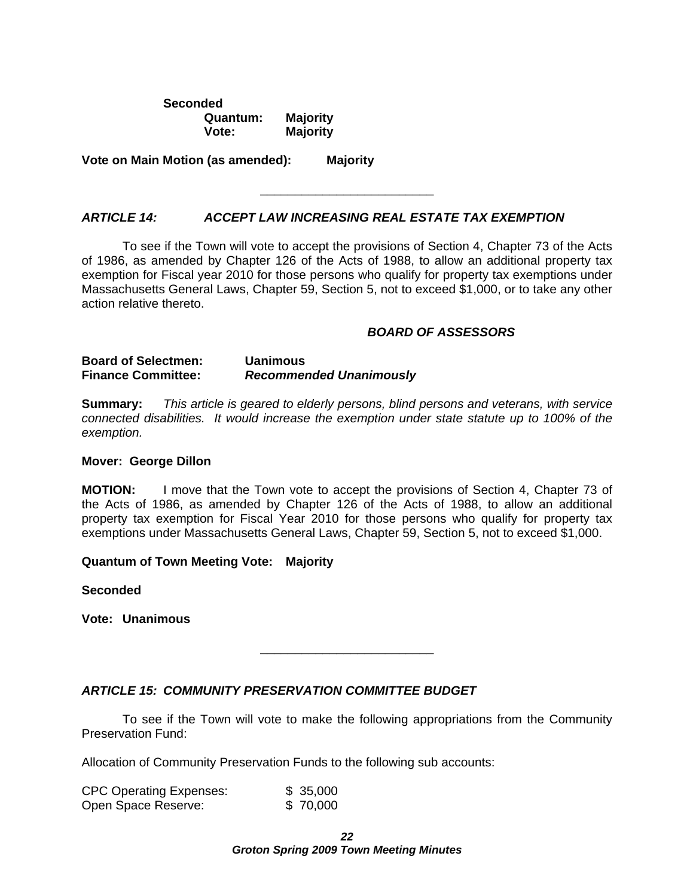**Seconded**

**Quantum: Majority**
**Vote: Majority**

**Vote on Main Motion (as amended): Majority**

---

***ARTICLE 14: ACCEPT LAW INCREASING REAL ESTATE TAX EXEMPTION***

To see if the Town will vote to accept the provisions of Section 4, Chapter 73 of the Acts of 1986, as amended by Chapter 126 of the Acts of 1988, to allow an additional property tax exemption for Fiscal year 2010 for those persons who qualify for property tax exemptions under Massachusetts General Laws, Chapter 59, Section 5, not to exceed $1,000, or to take any other action relative thereto.

***BOARD OF ASSESSORS***

**Board of Selectmen: Uanimous**
**Finance Committee: *Recommended Unanimously***

**Summary:** *This article is geared to elderly persons, blind persons and veterans, with service connected disabilities. It would increase the exemption under state statute up to 100% of the exemption.*

**Mover: George Dillon**

**MOTION:** I move that the Town vote to accept the provisions of Section 4, Chapter 73 of the Acts of 1986, as amended by Chapter 126 of the Acts of 1988, to allow an additional property tax exemption for Fiscal Year 2010 for those persons who qualify for property tax exemptions under Massachusetts General Laws, Chapter 59, Section 5, not to exceed $1,000.

**Quantum of Town Meeting Vote: Majority**

**Seconded**

**Vote: Unanimous**

---

***ARTICLE 15: COMMUNITY PRESERVATION COMMITTEE BUDGET***

To see if the Town will vote to make the following appropriations from the Community Preservation Fund:

Allocation of Community Preservation Funds to the following sub accounts:

| | |
|---|---|
| CPC Operating Expenses: | $ 35,000 |
| Open Space Reserve: | $ 70,000 |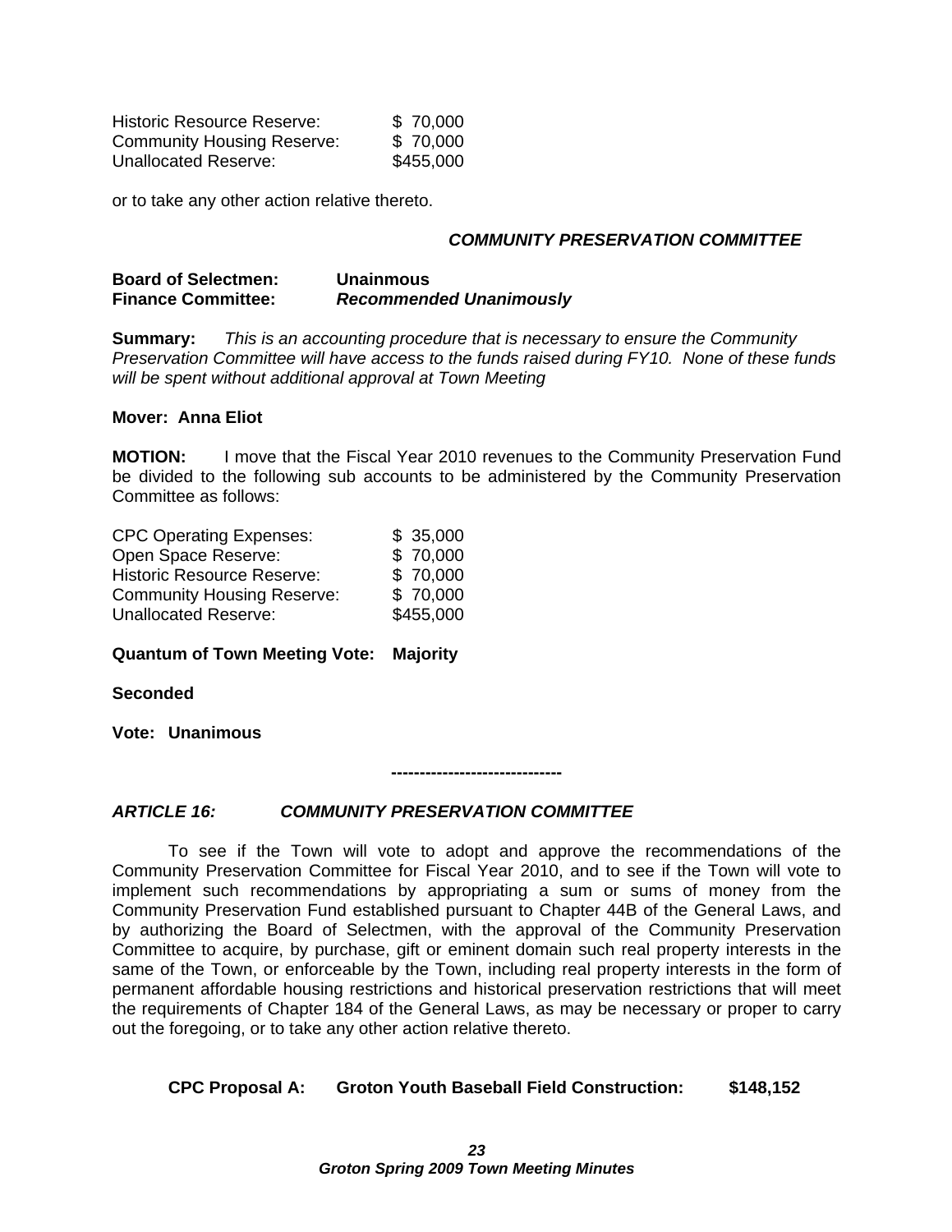| | |
|---|---|
| Historic Resource Reserve: | $ 70,000 |
| Community Housing Reserve: | $ 70,000 |
| Unallocated Reserve: | $455,000 |

or to take any other action relative thereto.

***COMMUNITY PRESERVATION COMMITTEE***

**Board of Selectmen:** **Unanimous**
**Finance Committee:** ***Recommended Unanimously***

**Summary:** *This is an accounting procedure that is necessary to ensure the Community Preservation Committee will have access to the funds raised during FY10. None of these funds will be spent without additional approval at Town Meeting*

**Mover: Anna Eliot**

**MOTION:** I move that the Fiscal Year 2010 revenues to the Community Preservation Fund be divided to the following sub accounts to be administered by the Community Preservation Committee as follows:

| | |
|---|---|
| CPC Operating Expenses: | $ 35,000 |
| Open Space Reserve: | $ 70,000 |
| Historic Resource Reserve: | $ 70,000 |
| Community Housing Reserve: | $ 70,000 |
| Unallocated Reserve: | $455,000 |

**Quantum of Town Meeting Vote: Majority**

**Seconded**

**Vote: Unanimous**

**------------------------------**

***ARTICLE 16: COMMUNITY PRESERVATION COMMITTEE***

To see if the Town will vote to adopt and approve the recommendations of the Community Preservation Committee for Fiscal Year 2010, and to see if the Town will vote to implement such recommendations by appropriating a sum or sums of money from the Community Preservation Fund established pursuant to Chapter 44B of the General Laws, and by authorizing the Board of Selectmen, with the approval of the Community Preservation Committee to acquire, by purchase, gift or eminent domain such real property interests in the same of the Town, or enforceable by the Town, including real property interests in the form of permanent affordable housing restrictions and historical preservation restrictions that will meet the requirements of Chapter 184 of the General Laws, as may be necessary or proper to carry out the foregoing, or to take any other action relative thereto.

**CPC Proposal A: Groton Youth Baseball Field Construction: $148,152**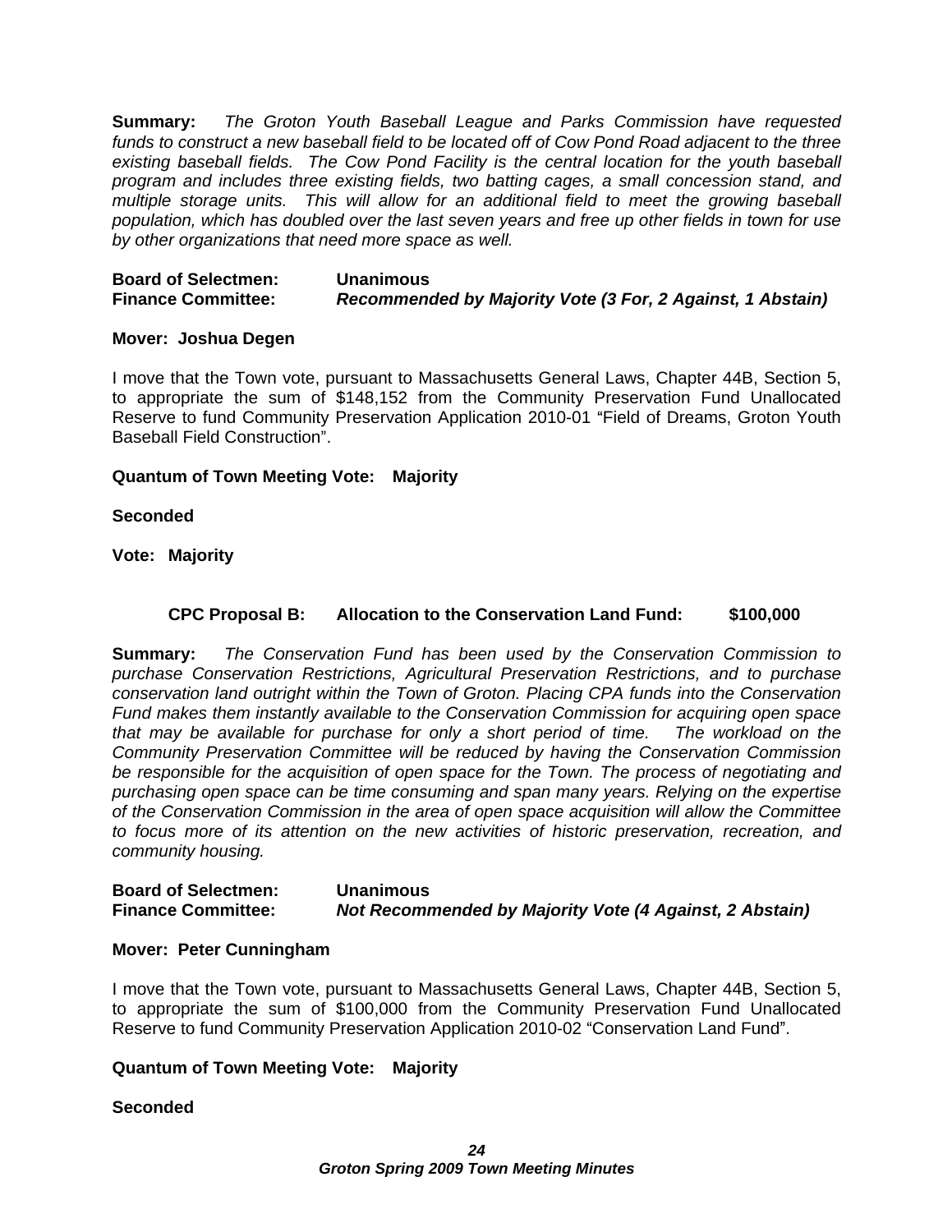**Summary:** *The Groton Youth Baseball League and Parks Commission have requested funds to construct a new baseball field to be located off of Cow Pond Road adjacent to the three existing baseball fields. The Cow Pond Facility is the central location for the youth baseball program and includes three existing fields, two batting cages, a small concession stand, and multiple storage units. This will allow for an additional field to meet the growing baseball population, which has doubled over the last seven years and free up other fields in town for use by other organizations that need more space as well.*

**Board of Selectmen:** **Unanimous**
**Finance Committee:** ***Recommended by Majority Vote (3 For, 2 Against, 1 Abstain)***

**Mover: Joshua Degen**

I move that the Town vote, pursuant to Massachusetts General Laws, Chapter 44B, Section 5, to appropriate the sum of $148,152 from the Community Preservation Fund Unallocated Reserve to fund Community Preservation Application 2010-01 "Field of Dreams, Groton Youth Baseball Field Construction".

**Quantum of Town Meeting Vote: Majority**

**Seconded**

**Vote: Majority**

**CPC Proposal B: Allocation to the Conservation Land Fund: $100,000**

**Summary:** *The Conservation Fund has been used by the Conservation Commission to purchase Conservation Restrictions, Agricultural Preservation Restrictions, and to purchase conservation land outright within the Town of Groton. Placing CPA funds into the Conservation Fund makes them instantly available to the Conservation Commission for acquiring open space that may be available for purchase for only a short period of time. The workload on the Community Preservation Committee will be reduced by having the Conservation Commission be responsible for the acquisition of open space for the Town. The process of negotiating and purchasing open space can be time consuming and span many years. Relying on the expertise of the Conservation Commission in the area of open space acquisition will allow the Committee to focus more of its attention on the new activities of historic preservation, recreation, and community housing.*

**Board of Selectmen:** **Unanimous**
**Finance Committee:** ***Not Recommended by Majority Vote (4 Against, 2 Abstain)***

**Mover: Peter Cunningham**

I move that the Town vote, pursuant to Massachusetts General Laws, Chapter 44B, Section 5, to appropriate the sum of $100,000 from the Community Preservation Fund Unallocated Reserve to fund Community Preservation Application 2010-02 "Conservation Land Fund".

**Quantum of Town Meeting Vote: Majority**

**Seconded**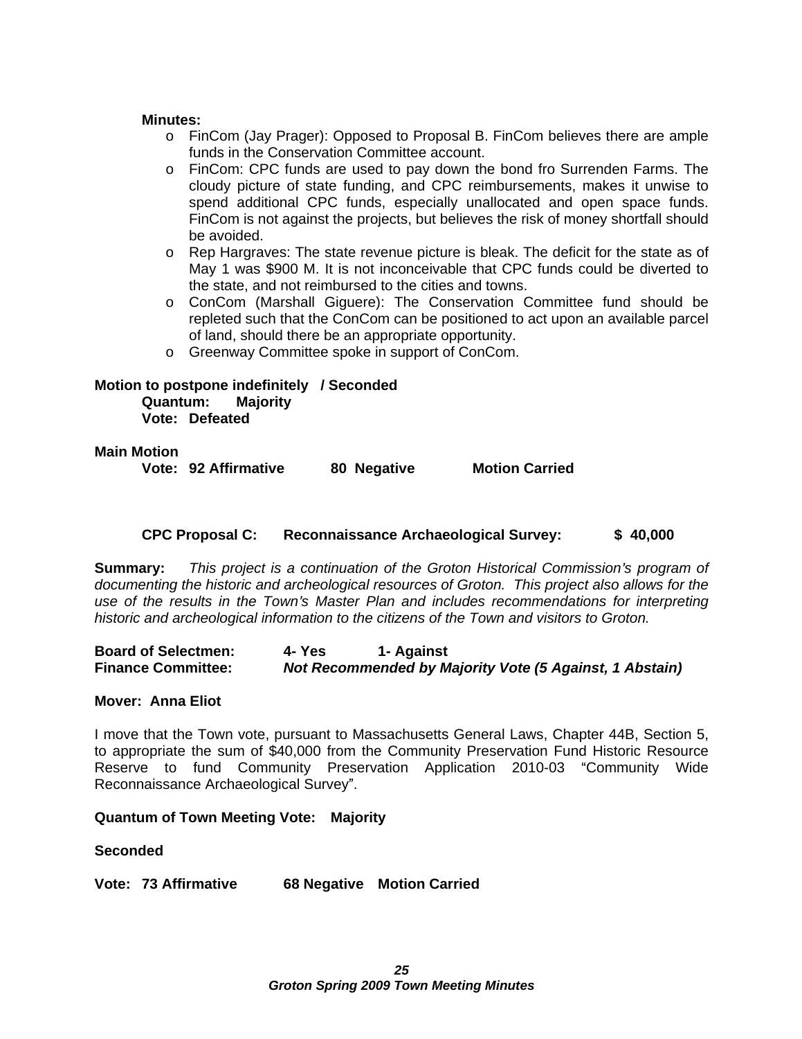**Minutes:**

- FinCom (Jay Prager): Opposed to Proposal B. FinCom believes there are ample funds in the Conservation Committee account.
- FinCom: CPC funds are used to pay down the bond fro Surrenden Farms. The cloudy picture of state funding, and CPC reimbursements, makes it unwise to spend additional CPC funds, especially unallocated and open space funds. FinCom is not against the projects, but believes the risk of money shortfall should be avoided.
- Rep Hargraves: The state revenue picture is bleak. The deficit for the state as of May 1 was $900 M. It is not inconceivable that CPC funds could be diverted to the state, and not reimbursed to the cities and towns.
- ConCom (Marshall Giguere): The Conservation Committee fund should be repleted such that the ConCom can be positioned to act upon an available parcel of land, should there be an appropriate opportunity.
- Greenway Committee spoke in support of ConCom.

**Motion to postpone indefinitely / Seconded**
**Quantum: Majority**
**Vote: Defeated**

**Main Motion**
**Vote: 92 Affirmative 80 Negative Motion Carried**

**CPC Proposal C: Reconnaissance Archaeological Survey: $ 40,000**

**Summary:** *This project is a continuation of the Groton Historical Commission's program of documenting the historic and archeological resources of Groton. This project also allows for the use of the results in the Town's Master Plan and includes recommendations for interpreting historic and archeological information to the citizens of the Town and visitors to Groton.*

**Board of Selectmen: 4- Yes 1- Against**
**Finance Committee:** ***Not Recommended by Majority Vote (5 Against, 1 Abstain)***

**Mover: Anna Eliot**

I move that the Town vote, pursuant to Massachusetts General Laws, Chapter 44B, Section 5, to appropriate the sum of $40,000 from the Community Preservation Fund Historic Resource Reserve to fund Community Preservation Application 2010-03 "Community Wide Reconnaissance Archaeological Survey".

**Quantum of Town Meeting Vote: Majority**

**Seconded**

**Vote: 73 Affirmative 68 Negative Motion Carried**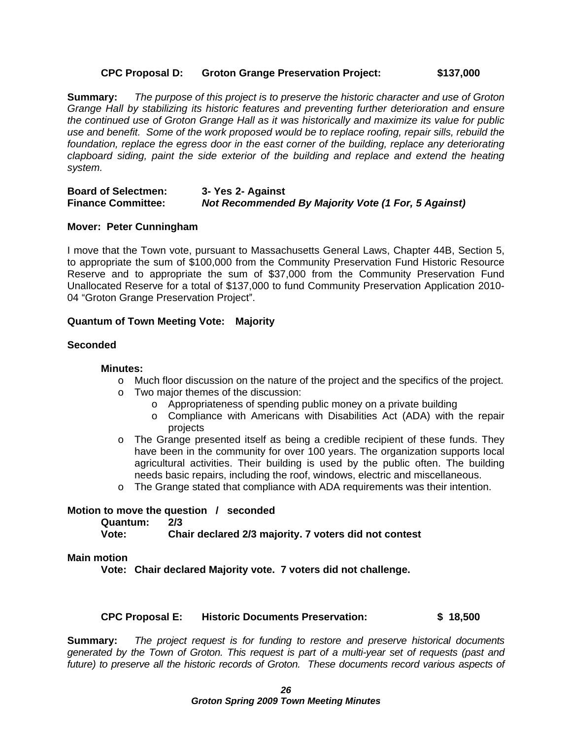**CPC Proposal D: Groton Grange Preservation Project: $137,000**

**Summary:** *The purpose of this project is to preserve the historic character and use of Groton Grange Hall by stabilizing its historic features and preventing further deterioration and ensure the continued use of Groton Grange Hall as it was historically and maximize its value for public use and benefit. Some of the work proposed would be to replace roofing, repair sills, rebuild the foundation, replace the egress door in the east corner of the building, replace any deteriorating clapboard siding, paint the side exterior of the building and replace and extend the heating system.*

**Board of Selectmen:** **3- Yes 2- Against**
**Finance Committee:** ***Not Recommended By Majority Vote (1 For, 5 Against)***

**Mover: Peter Cunningham**

I move that the Town vote, pursuant to Massachusetts General Laws, Chapter 44B, Section 5, to appropriate the sum of $100,000 from the Community Preservation Fund Historic Resource Reserve and to appropriate the sum of $37,000 from the Community Preservation Fund Unallocated Reserve for a total of $137,000 to fund Community Preservation Application 2010-04 "Groton Grange Preservation Project".

**Quantum of Town Meeting Vote: Majority**

**Seconded**

**Minutes:**

- Much floor discussion on the nature of the project and the specifics of the project.
- Two major themes of the discussion:
  - Appropriateness of spending public money on a private building
  - Compliance with Americans with Disabilities Act (ADA) with the repair projects
- The Grange presented itself as being a credible recipient of these funds. They have been in the community for over 100 years. The organization supports local agricultural activities. Their building is used by the public often. The building needs basic repairs, including the roof, windows, electric and miscellaneous.
- The Grange stated that compliance with ADA requirements was their intention.

**Motion to move the question / seconded**

**Quantum: 2/3**
**Vote: Chair declared 2/3 majority. 7 voters did not contest**

**Main motion**

**Vote: Chair declared Majority vote. 7 voters did not challenge.**

**CPC Proposal E: Historic Documents Preservation: $ 18,500**

**Summary:** *The project request is for funding to restore and preserve historical documents generated by the Town of Groton. This request is part of a multi-year set of requests (past and future) to preserve all the historic records of Groton. These documents record various aspects of*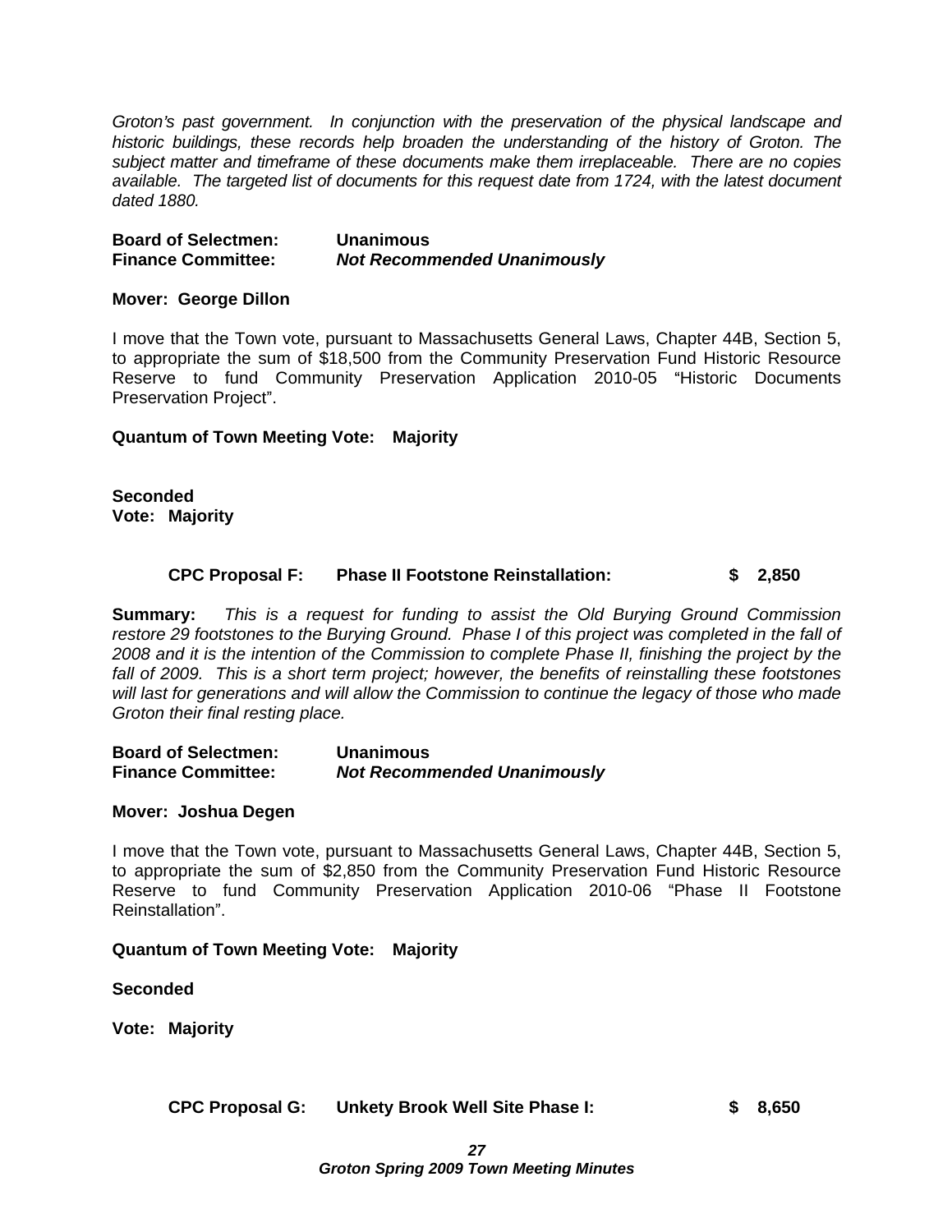*Groton's past government. In conjunction with the preservation of the physical landscape and historic buildings, these records help broaden the understanding of the history of Groton. The subject matter and timeframe of these documents make them irreplaceable. There are no copies available. The targeted list of documents for this request date from 1724, with the latest document dated 1880.*

**Board of Selectmen:** **Unanimous**
**Finance Committee:** ***Not Recommended Unanimously***

**Mover: George Dillon**

I move that the Town vote, pursuant to Massachusetts General Laws, Chapter 44B, Section 5, to appropriate the sum of $18,500 from the Community Preservation Fund Historic Resource Reserve to fund Community Preservation Application 2010-05 "Historic Documents Preservation Project".

**Quantum of Town Meeting Vote: Majority**

**Seconded**
**Vote: Majority**

**CPC Proposal F: Phase II Footstone Reinstallation: $ 2,850**

**Summary:** *This is a request for funding to assist the Old Burying Ground Commission restore 29 footstones to the Burying Ground. Phase I of this project was completed in the fall of 2008 and it is the intention of the Commission to complete Phase II, finishing the project by the fall of 2009. This is a short term project; however, the benefits of reinstalling these footstones will last for generations and will allow the Commission to continue the legacy of those who made Groton their final resting place.*

**Board of Selectmen:** **Unanimous**
**Finance Committee:** ***Not Recommended Unanimously***

**Mover: Joshua Degen**

I move that the Town vote, pursuant to Massachusetts General Laws, Chapter 44B, Section 5, to appropriate the sum of $2,850 from the Community Preservation Fund Historic Resource Reserve to fund Community Preservation Application 2010-06 "Phase II Footstone Reinstallation".

**Quantum of Town Meeting Vote: Majority**

**Seconded**

**Vote: Majority**

**CPC Proposal G: Unkety Brook Well Site Phase I: $ 8,650**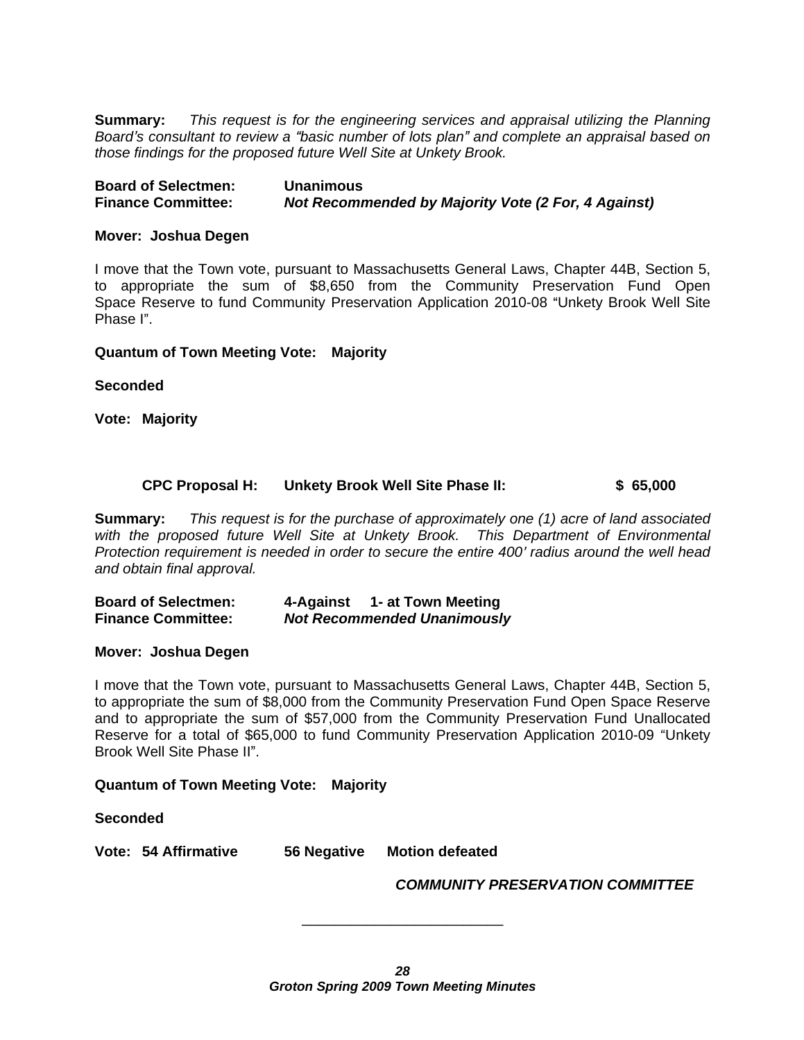**Summary:** *This request is for the engineering services and appraisal utilizing the Planning Board's consultant to review a "basic number of lots plan" and complete an appraisal based on those findings for the proposed future Well Site at Unkety Brook.*

**Board of Selectmen:** **Unanimous**
**Finance Committee:** ***Not Recommended by Majority Vote (2 For, 4 Against)***

**Mover: Joshua Degen**

I move that the Town vote, pursuant to Massachusetts General Laws, Chapter 44B, Section 5, to appropriate the sum of $8,650 from the Community Preservation Fund Open Space Reserve to fund Community Preservation Application 2010-08 "Unkety Brook Well Site Phase I".

**Quantum of Town Meeting Vote: Majority**

**Seconded**

**Vote: Majority**

**CPC Proposal H: Unkety Brook Well Site Phase II: $ 65,000**

**Summary:** *This request is for the purchase of approximately one (1) acre of land associated with the proposed future Well Site at Unkety Brook. This Department of Environmental Protection requirement is needed in order to secure the entire 400' radius around the well head and obtain final approval.*

**Board of Selectmen:** **4-Against 1- at Town Meeting**
**Finance Committee:** ***Not Recommended Unanimously***

**Mover: Joshua Degen**

I move that the Town vote, pursuant to Massachusetts General Laws, Chapter 44B, Section 5, to appropriate the sum of $8,000 from the Community Preservation Fund Open Space Reserve and to appropriate the sum of $57,000 from the Community Preservation Fund Unallocated Reserve for a total of $65,000 to fund Community Preservation Application 2010-09 "Unkety Brook Well Site Phase II".

**Quantum of Town Meeting Vote: Majority**

**Seconded**

**Vote: 54 Affirmative 56 Negative Motion defeated**

***COMMUNITY PRESERVATION COMMITTEE***

---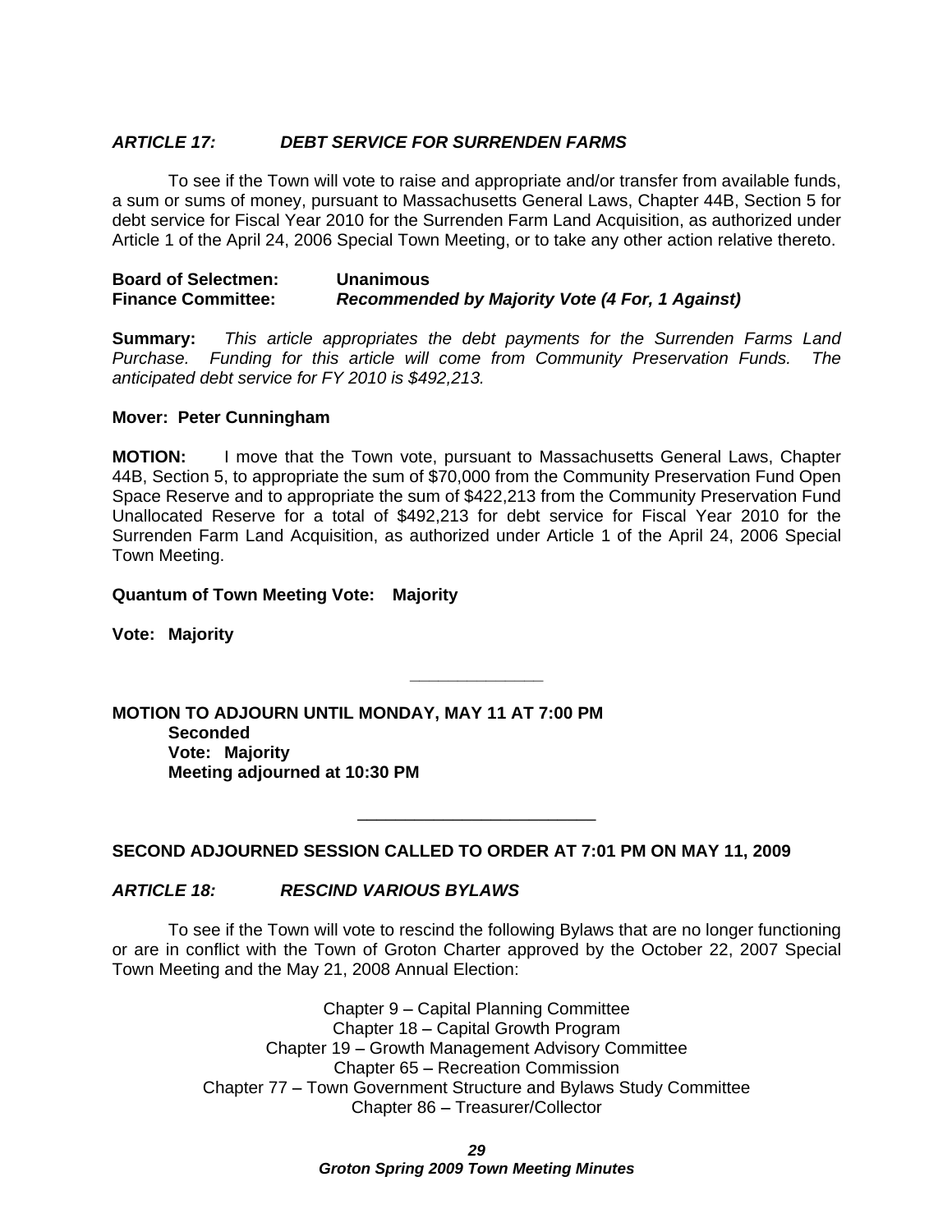### *ARTICLE 17: DEBT SERVICE FOR SURRENDEN FARMS*

To see if the Town will vote to raise and appropriate and/or transfer from available funds, a sum or sums of money, pursuant to Massachusetts General Laws, Chapter 44B, Section 5 for debt service for Fiscal Year 2010 for the Surrenden Farm Land Acquisition, as authorized under Article 1 of the April 24, 2006 Special Town Meeting, or to take any other action relative thereto.

**Board of Selectmen:** **Unanimous**
**Finance Committee:** ***Recommended by Majority Vote (4 For, 1 Against)***

**Summary:** *This article appropriates the debt payments for the Surrenden Farms Land Purchase. Funding for this article will come from Community Preservation Funds. The anticipated debt service for FY 2010 is $492,213.*

**Mover: Peter Cunningham**

**MOTION:** I move that the Town vote, pursuant to Massachusetts General Laws, Chapter 44B, Section 5, to appropriate the sum of $70,000 from the Community Preservation Fund Open Space Reserve and to appropriate the sum of $422,213 from the Community Preservation Fund Unallocated Reserve for a total of $492,213 for debt service for Fiscal Year 2010 for the Surrenden Farm Land Acquisition, as authorized under Article 1 of the April 24, 2006 Special Town Meeting.

**Quantum of Town Meeting Vote: Majority**

**Vote: Majority**

---

**MOTION TO ADJOURN UNTIL MONDAY, MAY 11 AT 7:00 PM**
**Seconded**
**Vote: Majority**
**Meeting adjourned at 10:30 PM**

---

**SECOND ADJOURNED SESSION CALLED TO ORDER AT 7:01 PM ON MAY 11, 2009**

### *ARTICLE 18: RESCIND VARIOUS BYLAWS*

To see if the Town will vote to rescind the following Bylaws that are no longer functioning or are in conflict with the Town of Groton Charter approved by the October 22, 2007 Special Town Meeting and the May 21, 2008 Annual Election:

Chapter 9 – Capital Planning Committee
Chapter 18 – Capital Growth Program
Chapter 19 – Growth Management Advisory Committee
Chapter 65 – Recreation Commission
Chapter 77 – Town Government Structure and Bylaws Study Committee
Chapter 86 – Treasurer/Collector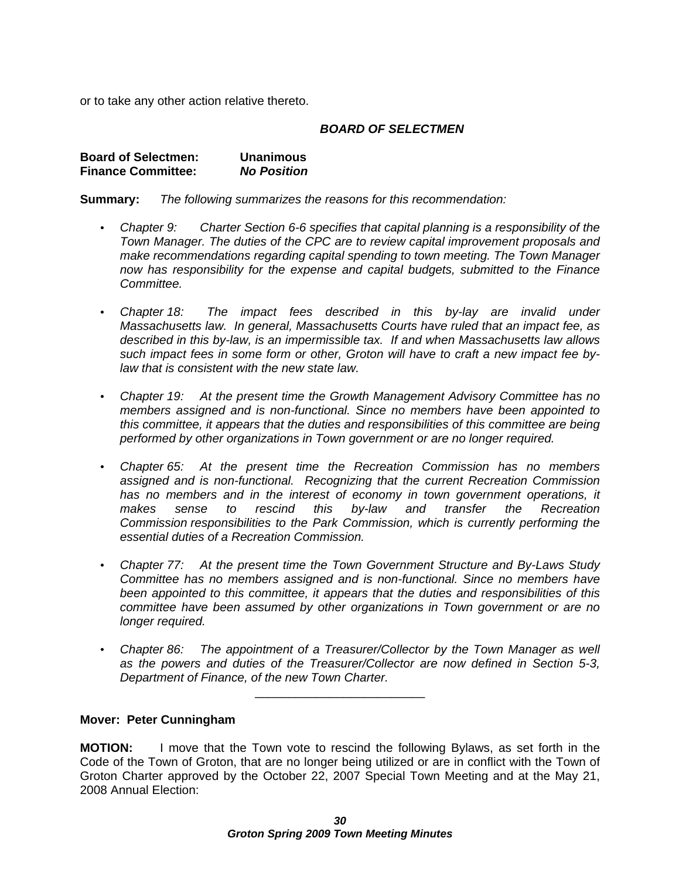or to take any other action relative thereto.

***BOARD OF SELECTMEN***

**Board of Selectmen:** **Unanimous**
**Finance Committee:** ***No Position***

**Summary:** *The following summarizes the reasons for this recommendation:*

- *Chapter 9: Charter Section 6-6 specifies that capital planning is a responsibility of the Town Manager. The duties of the CPC are to review capital improvement proposals and make recommendations regarding capital spending to town meeting. The Town Manager now has responsibility for the expense and capital budgets, submitted to the Finance Committee.*

- *Chapter 18: The impact fees described in this by-lay are invalid under Massachusetts law. In general, Massachusetts Courts have ruled that an impact fee, as described in this by-law, is an impermissible tax. If and when Massachusetts law allows such impact fees in some form or other, Groton will have to craft a new impact fee by-law that is consistent with the new state law.*

- *Chapter 19: At the present time the Growth Management Advisory Committee has no members assigned and is non-functional. Since no members have been appointed to this committee, it appears that the duties and responsibilities of this committee are being performed by other organizations in Town government or are no longer required.*

- *Chapter 65: At the present time the Recreation Commission has no members assigned and is non-functional. Recognizing that the current Recreation Commission has no members and in the interest of economy in town government operations, it makes sense to rescind this by-law and transfer the Recreation Commission responsibilities to the Park Commission, which is currently performing the essential duties of a Recreation Commission.*

- *Chapter 77: At the present time the Town Government Structure and By-Laws Study Committee has no members assigned and is non-functional. Since no members have been appointed to this committee, it appears that the duties and responsibilities of this committee have been assumed by other organizations in Town government or are no longer required.*

- *Chapter 86: The appointment of a Treasurer/Collector by the Town Manager as well as the powers and duties of the Treasurer/Collector are now defined in Section 5-3, Department of Finance, of the new Town Charter.*

---

**Mover: Peter Cunningham**

**MOTION:** I move that the Town vote to rescind the following Bylaws, as set forth in the Code of the Town of Groton, that are no longer being utilized or are in conflict with the Town of Groton Charter approved by the October 22, 2007 Special Town Meeting and at the May 21, 2008 Annual Election: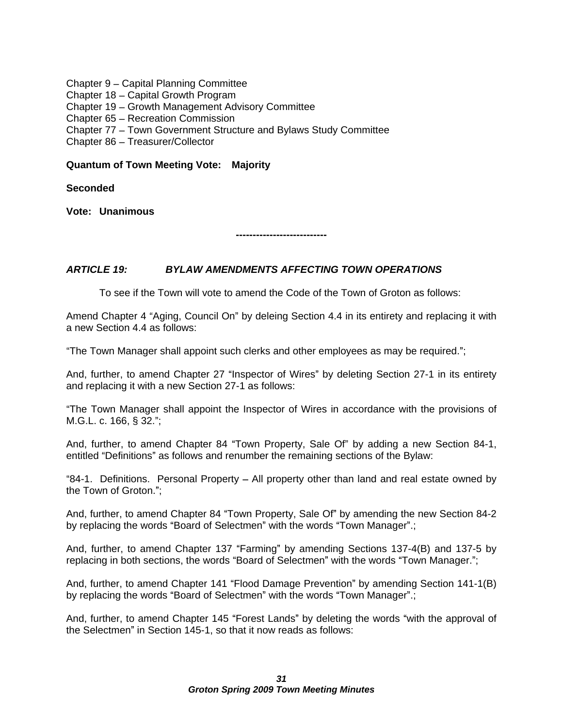Chapter 9 – Capital Planning Committee
Chapter 18 – Capital Growth Program
Chapter 19 – Growth Management Advisory Committee
Chapter 65 – Recreation Commission
Chapter 77 – Town Government Structure and Bylaws Study Committee
Chapter 86 – Treasurer/Collector

**Quantum of Town Meeting Vote: Majority**

**Seconded**

**Vote: Unanimous**

**--------------------------**

### *ARTICLE 19: BYLAW AMENDMENTS AFFECTING TOWN OPERATIONS*

To see if the Town will vote to amend the Code of the Town of Groton as follows:

Amend Chapter 4 "Aging, Council On" by deleing Section 4.4 in its entirety and replacing it with a new Section 4.4 as follows:

"The Town Manager shall appoint such clerks and other employees as may be required.";

And, further, to amend Chapter 27 "Inspector of Wires" by deleting Section 27-1 in its entirety and replacing it with a new Section 27-1 as follows:

"The Town Manager shall appoint the Inspector of Wires in accordance with the provisions of M.G.L. c. 166, § 32.";

And, further, to amend Chapter 84 "Town Property, Sale Of" by adding a new Section 84-1, entitled "Definitions" as follows and renumber the remaining sections of the Bylaw:

"84-1. Definitions. Personal Property – All property other than land and real estate owned by the Town of Groton.";

And, further, to amend Chapter 84 "Town Property, Sale Of" by amending the new Section 84-2 by replacing the words "Board of Selectmen" with the words "Town Manager".;

And, further, to amend Chapter 137 "Farming" by amending Sections 137-4(B) and 137-5 by replacing in both sections, the words "Board of Selectmen" with the words "Town Manager.";

And, further, to amend Chapter 141 "Flood Damage Prevention" by amending Section 141-1(B) by replacing the words "Board of Selectmen" with the words "Town Manager".;

And, further, to amend Chapter 145 "Forest Lands" by deleting the words "with the approval of the Selectmen" in Section 145-1, so that it now reads as follows: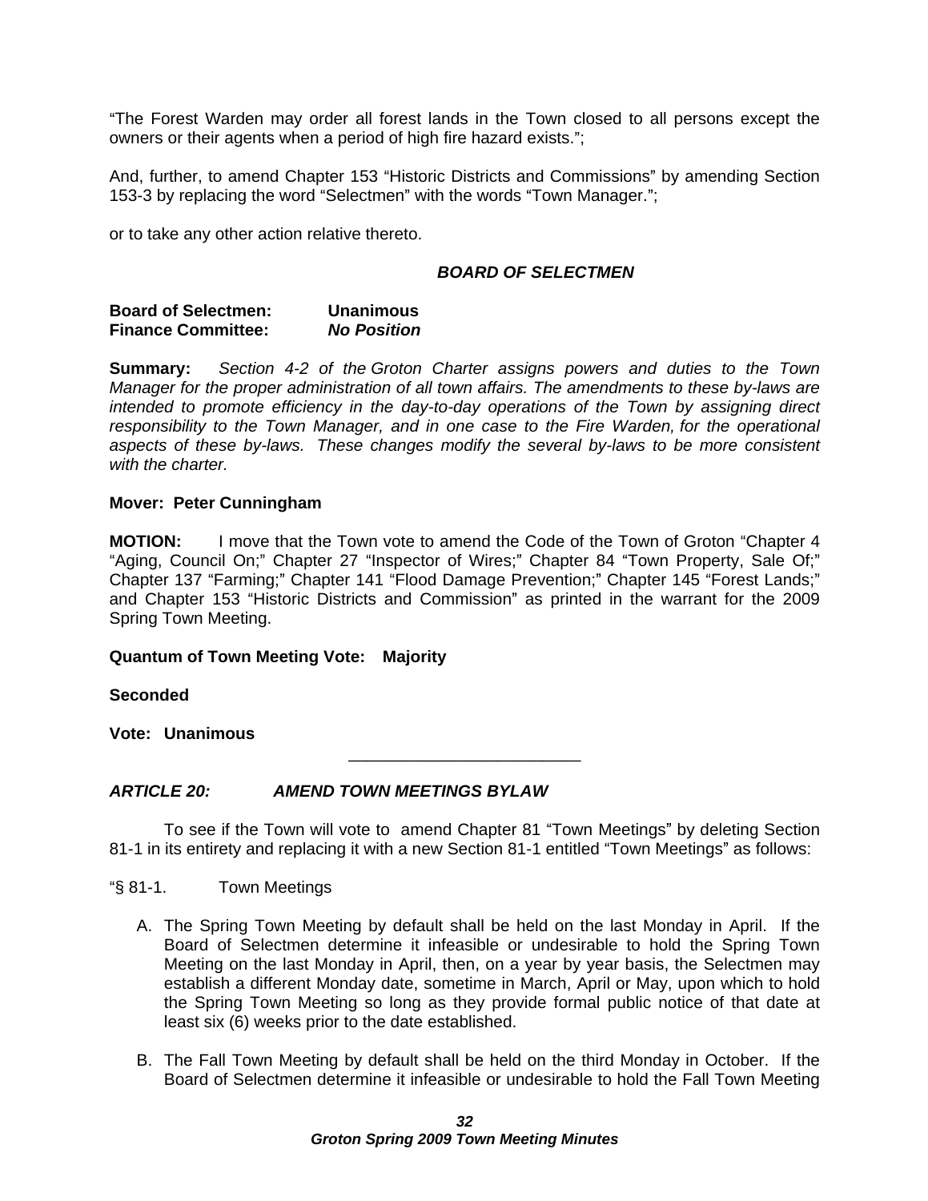"The Forest Warden may order all forest lands in the Town closed to all persons except the owners or their agents when a period of high fire hazard exists.";

And, further, to amend Chapter 153 "Historic Districts and Commissions" by amending Section 153-3 by replacing the word "Selectmen" with the words "Town Manager.";

or to take any other action relative thereto.

***BOARD OF SELECTMEN***

**Board of Selectmen:** **Unanimous**
**Finance Committee:** ***No Position***

**Summary:** *Section 4-2 of the Groton Charter assigns powers and duties to the Town Manager for the proper administration of all town affairs. The amendments to these by-laws are intended to promote efficiency in the day-to-day operations of the Town by assigning direct responsibility to the Town Manager, and in one case to the Fire Warden, for the operational aspects of these by-laws. These changes modify the several by-laws to be more consistent with the charter.*

**Mover: Peter Cunningham**

**MOTION:** I move that the Town vote to amend the Code of the Town of Groton "Chapter 4 "Aging, Council On;" Chapter 27 "Inspector of Wires;" Chapter 84 "Town Property, Sale Of;" Chapter 137 "Farming;" Chapter 141 "Flood Damage Prevention;" Chapter 145 "Forest Lands;" and Chapter 153 "Historic Districts and Commission" as printed in the warrant for the 2009 Spring Town Meeting.

**Quantum of Town Meeting Vote: Majority**

**Seconded**

**Vote: Unanimous**

---

***ARTICLE 20: AMEND TOWN MEETINGS BYLAW***

To see if the Town will vote to amend Chapter 81 "Town Meetings" by deleting Section 81-1 in its entirety and replacing it with a new Section 81-1 entitled "Town Meetings" as follows:

"§ 81-1. Town Meetings

A. The Spring Town Meeting by default shall be held on the last Monday in April. If the Board of Selectmen determine it infeasible or undesirable to hold the Spring Town Meeting on the last Monday in April, then, on a year by year basis, the Selectmen may establish a different Monday date, sometime in March, April or May, upon which to hold the Spring Town Meeting so long as they provide formal public notice of that date at least six (6) weeks prior to the date established.

B. The Fall Town Meeting by default shall be held on the third Monday in October. If the Board of Selectmen determine it infeasible or undesirable to hold the Fall Town Meeting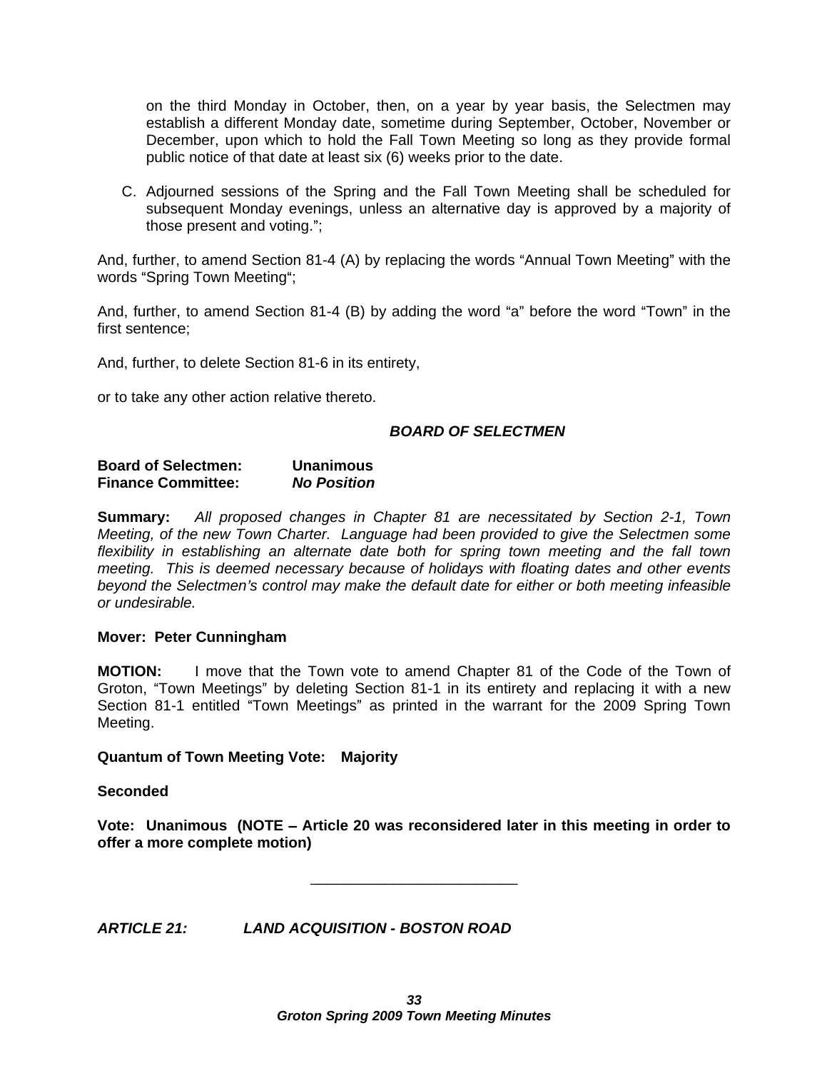on the third Monday in October, then, on a year by year basis, the Selectmen may establish a different Monday date, sometime during September, October, November or December, upon which to hold the Fall Town Meeting so long as they provide formal public notice of that date at least six (6) weeks prior to the date.

C. Adjourned sessions of the Spring and the Fall Town Meeting shall be scheduled for subsequent Monday evenings, unless an alternative day is approved by a majority of those present and voting.";

And, further, to amend Section 81-4 (A) by replacing the words "Annual Town Meeting" with the words "Spring Town Meeting";

And, further, to amend Section 81-4 (B) by adding the word "a" before the word "Town" in the first sentence;

And, further, to delete Section 81-6 in its entirety,

or to take any other action relative thereto.

***BOARD OF SELECTMEN***

**Board of Selectmen:** **Unanimous**
**Finance Committee:** ***No Position***

**Summary:** *All proposed changes in Chapter 81 are necessitated by Section 2-1, Town Meeting, of the new Town Charter. Language had been provided to give the Selectmen some flexibility in establishing an alternate date both for spring town meeting and the fall town meeting. This is deemed necessary because of holidays with floating dates and other events beyond the Selectmen's control may make the default date for either or both meeting infeasible or undesirable.*

**Mover: Peter Cunningham**

**MOTION:** I move that the Town vote to amend Chapter 81 of the Code of the Town of Groton, "Town Meetings" by deleting Section 81-1 in its entirety and replacing it with a new Section 81-1 entitled "Town Meetings" as printed in the warrant for the 2009 Spring Town Meeting.

**Quantum of Town Meeting Vote: Majority**

**Seconded**

**Vote: Unanimous (NOTE – Article 20 was reconsidered later in this meeting in order to offer a more complete motion)**

---

***ARTICLE 21: LAND ACQUISITION - BOSTON ROAD***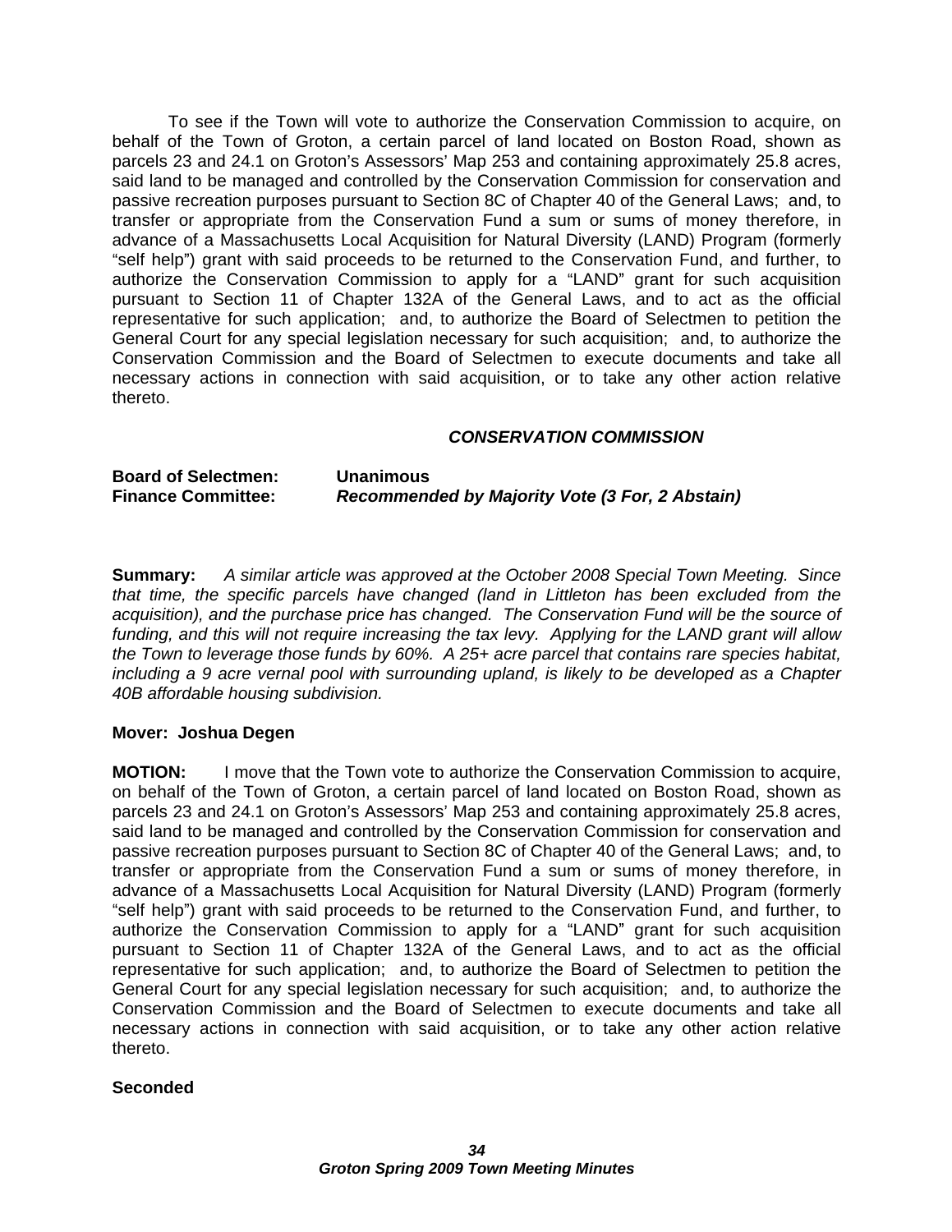To see if the Town will vote to authorize the Conservation Commission to acquire, on behalf of the Town of Groton, a certain parcel of land located on Boston Road, shown as parcels 23 and 24.1 on Groton's Assessors' Map 253 and containing approximately 25.8 acres, said land to be managed and controlled by the Conservation Commission for conservation and passive recreation purposes pursuant to Section 8C of Chapter 40 of the General Laws; and, to transfer or appropriate from the Conservation Fund a sum or sums of money therefore, in advance of a Massachusetts Local Acquisition for Natural Diversity (LAND) Program (formerly "self help") grant with said proceeds to be returned to the Conservation Fund, and further, to authorize the Conservation Commission to apply for a "LAND" grant for such acquisition pursuant to Section 11 of Chapter 132A of the General Laws, and to act as the official representative for such application; and, to authorize the Board of Selectmen to petition the General Court for any special legislation necessary for such acquisition; and, to authorize the Conservation Commission and the Board of Selectmen to execute documents and take all necessary actions in connection with said acquisition, or to take any other action relative thereto.

***CONSERVATION COMMISSION***

**Board of Selectmen:** **Unanimous**
**Finance Committee:** ***Recommended by Majority Vote (3 For, 2 Abstain)***

**Summary:** *A similar article was approved at the October 2008 Special Town Meeting. Since that time, the specific parcels have changed (land in Littleton has been excluded from the acquisition), and the purchase price has changed. The Conservation Fund will be the source of funding, and this will not require increasing the tax levy. Applying for the LAND grant will allow the Town to leverage those funds by 60%. A 25+ acre parcel that contains rare species habitat, including a 9 acre vernal pool with surrounding upland, is likely to be developed as a Chapter 40B affordable housing subdivision.*

**Mover: Joshua Degen**

**MOTION:** I move that the Town vote to authorize the Conservation Commission to acquire, on behalf of the Town of Groton, a certain parcel of land located on Boston Road, shown as parcels 23 and 24.1 on Groton's Assessors' Map 253 and containing approximately 25.8 acres, said land to be managed and controlled by the Conservation Commission for conservation and passive recreation purposes pursuant to Section 8C of Chapter 40 of the General Laws; and, to transfer or appropriate from the Conservation Fund a sum or sums of money therefore, in advance of a Massachusetts Local Acquisition for Natural Diversity (LAND) Program (formerly "self help") grant with said proceeds to be returned to the Conservation Fund, and further, to authorize the Conservation Commission to apply for a "LAND" grant for such acquisition pursuant to Section 11 of Chapter 132A of the General Laws, and to act as the official representative for such application; and, to authorize the Board of Selectmen to petition the General Court for any special legislation necessary for such acquisition; and, to authorize the Conservation Commission and the Board of Selectmen to execute documents and take all necessary actions in connection with said acquisition, or to take any other action relative thereto.

**Seconded**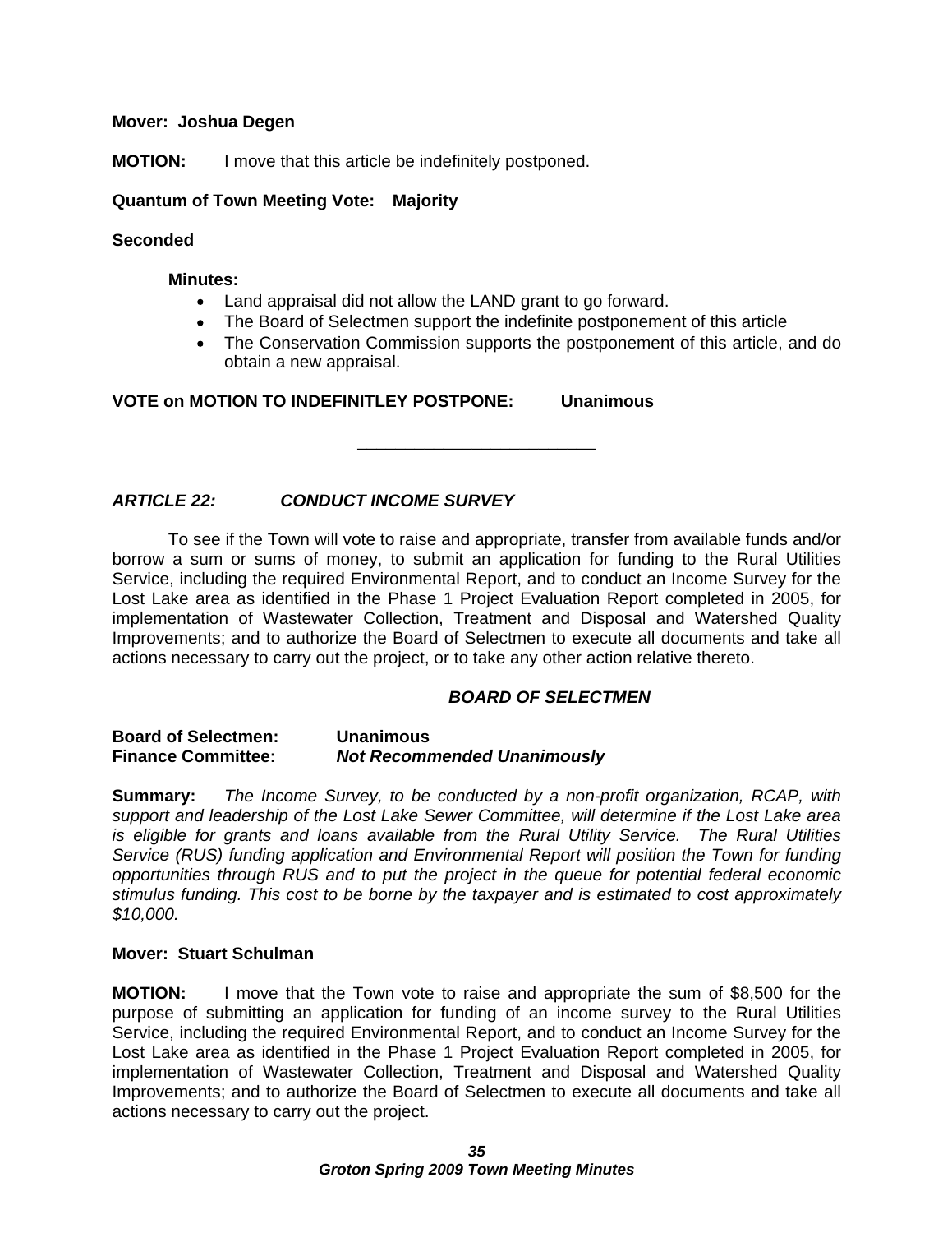**Mover: Joshua Degen**

**MOTION:** I move that this article be indefinitely postponed.

**Quantum of Town Meeting Vote: Majority**

**Seconded**

**Minutes:**

- Land appraisal did not allow the LAND grant to go forward.
- The Board of Selectmen support the indefinite postponement of this article
- The Conservation Commission supports the postponement of this article, and do obtain a new appraisal.

**VOTE on MOTION TO INDEFINITLEY POSTPONE: Unanimous**

---

***ARTICLE 22: CONDUCT INCOME SURVEY***

To see if the Town will vote to raise and appropriate, transfer from available funds and/or borrow a sum or sums of money, to submit an application for funding to the Rural Utilities Service, including the required Environmental Report, and to conduct an Income Survey for the Lost Lake area as identified in the Phase 1 Project Evaluation Report completed in 2005, for implementation of Wastewater Collection, Treatment and Disposal and Watershed Quality Improvements; and to authorize the Board of Selectmen to execute all documents and take all actions necessary to carry out the project, or to take any other action relative thereto.

***BOARD OF SELECTMEN***

**Board of Selectmen: Unanimous**
**Finance Committee: *Not Recommended Unanimously***

**Summary:** *The Income Survey, to be conducted by a non-profit organization, RCAP, with support and leadership of the Lost Lake Sewer Committee, will determine if the Lost Lake area is eligible for grants and loans available from the Rural Utility Service. The Rural Utilities Service (RUS) funding application and Environmental Report will position the Town for funding opportunities through RUS and to put the project in the queue for potential federal economic stimulus funding. This cost to be borne by the taxpayer and is estimated to cost approximately $10,000.*

**Mover: Stuart Schulman**

**MOTION:** I move that the Town vote to raise and appropriate the sum of $8,500 for the purpose of submitting an application for funding of an income survey to the Rural Utilities Service, including the required Environmental Report, and to conduct an Income Survey for the Lost Lake area as identified in the Phase 1 Project Evaluation Report completed in 2005, for implementation of Wastewater Collection, Treatment and Disposal and Watershed Quality Improvements; and to authorize the Board of Selectmen to execute all documents and take all actions necessary to carry out the project.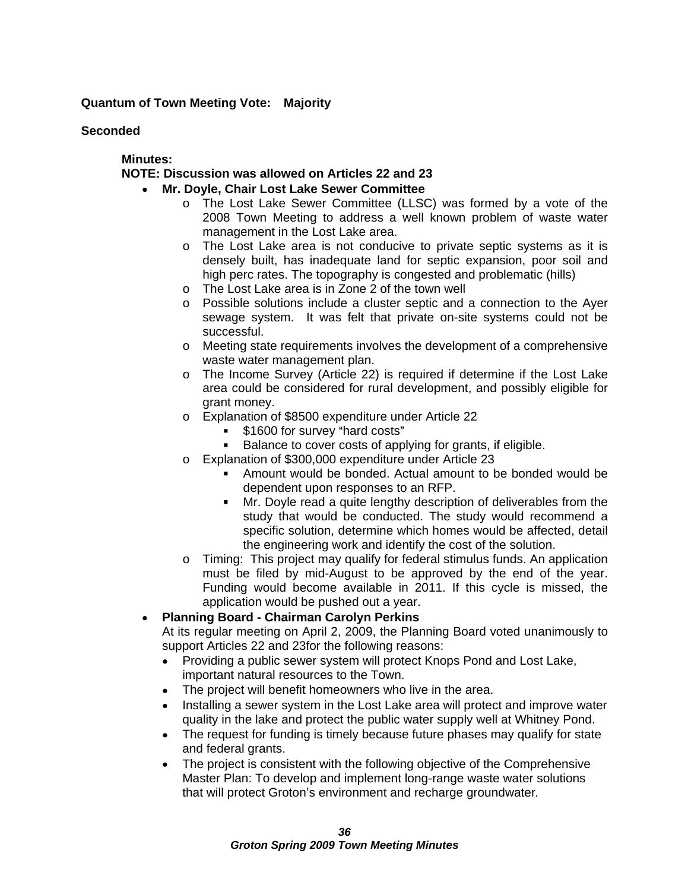**Quantum of Town Meeting Vote: Majority**

**Seconded**

**Minutes:**

**NOTE: Discussion was allowed on Articles 22 and 23**

- **Mr. Doyle, Chair Lost Lake Sewer Committee**
  - The Lost Lake Sewer Committee (LLSC) was formed by a vote of the 2008 Town Meeting to address a well known problem of waste water management in the Lost Lake area.
  - The Lost Lake area is not conducive to private septic systems as it is densely built, has inadequate land for septic expansion, poor soil and high perc rates. The topography is congested and problematic (hills)
  - The Lost Lake area is in Zone 2 of the town well
  - Possible solutions include a cluster septic and a connection to the Ayer sewage system. It was felt that private on-site systems could not be successful.
  - Meeting state requirements involves the development of a comprehensive waste water management plan.
  - The Income Survey (Article 22) is required if determine if the Lost Lake area could be considered for rural development, and possibly eligible for grant money.
  - Explanation of $8500 expenditure under Article 22
    - $1600 for survey "hard costs"
    - Balance to cover costs of applying for grants, if eligible.
  - Explanation of $300,000 expenditure under Article 23
    - Amount would be bonded. Actual amount to be bonded would be dependent upon responses to an RFP.
    - Mr. Doyle read a quite lengthy description of deliverables from the study that would be conducted. The study would recommend a specific solution, determine which homes would be affected, detail the engineering work and identify the cost of the solution.
  - Timing: This project may qualify for federal stimulus funds. An application must be filed by mid-August to be approved by the end of the year. Funding would become available in 2011. If this cycle is missed, the application would be pushed out a year.
- **Planning Board - Chairman Carolyn Perkins**

  At its regular meeting on April 2, 2009, the Planning Board voted unanimously to support Articles 22 and 23for the following reasons:
  - Providing a public sewer system will protect Knops Pond and Lost Lake, important natural resources to the Town.
  - The project will benefit homeowners who live in the area.
  - Installing a sewer system in the Lost Lake area will protect and improve water quality in the lake and protect the public water supply well at Whitney Pond.
  - The request for funding is timely because future phases may qualify for state and federal grants.
  - The project is consistent with the following objective of the Comprehensive Master Plan: To develop and implement long-range waste water solutions that will protect Groton's environment and recharge groundwater.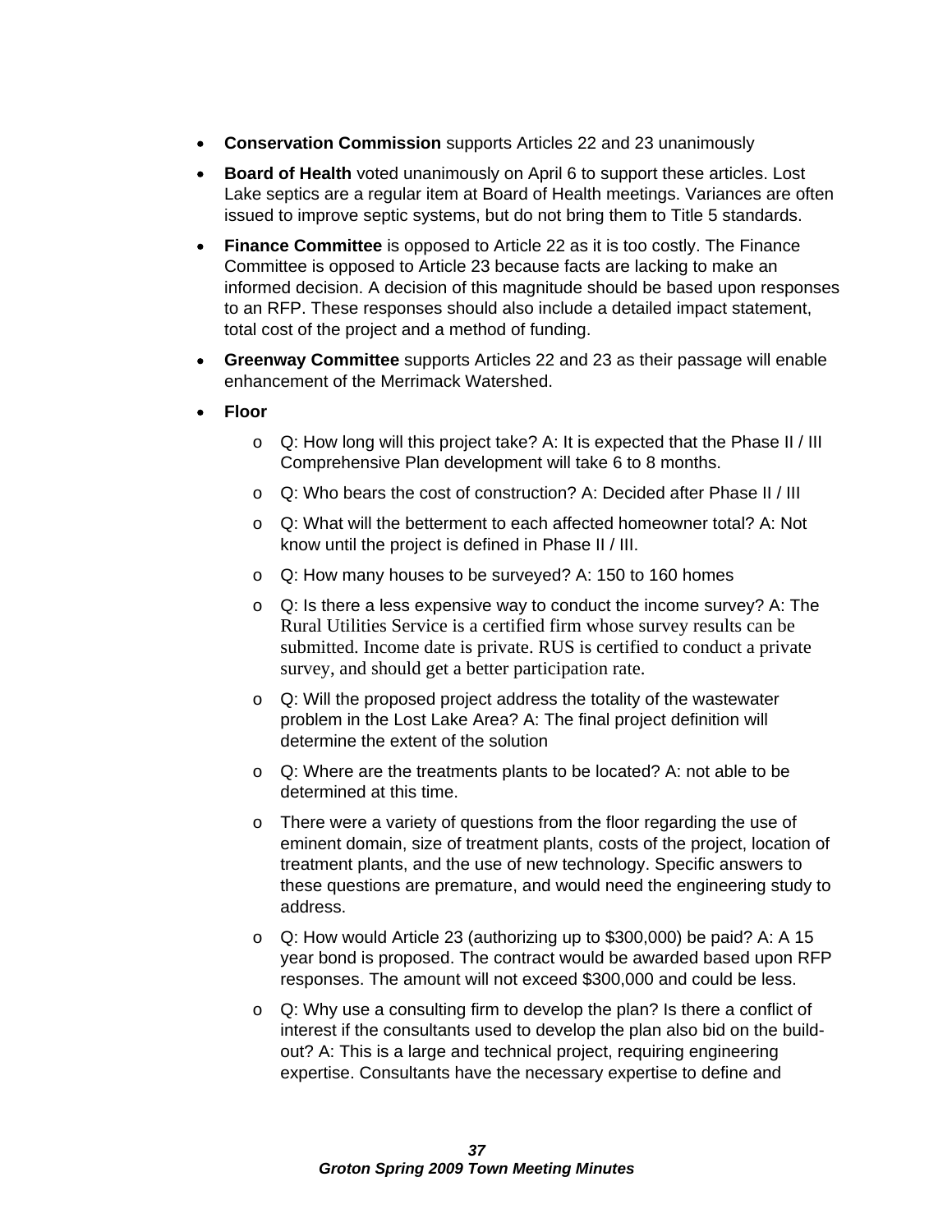- **Conservation Commission** supports Articles 22 and 23 unanimously
- **Board of Health** voted unanimously on April 6 to support these articles. Lost Lake septics are a regular item at Board of Health meetings. Variances are often issued to improve septic systems, but do not bring them to Title 5 standards.
- **Finance Committee** is opposed to Article 22 as it is too costly. The Finance Committee is opposed to Article 23 because facts are lacking to make an informed decision. A decision of this magnitude should be based upon responses to an RFP. These responses should also include a detailed impact statement, total cost of the project and a method of funding.
- **Greenway Committee** supports Articles 22 and 23 as their passage will enable enhancement of the Merrimack Watershed.
- **Floor**
  - Q: How long will this project take? A: It is expected that the Phase II / III Comprehensive Plan development will take 6 to 8 months.
  - Q: Who bears the cost of construction? A: Decided after Phase II / III
  - Q: What will the betterment to each affected homeowner total? A: Not know until the project is defined in Phase II / III.
  - Q: How many houses to be surveyed? A: 150 to 160 homes
  - Q: Is there a less expensive way to conduct the income survey? A: The Rural Utilities Service is a certified firm whose survey results can be submitted. Income date is private. RUS is certified to conduct a private survey, and should get a better participation rate.
  - Q: Will the proposed project address the totality of the wastewater problem in the Lost Lake Area? A: The final project definition will determine the extent of the solution
  - Q: Where are the treatments plants to be located? A: not able to be determined at this time.
  - There were a variety of questions from the floor regarding the use of eminent domain, size of treatment plants, costs of the project, location of treatment plants, and the use of new technology. Specific answers to these questions are premature, and would need the engineering study to address.
  - Q: How would Article 23 (authorizing up to $300,000) be paid? A: A 15 year bond is proposed. The contract would be awarded based upon RFP responses. The amount will not exceed $300,000 and could be less.
  - Q: Why use a consulting firm to develop the plan? Is there a conflict of interest if the consultants used to develop the plan also bid on the build-out? A: This is a large and technical project, requiring engineering expertise. Consultants have the necessary expertise to define and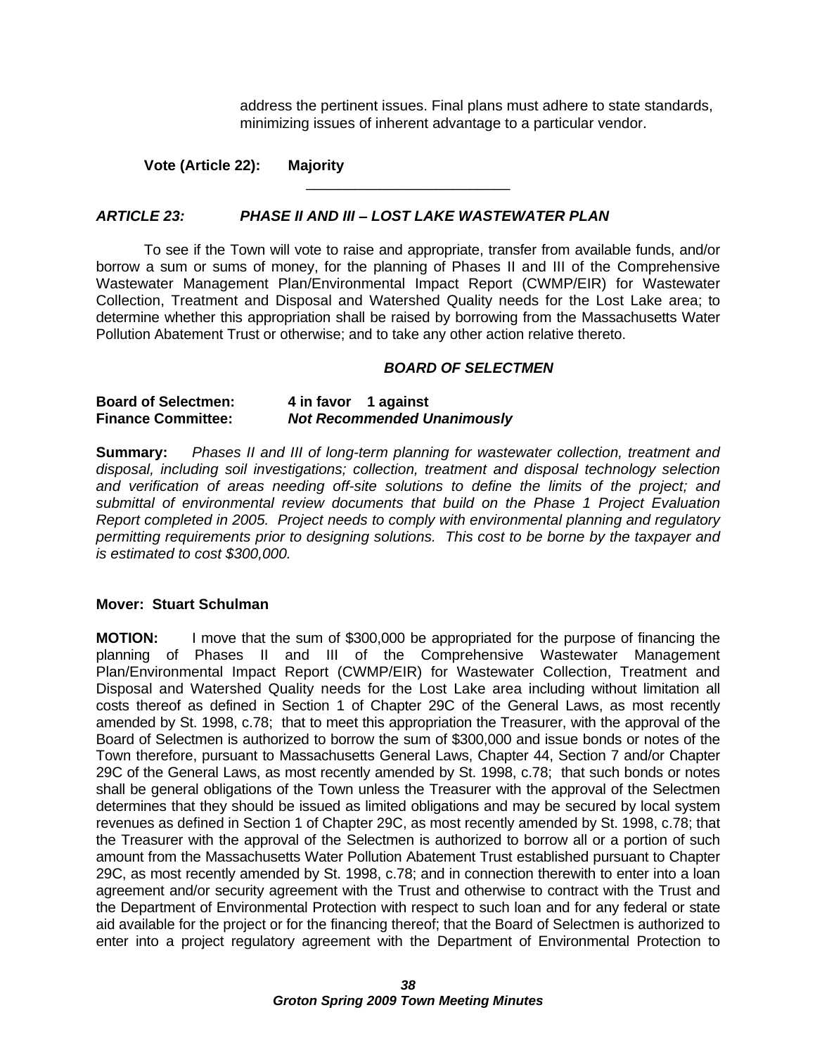address the pertinent issues. Final plans must adhere to state standards, minimizing issues of inherent advantage to a particular vendor.

**Vote (Article 22): Majority**

---

***ARTICLE 23: PHASE II AND III – LOST LAKE WASTEWATER PLAN***

To see if the Town will vote to raise and appropriate, transfer from available funds, and/or borrow a sum or sums of money, for the planning of Phases II and III of the Comprehensive Wastewater Management Plan/Environmental Impact Report (CWMP/EIR) for Wastewater Collection, Treatment and Disposal and Watershed Quality needs for the Lost Lake area; to determine whether this appropriation shall be raised by borrowing from the Massachusetts Water Pollution Abatement Trust or otherwise; and to take any other action relative thereto.

***BOARD OF SELECTMEN***

**Board of Selectmen:** **4 in favor 1 against**
**Finance Committee:** ***Not Recommended Unanimously***

**Summary:** *Phases II and III of long-term planning for wastewater collection, treatment and disposal, including soil investigations; collection, treatment and disposal technology selection and verification of areas needing off-site solutions to define the limits of the project; and submittal of environmental review documents that build on the Phase 1 Project Evaluation Report completed in 2005. Project needs to comply with environmental planning and regulatory permitting requirements prior to designing solutions. This cost to be borne by the taxpayer and is estimated to cost $300,000.*

**Mover: Stuart Schulman**

**MOTION:** I move that the sum of $300,000 be appropriated for the purpose of financing the planning of Phases II and III of the Comprehensive Wastewater Management Plan/Environmental Impact Report (CWMP/EIR) for Wastewater Collection, Treatment and Disposal and Watershed Quality needs for the Lost Lake area including without limitation all costs thereof as defined in Section 1 of Chapter 29C of the General Laws, as most recently amended by St. 1998, c.78; that to meet this appropriation the Treasurer, with the approval of the Board of Selectmen is authorized to borrow the sum of $300,000 and issue bonds or notes of the Town therefore, pursuant to Massachusetts General Laws, Chapter 44, Section 7 and/or Chapter 29C of the General Laws, as most recently amended by St. 1998, c.78; that such bonds or notes shall be general obligations of the Town unless the Treasurer with the approval of the Selectmen determines that they should be issued as limited obligations and may be secured by local system revenues as defined in Section 1 of Chapter 29C, as most recently amended by St. 1998, c.78; that the Treasurer with the approval of the Selectmen is authorized to borrow all or a portion of such amount from the Massachusetts Water Pollution Abatement Trust established pursuant to Chapter 29C, as most recently amended by St. 1998, c.78; and in connection therewith to enter into a loan agreement and/or security agreement with the Trust and otherwise to contract with the Trust and the Department of Environmental Protection with respect to such loan and for any federal or state aid available for the project or for the financing thereof; that the Board of Selectmen is authorized to enter into a project regulatory agreement with the Department of Environmental Protection to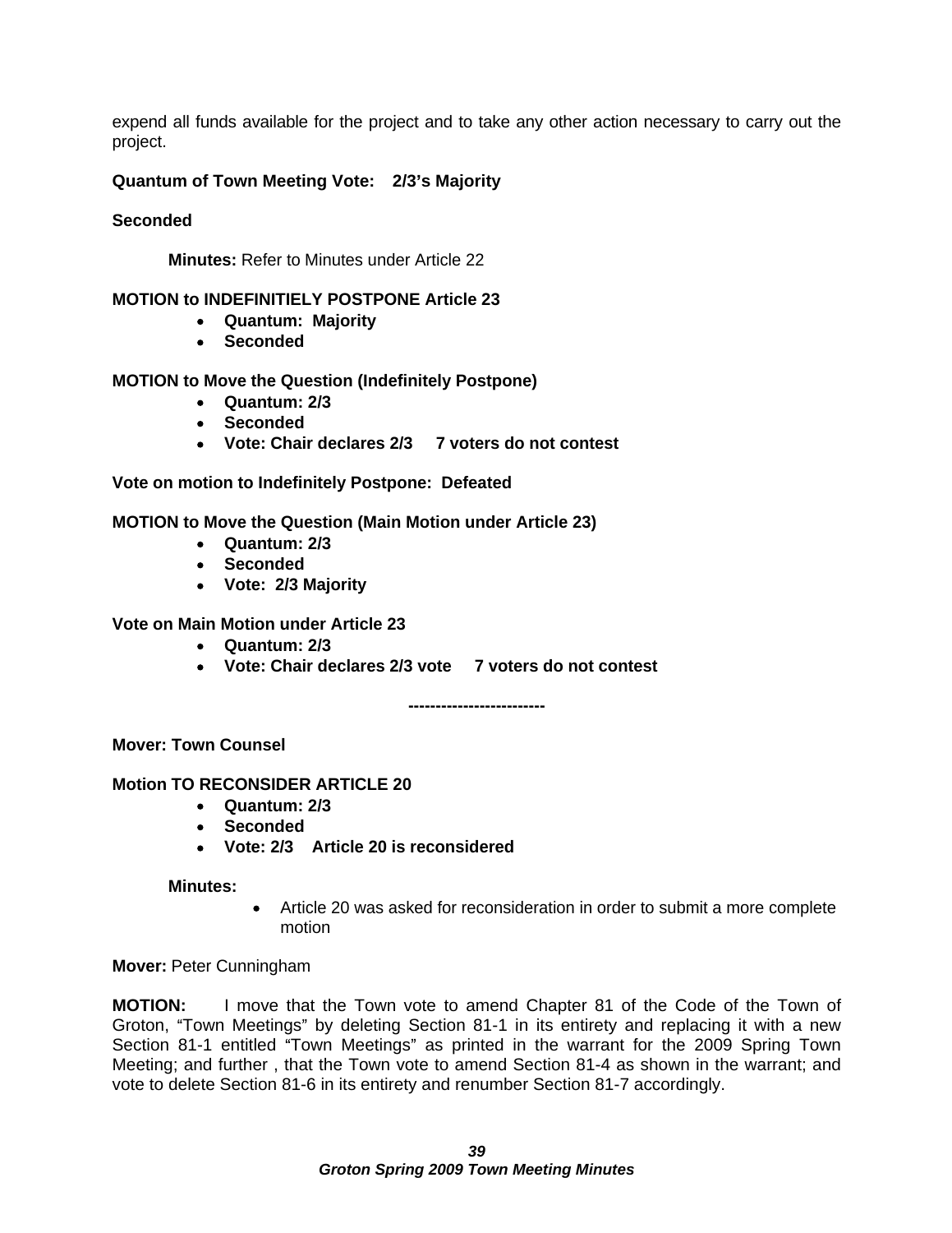expend all funds available for the project and to take any other action necessary to carry out the project.

**Quantum of Town Meeting Vote: 2/3's Majority**

**Seconded**

**Minutes:** Refer to Minutes under Article 22

**MOTION to INDEFINITIELY POSTPONE Article 23**

- **Quantum: Majority**
- **Seconded**

**MOTION to Move the Question (Indefinitely Postpone)**

- **Quantum: 2/3**
- **Seconded**
- **Vote: Chair declares 2/3 7 voters do not contest**

**Vote on motion to Indefinitely Postpone: Defeated**

**MOTION to Move the Question (Main Motion under Article 23)**

- **Quantum: 2/3**
- **Seconded**
- **Vote: 2/3 Majority**

**Vote on Main Motion under Article 23**

- **Quantum: 2/3**
- **Vote: Chair declares 2/3 vote 7 voters do not contest**

**------------------------**

**Mover: Town Counsel**

**Motion TO RECONSIDER ARTICLE 20**

- **Quantum: 2/3**
- **Seconded**
- **Vote: 2/3 Article 20 is reconsidered**

**Minutes:**

- Article 20 was asked for reconsideration in order to submit a more complete motion

**Mover:** Peter Cunningham

**MOTION:** I move that the Town vote to amend Chapter 81 of the Code of the Town of Groton, "Town Meetings" by deleting Section 81-1 in its entirety and replacing it with a new Section 81-1 entitled "Town Meetings" as printed in the warrant for the 2009 Spring Town Meeting; and further , that the Town vote to amend Section 81-4 as shown in the warrant; and vote to delete Section 81-6 in its entirety and renumber Section 81-7 accordingly.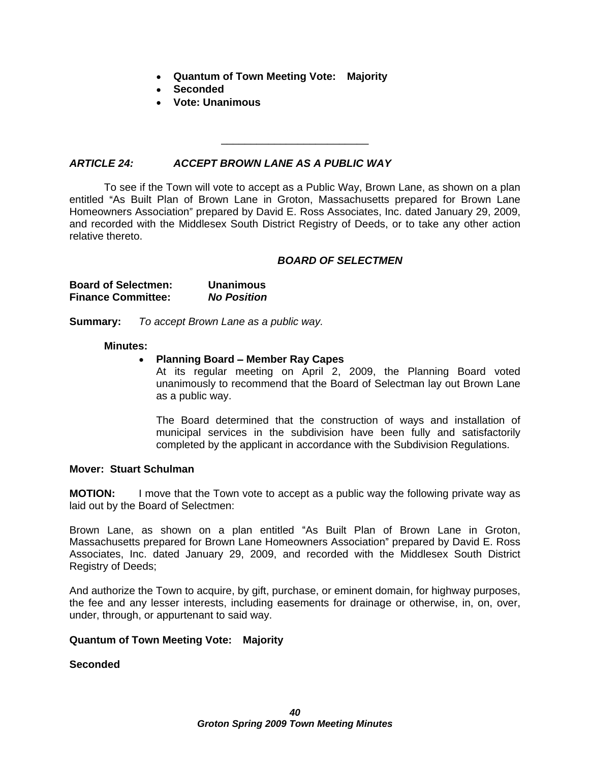- **Quantum of Town Meeting Vote: Majority**
- **Seconded**
- **Vote: Unanimous**

---

### *ARTICLE 24: ACCEPT BROWN LANE AS A PUBLIC WAY*

To see if the Town will vote to accept as a Public Way, Brown Lane, as shown on a plan entitled "As Built Plan of Brown Lane in Groton, Massachusetts prepared for Brown Lane Homeowners Association" prepared by David E. Ross Associates, Inc. dated January 29, 2009, and recorded with the Middlesex South District Registry of Deeds, or to take any other action relative thereto.

***BOARD OF SELECTMEN***

**Board of Selectmen:** **Unanimous**
**Finance Committee:** ***No Position***

**Summary:** *To accept Brown Lane as a public way.*

**Minutes:**

- **Planning Board – Member Ray Capes**

  At its regular meeting on April 2, 2009, the Planning Board voted unanimously to recommend that the Board of Selectman lay out Brown Lane as a public way.

  The Board determined that the construction of ways and installation of municipal services in the subdivision have been fully and satisfactorily completed by the applicant in accordance with the Subdivision Regulations.

**Mover: Stuart Schulman**

**MOTION:** I move that the Town vote to accept as a public way the following private way as laid out by the Board of Selectmen:

Brown Lane, as shown on a plan entitled "As Built Plan of Brown Lane in Groton, Massachusetts prepared for Brown Lane Homeowners Association" prepared by David E. Ross Associates, Inc. dated January 29, 2009, and recorded with the Middlesex South District Registry of Deeds;

And authorize the Town to acquire, by gift, purchase, or eminent domain, for highway purposes, the fee and any lesser interests, including easements for drainage or otherwise, in, on, over, under, through, or appurtenant to said way.

**Quantum of Town Meeting Vote: Majority**

**Seconded**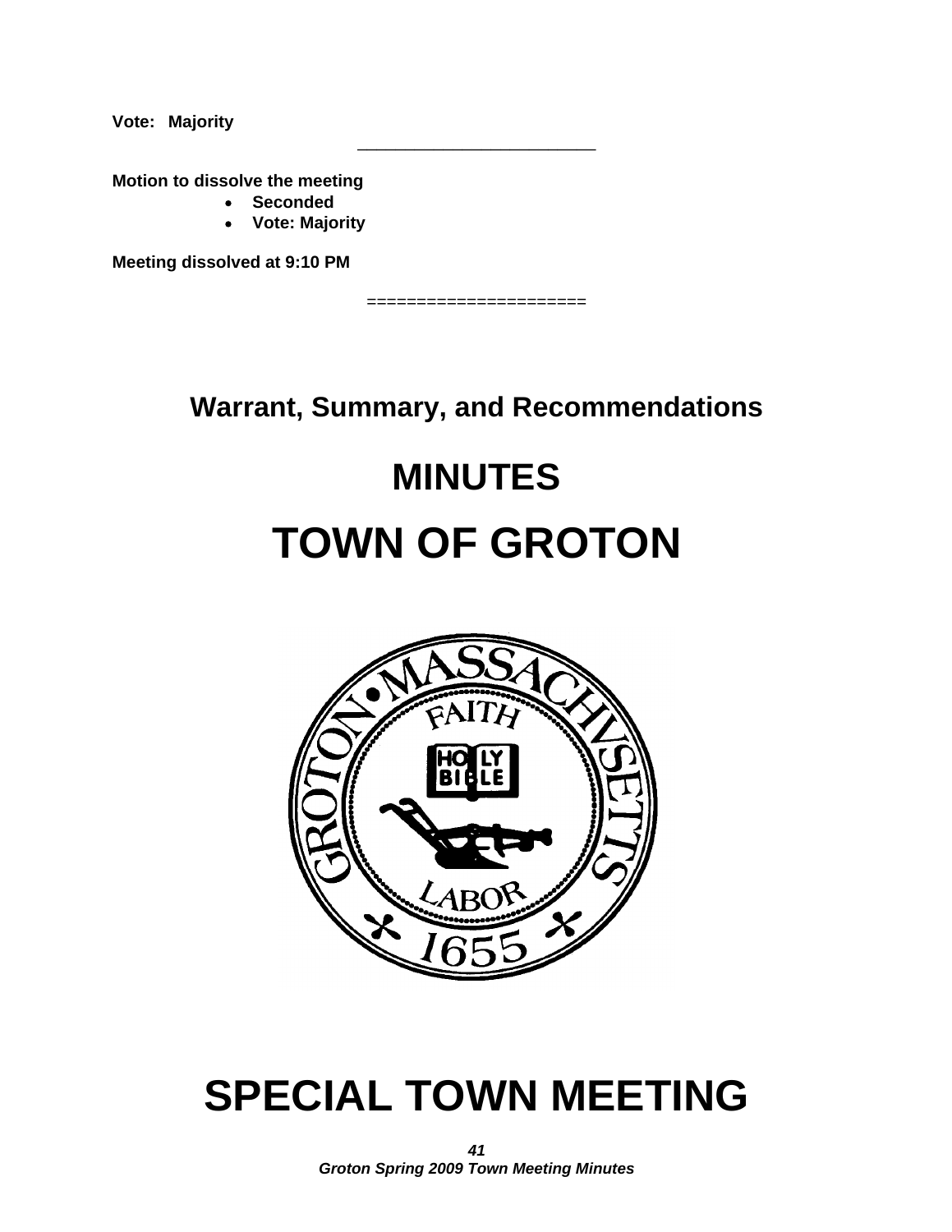**Vote: Majority**

---

**Motion to dissolve the meeting**

- **Seconded**
- **Vote: Majority**

**Meeting dissolved at 9:10 PM**

======================

## Warrant, Summary, and Recommendations

# MINUTES

# TOWN OF GROTON

# SPECIAL TOWN MEETING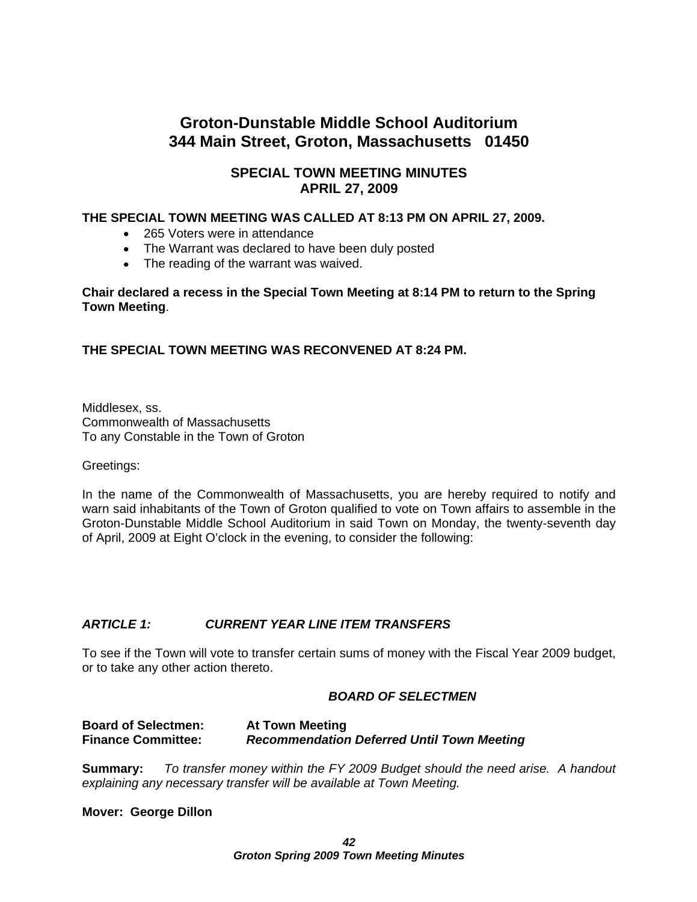# Groton-Dunstable Middle School Auditorium
# 344 Main Street, Groton, Massachusetts 01450

## SPECIAL TOWN MEETING MINUTES
## APRIL 27, 2009

**THE SPECIAL TOWN MEETING WAS CALLED AT 8:13 PM ON APRIL 27, 2009.**

- 265 Voters were in attendance
- The Warrant was declared to have been duly posted
- The reading of the warrant was waived.

**Chair declared a recess in the Special Town Meeting at 8:14 PM to return to the Spring Town Meeting**.

**THE SPECIAL TOWN MEETING WAS RECONVENED AT 8:24 PM.**

Middlesex, ss.
Commonwealth of Massachusetts
To any Constable in the Town of Groton

Greetings:

In the name of the Commonwealth of Massachusetts, you are hereby required to notify and warn said inhabitants of the Town of Groton qualified to vote on Town affairs to assemble in the Groton-Dunstable Middle School Auditorium in said Town on Monday, the twenty-seventh day of April, 2009 at Eight O'clock in the evening, to consider the following:

***ARTICLE 1: CURRENT YEAR LINE ITEM TRANSFERS***

To see if the Town will vote to transfer certain sums of money with the Fiscal Year 2009 budget, or to take any other action thereto.

***BOARD OF SELECTMEN***

**Board of Selectmen:** **At Town Meeting**
**Finance Committee:** ***Recommendation Deferred Until Town Meeting***

**Summary:** *To transfer money within the FY 2009 Budget should the need arise. A handout explaining any necessary transfer will be available at Town Meeting.*

**Mover: George Dillon**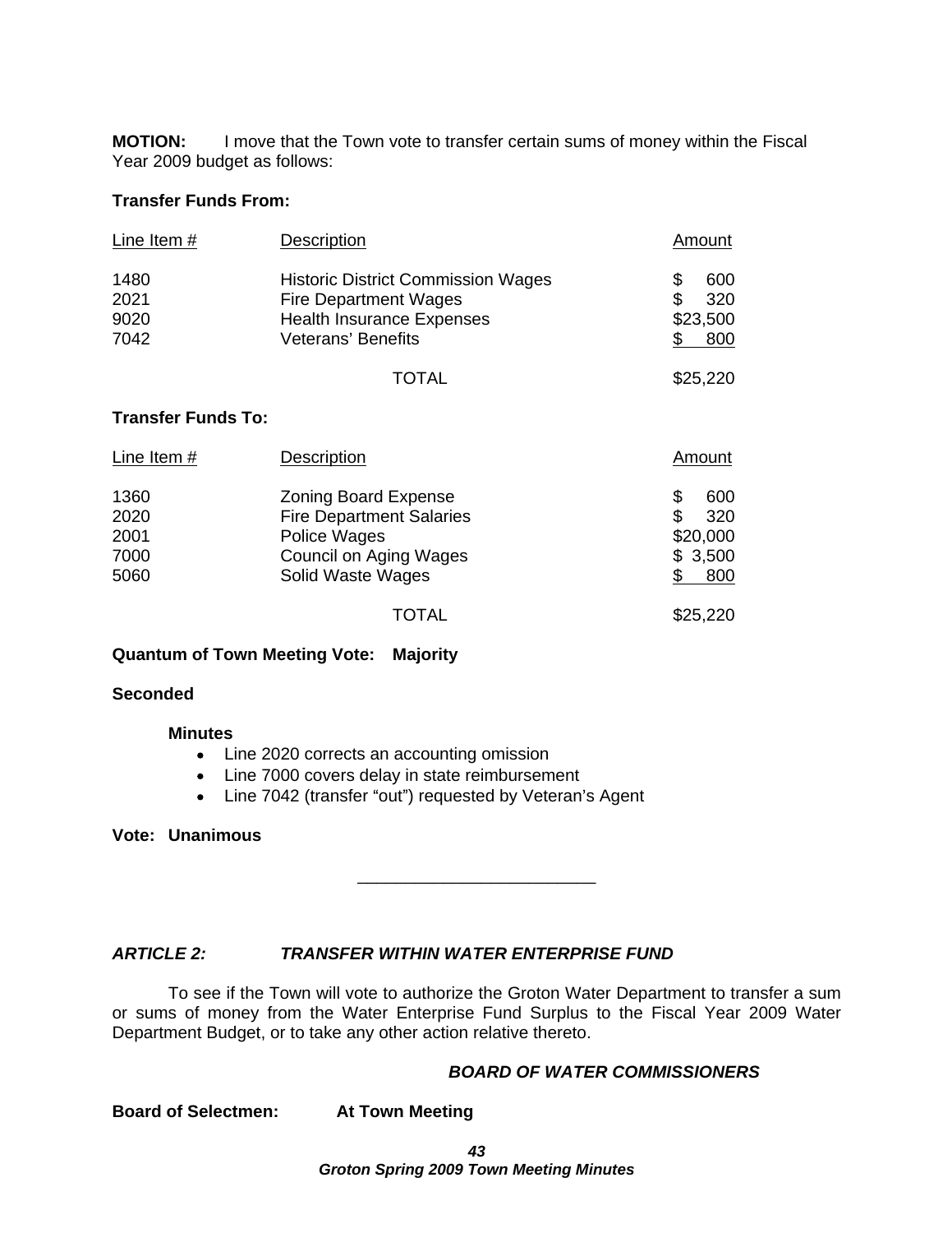**MOTION:** I move that the Town vote to transfer certain sums of money within the Fiscal Year 2009 budget as follows:

**Transfer Funds From:**

| Line Item # | Description | Amount |
|---|---|---|
| 1480 | Historic District Commission Wages | $ 600 |
| 2021 | Fire Department Wages | $ 320 |
| 9020 | Health Insurance Expenses | $23,500 |
| 7042 | Veterans' Benefits | $ 800 |
| | TOTAL | $25,220 |

**Transfer Funds To:**

| Line Item # | Description | Amount |
|---|---|---|
| 1360 | Zoning Board Expense | $ 600 |
| 2020 | Fire Department Salaries | $ 320 |
| 2001 | Police Wages | $20,000 |
| 7000 | Council on Aging Wages | $ 3,500 |
| 5060 | Solid Waste Wages | $ 800 |
| | TOTAL | $25,220 |

**Quantum of Town Meeting Vote: Majority**

**Seconded**

**Minutes**

- Line 2020 corrects an accounting omission
- Line 7000 covers delay in state reimbursement
- Line 7042 (transfer "out") requested by Veteran's Agent

**Vote: Unanimous**

---

### *ARTICLE 2: TRANSFER WITHIN WATER ENTERPRISE FUND*

To see if the Town will vote to authorize the Groton Water Department to transfer a sum or sums of money from the Water Enterprise Fund Surplus to the Fiscal Year 2009 Water Department Budget, or to take any other action relative thereto.

***BOARD OF WATER COMMISSIONERS***

**Board of Selectmen: At Town Meeting**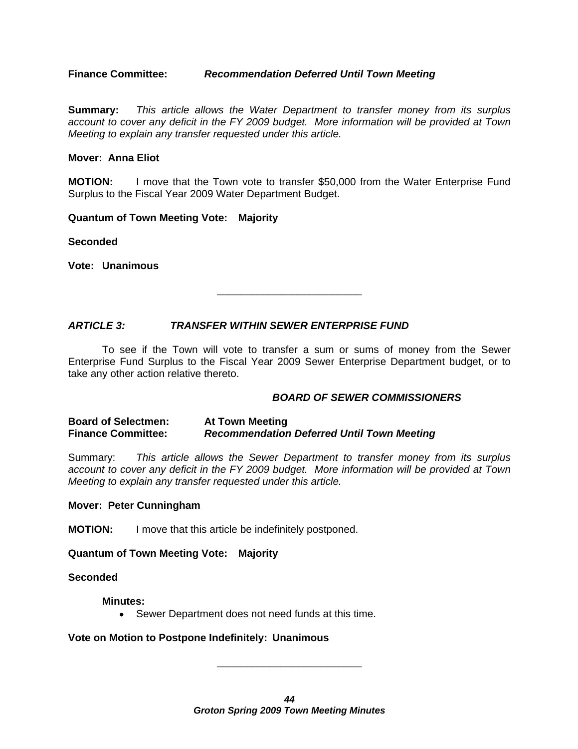**Finance Committee:** ***Recommendation Deferred Until Town Meeting***

**Summary:** *This article allows the Water Department to transfer money from its surplus account to cover any deficit in the FY 2009 budget. More information will be provided at Town Meeting to explain any transfer requested under this article.*

**Mover: Anna Eliot**

**MOTION:** I move that the Town vote to transfer $50,000 from the Water Enterprise Fund Surplus to the Fiscal Year 2009 Water Department Budget.

**Quantum of Town Meeting Vote: Majority**

**Seconded**

**Vote: Unanimous**

---

### *ARTICLE 3: TRANSFER WITHIN SEWER ENTERPRISE FUND*

To see if the Town will vote to transfer a sum or sums of money from the Sewer Enterprise Fund Surplus to the Fiscal Year 2009 Sewer Enterprise Department budget, or to take any other action relative thereto.

***BOARD OF SEWER COMMISSIONERS***

**Board of Selectmen:** **At Town Meeting**
**Finance Committee:** ***Recommendation Deferred Until Town Meeting***

Summary: *This article allows the Sewer Department to transfer money from its surplus account to cover any deficit in the FY 2009 budget. More information will be provided at Town Meeting to explain any transfer requested under this article.*

**Mover: Peter Cunningham**

**MOTION:** I move that this article be indefinitely postponed.

**Quantum of Town Meeting Vote: Majority**

**Seconded**

**Minutes:**

- Sewer Department does not need funds at this time.

**Vote on Motion to Postpone Indefinitely: Unanimous**

---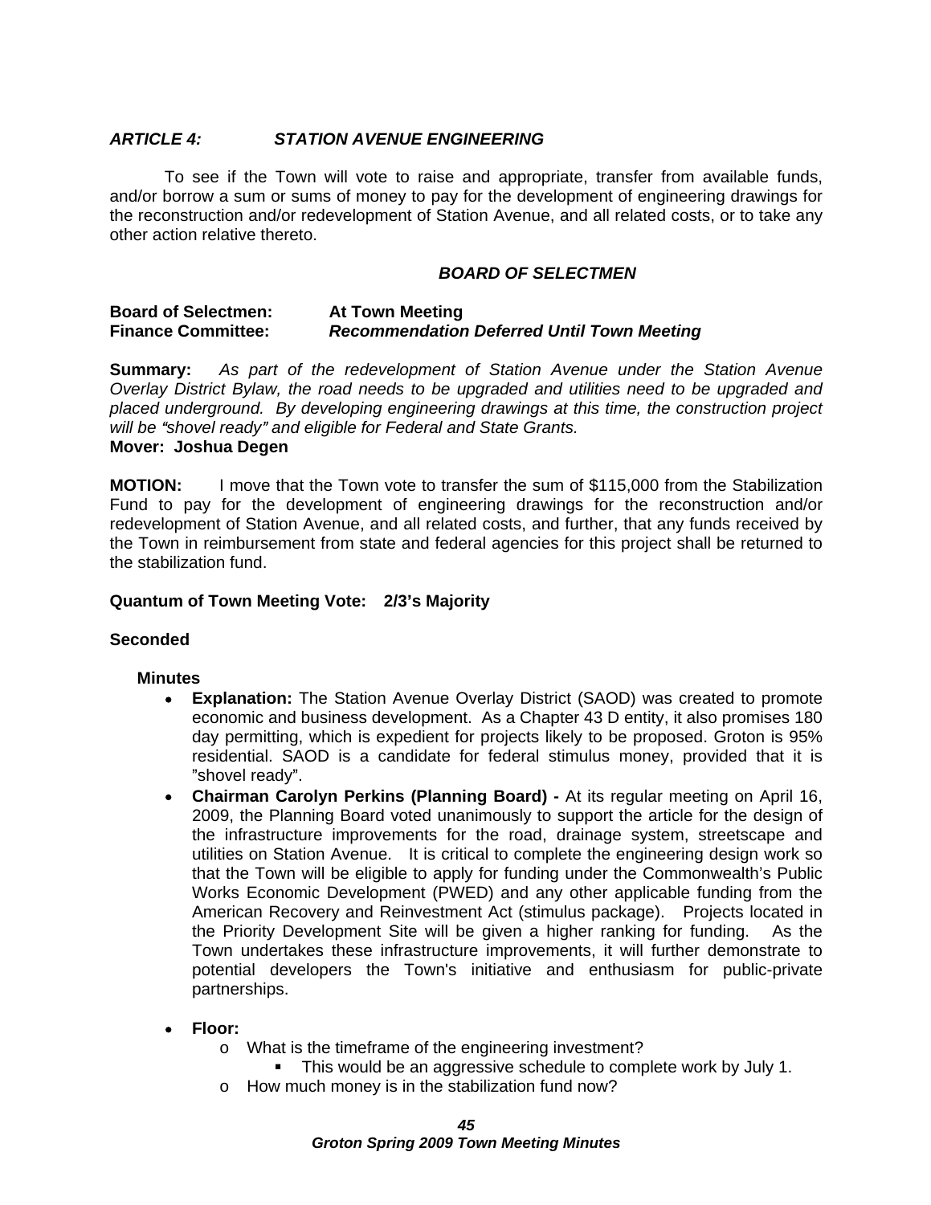## *ARTICLE 4: STATION AVENUE ENGINEERING*

To see if the Town will vote to raise and appropriate, transfer from available funds, and/or borrow a sum or sums of money to pay for the development of engineering drawings for the reconstruction and/or redevelopment of Station Avenue, and all related costs, or to take any other action relative thereto.

***BOARD OF SELECTMEN***

**Board of Selectmen:** **At Town Meeting**
**Finance Committee:** ***Recommendation Deferred Until Town Meeting***

**Summary:** *As part of the redevelopment of Station Avenue under the Station Avenue Overlay District Bylaw, the road needs to be upgraded and utilities need to be upgraded and placed underground. By developing engineering drawings at this time, the construction project will be "shovel ready" and eligible for Federal and State Grants.*
**Mover: Joshua Degen**

**MOTION:** I move that the Town vote to transfer the sum of $115,000 from the Stabilization Fund to pay for the development of engineering drawings for the reconstruction and/or redevelopment of Station Avenue, and all related costs, and further, that any funds received by the Town in reimbursement from state and federal agencies for this project shall be returned to the stabilization fund.

**Quantum of Town Meeting Vote: 2/3's Majority**

**Seconded**

**Minutes**

- **Explanation:** The Station Avenue Overlay District (SAOD) was created to promote economic and business development. As a Chapter 43 D entity, it also promises 180 day permitting, which is expedient for projects likely to be proposed. Groton is 95% residential. SAOD is a candidate for federal stimulus money, provided that it is "shovel ready".
- **Chairman Carolyn Perkins (Planning Board) -** At its regular meeting on April 16, 2009, the Planning Board voted unanimously to support the article for the design of the infrastructure improvements for the road, drainage system, streetscape and utilities on Station Avenue. It is critical to complete the engineering design work so that the Town will be eligible to apply for funding under the Commonwealth's Public Works Economic Development (PWED) and any other applicable funding from the American Recovery and Reinvestment Act (stimulus package). Projects located in the Priority Development Site will be given a higher ranking for funding. As the Town undertakes these infrastructure improvements, it will further demonstrate to potential developers the Town's initiative and enthusiasm for public-private partnerships.

- **Floor:**
  - What is the timeframe of the engineering investment?
    - This would be an aggressive schedule to complete work by July 1.
  - How much money is in the stabilization fund now?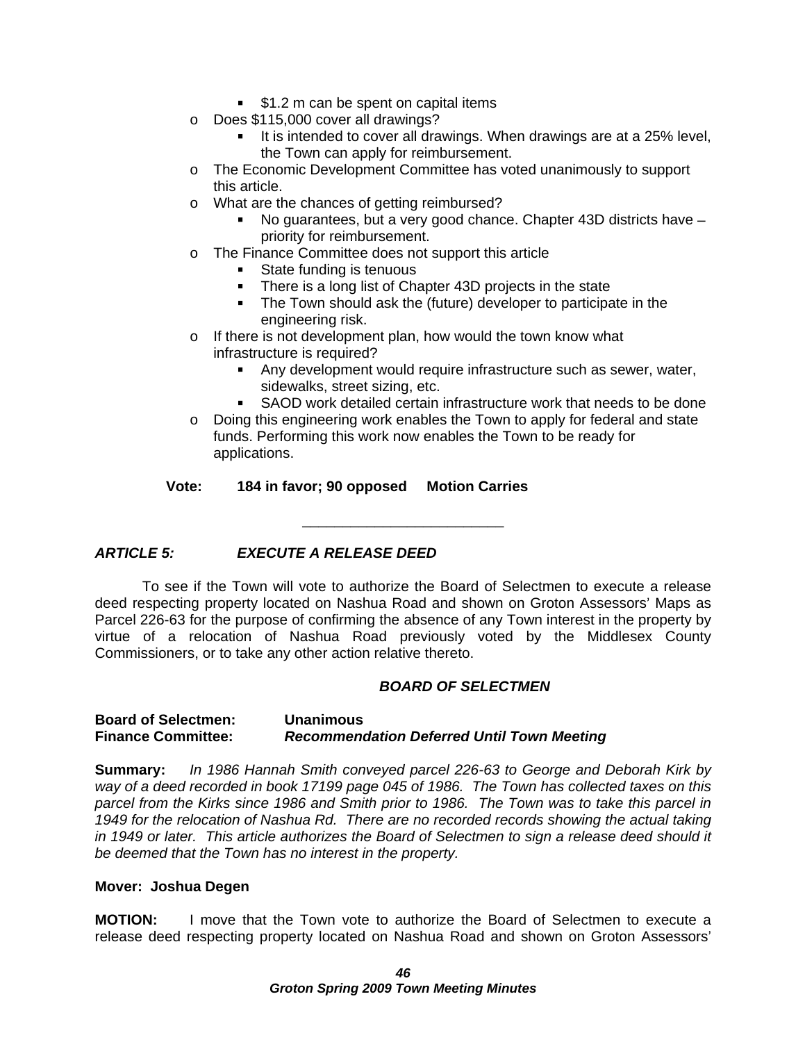- $1.2 m can be spent on capital items
- Does $115,000 cover all drawings?
    - It is intended to cover all drawings. When drawings are at a 25% level, the Town can apply for reimbursement.
- The Economic Development Committee has voted unanimously to support this article.
- What are the chances of getting reimbursed?
    - No guarantees, but a very good chance. Chapter 43D districts have – priority for reimbursement.
- The Finance Committee does not support this article
    - State funding is tenuous
    - There is a long list of Chapter 43D projects in the state
    - The Town should ask the (future) developer to participate in the engineering risk.
- If there is not development plan, how would the town know what infrastructure is required?
    - Any development would require infrastructure such as sewer, water, sidewalks, street sizing, etc.
    - SAOD work detailed certain infrastructure work that needs to be done
- Doing this engineering work enables the Town to apply for federal and state funds. Performing this work now enables the Town to be ready for applications.

**Vote: 184 in favor; 90 opposed Motion Carries**

---

***ARTICLE 5: EXECUTE A RELEASE DEED***

To see if the Town will vote to authorize the Board of Selectmen to execute a release deed respecting property located on Nashua Road and shown on Groton Assessors' Maps as Parcel 226-63 for the purpose of confirming the absence of any Town interest in the property by virtue of a relocation of Nashua Road previously voted by the Middlesex County Commissioners, or to take any other action relative thereto.

***BOARD OF SELECTMEN***

**Board of Selectmen: Unanimous**
**Finance Committee: *Recommendation Deferred Until Town Meeting***

**Summary:** *In 1986 Hannah Smith conveyed parcel 226-63 to George and Deborah Kirk by way of a deed recorded in book 17199 page 045 of 1986. The Town has collected taxes on this parcel from the Kirks since 1986 and Smith prior to 1986. The Town was to take this parcel in 1949 for the relocation of Nashua Rd. There are no recorded records showing the actual taking in 1949 or later. This article authorizes the Board of Selectmen to sign a release deed should it be deemed that the Town has no interest in the property.*

**Mover: Joshua Degen**

**MOTION:** I move that the Town vote to authorize the Board of Selectmen to execute a release deed respecting property located on Nashua Road and shown on Groton Assessors'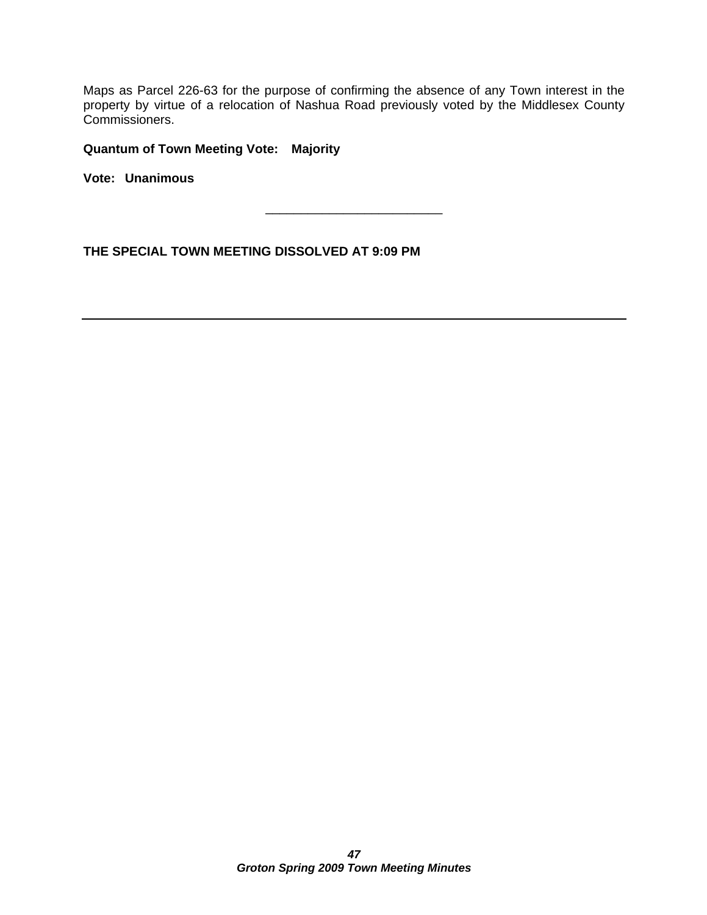Maps as Parcel 226-63 for the purpose of confirming the absence of any Town interest in the property by virtue of a relocation of Nashua Road previously voted by the Middlesex County Commissioners.

**Quantum of Town Meeting Vote: Majority**

**Vote: Unanimous**

---

**THE SPECIAL TOWN MEETING DISSOLVED AT 9:09 PM**

---